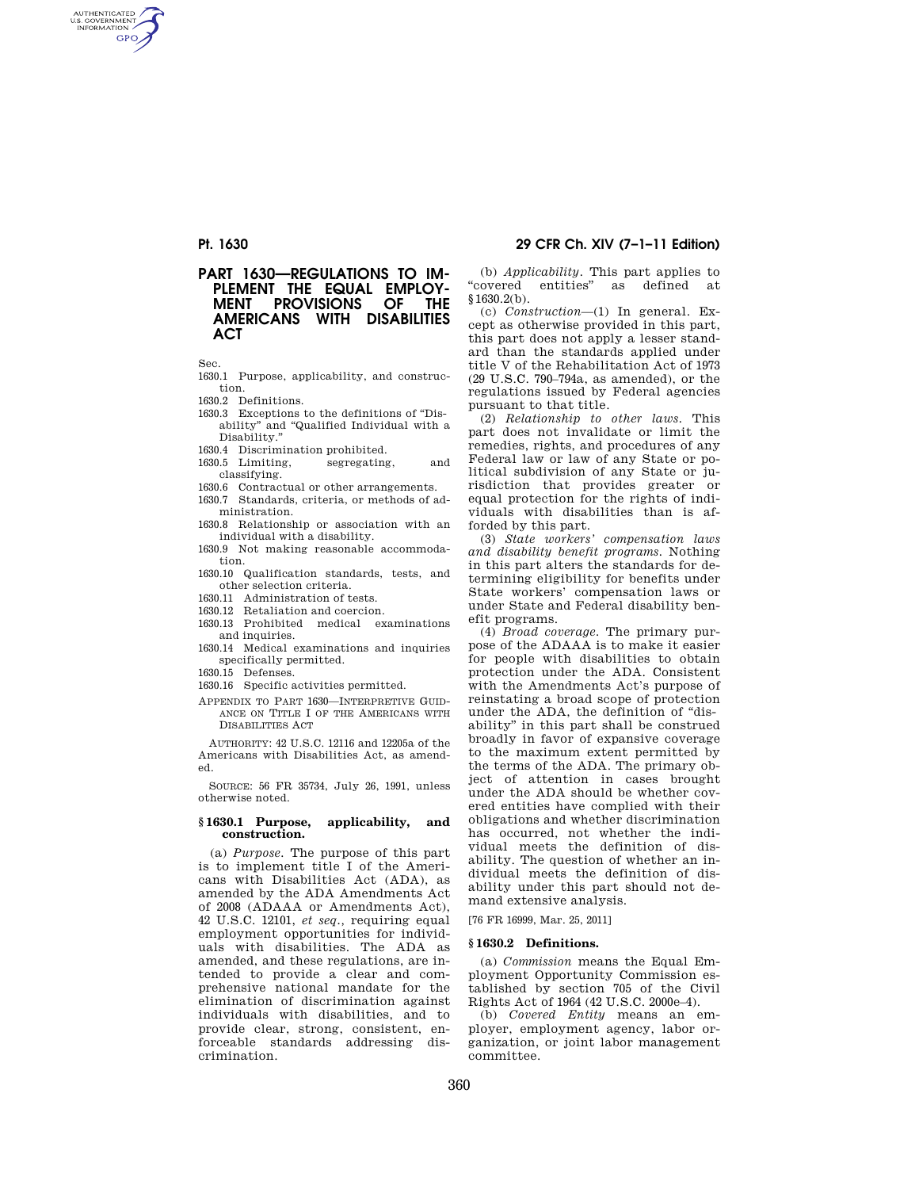# PART 1630—REGULATIONS TO IMPLEMENT THE EQUAL EMPLOYMENT PROVISIONS OF THE AMERICANS WITH DISABILITIES ACT

Sec.

1630.1 Purpose, applicability, and construction.
1630.2 Definitions.
1630.3 Exceptions to the definitions of "Disability" and "Qualified Individual with a Disability."
1630.4 Discrimination prohibited.
1630.5 Limiting, segregating, and classifying.
1630.6 Contractual or other arrangements.
1630.7 Standards, criteria, or methods of administration.
1630.8 Relationship or association with an individual with a disability.
1630.9 Not making reasonable accommodation.
1630.10 Qualification standards, tests, and other selection criteria.
1630.11 Administration of tests.
1630.12 Retaliation and coercion.
1630.13 Prohibited medical examinations and inquiries.
1630.14 Medical examinations and inquiries specifically permitted.
1630.15 Defenses.
1630.16 Specific activities permitted.

APPENDIX TO PART 1630—INTERPRETIVE GUIDANCE ON TITLE I OF THE AMERICANS WITH DISABILITIES ACT

AUTHORITY: 42 U.S.C. 12116 and 12205a of the Americans with Disabilities Act, as amended.

SOURCE: 56 FR 35734, July 26, 1991, unless otherwise noted.

## § 1630.1 Purpose, applicability, and construction.

(a) *Purpose.* The purpose of this part is to implement title I of the Americans with Disabilities Act (ADA), as amended by the ADA Amendments Act of 2008 (ADAAA or Amendments Act), 42 U.S.C. 12101, *et seq.*, requiring equal employment opportunities for individuals with disabilities. The ADA as amended, and these regulations, are intended to provide a clear and comprehensive national mandate for the elimination of discrimination against individuals with disabilities, and to provide clear, strong, consistent, enforceable standards addressing discrimination.

(b) *Applicability.* This part applies to "covered entities" as defined at § 1630.2(b).

(c) *Construction*—(1) In general. Except as otherwise provided in this part, this part does not apply a lesser standard than the standards applied under title V of the Rehabilitation Act of 1973 (29 U.S.C. 790–794a, as amended), or the regulations issued by Federal agencies pursuant to that title.

(2) *Relationship to other laws.* This part does not invalidate or limit the remedies, rights, and procedures of any Federal law or law of any State or political subdivision of any State or jurisdiction that provides greater or equal protection for the rights of individuals with disabilities than is afforded by this part.

(3) *State workers' compensation laws and disability benefit programs.* Nothing in this part alters the standards for determining eligibility for benefits under State workers' compensation laws or under State and Federal disability benefit programs.

(4) *Broad coverage.* The primary purpose of the ADAAA is to make it easier for people with disabilities to obtain protection under the ADA. Consistent with the Amendments Act's purpose of reinstating a broad scope of protection under the ADA, the definition of "disability" in this part shall be construed broadly in favor of expansive coverage to the maximum extent permitted by the terms of the ADA. The primary object of attention in cases brought under the ADA should be whether covered entities have complied with their obligations and whether discrimination has occurred, not whether the individual meets the definition of disability. The question of whether an individual meets the definition of disability under this part should not demand extensive analysis.

[76 FR 16999, Mar. 25, 2011]

## § 1630.2 Definitions.

(a) *Commission* means the Equal Employment Opportunity Commission established by section 705 of the Civil Rights Act of 1964 (42 U.S.C. 2000e–4).

(b) *Covered Entity* means an employer, employment agency, labor organization, or joint labor management committee.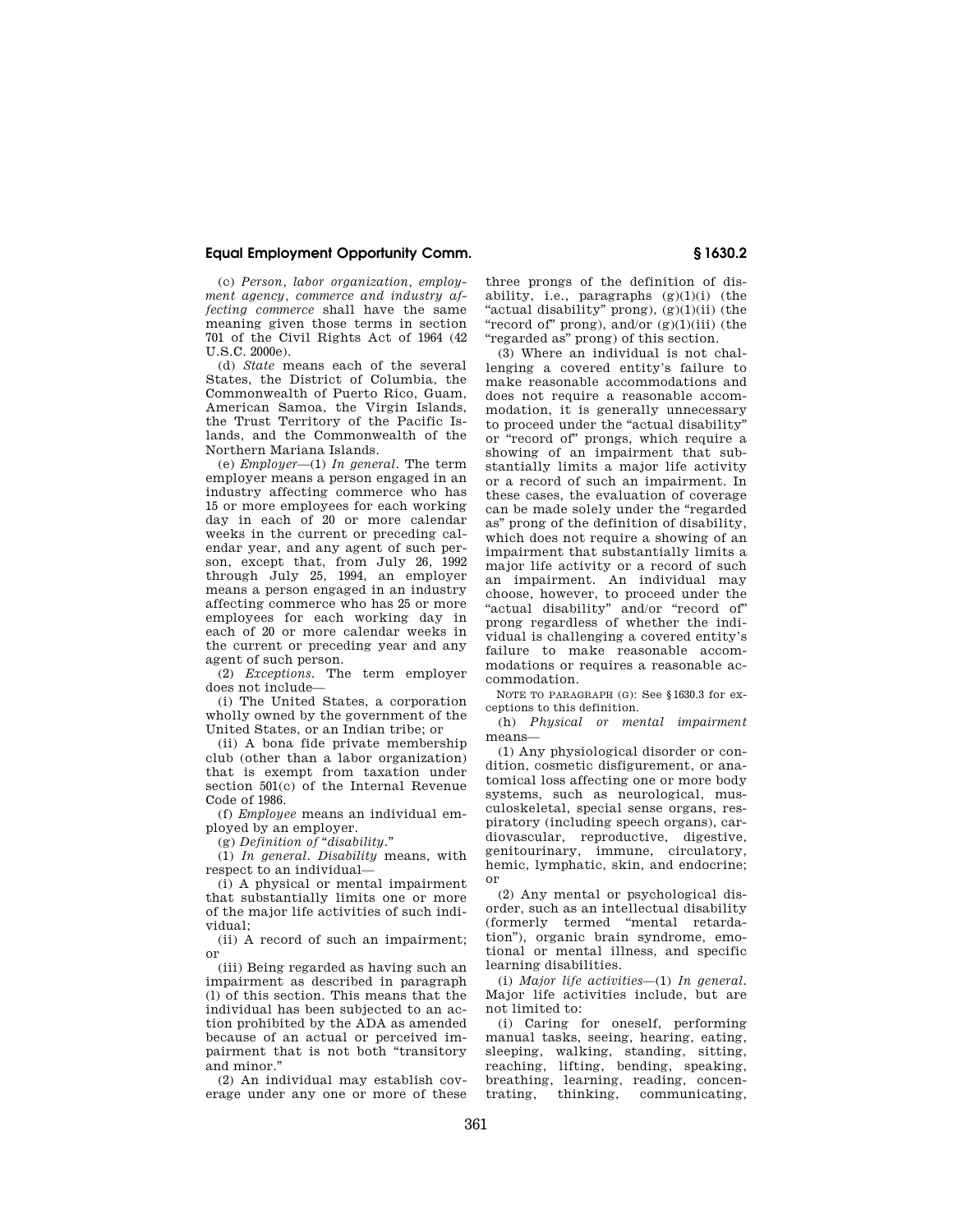(c) *Person, labor organization, employment agency, commerce and industry affecting commerce* shall have the same meaning given those terms in section 701 of the Civil Rights Act of 1964 (42 U.S.C. 2000e).

(d) *State* means each of the several States, the District of Columbia, the Commonwealth of Puerto Rico, Guam, American Samoa, the Virgin Islands, the Trust Territory of the Pacific Islands, and the Commonwealth of the Northern Mariana Islands.

(e) *Employer*—(1) *In general*. The term employer means a person engaged in an industry affecting commerce who has 15 or more employees for each working day in each of 20 or more calendar weeks in the current or preceding calendar year, and any agent of such person, except that, from July 26, 1992 through July 25, 1994, an employer means a person engaged in an industry affecting commerce who has 25 or more employees for each working day in each of 20 or more calendar weeks in the current or preceding year and any agent of such person.

(2) *Exceptions*. The term employer does not include—

(i) The United States, a corporation wholly owned by the government of the United States, or an Indian tribe; or

(ii) A bona fide private membership club (other than a labor organization) that is exempt from taxation under section 501(c) of the Internal Revenue Code of 1986.

(f) *Employee* means an individual employed by an employer.

(g) *Definition of "disability."*

(1) *In general. Disability* means, with respect to an individual—

(i) A physical or mental impairment that substantially limits one or more of the major life activities of such individual;

(ii) A record of such an impairment; or

(iii) Being regarded as having such an impairment as described in paragraph (l) of this section. This means that the individual has been subjected to an action prohibited by the ADA as amended because of an actual or perceived impairment that is not both "transitory and minor."

(2) An individual may establish coverage under any one or more of these three prongs of the definition of disability, i.e., paragraphs (g)(1)(i) (the "actual disability" prong), (g)(1)(ii) (the "record of" prong), and/or (g)(1)(iii) (the "regarded as" prong) of this section.

(3) Where an individual is not challenging a covered entity's failure to make reasonable accommodations and does not require a reasonable accommodation, it is generally unnecessary to proceed under the "actual disability" or "record of" prongs, which require a showing of an impairment that substantially limits a major life activity or a record of such an impairment. In these cases, the evaluation of coverage can be made solely under the "regarded as" prong of the definition of disability, which does not require a showing of an impairment that substantially limits a major life activity or a record of such an impairment. An individual may choose, however, to proceed under the "actual disability" and/or "record of" prong regardless of whether the individual is challenging a covered entity's failure to make reasonable accommodations or requires a reasonable accommodation.

NOTE TO PARAGRAPH (G): See §1630.3 for exceptions to this definition.

(h) *Physical or mental impairment* means—

(1) Any physiological disorder or condition, cosmetic disfigurement, or anatomical loss affecting one or more body systems, such as neurological, musculoskeletal, special sense organs, respiratory (including speech organs), cardiovascular, reproductive, digestive, genitourinary, immune, circulatory, hemic, lymphatic, skin, and endocrine; or

(2) Any mental or psychological disorder, such as an intellectual disability (formerly termed "mental retardation"), organic brain syndrome, emotional or mental illness, and specific learning disabilities.

(i) *Major life activities*—(1) *In general*. Major life activities include, but are not limited to:

(i) Caring for oneself, performing manual tasks, seeing, hearing, eating, sleeping, walking, standing, sitting, reaching, lifting, bending, speaking, breathing, learning, reading, concentrating, thinking, communicating,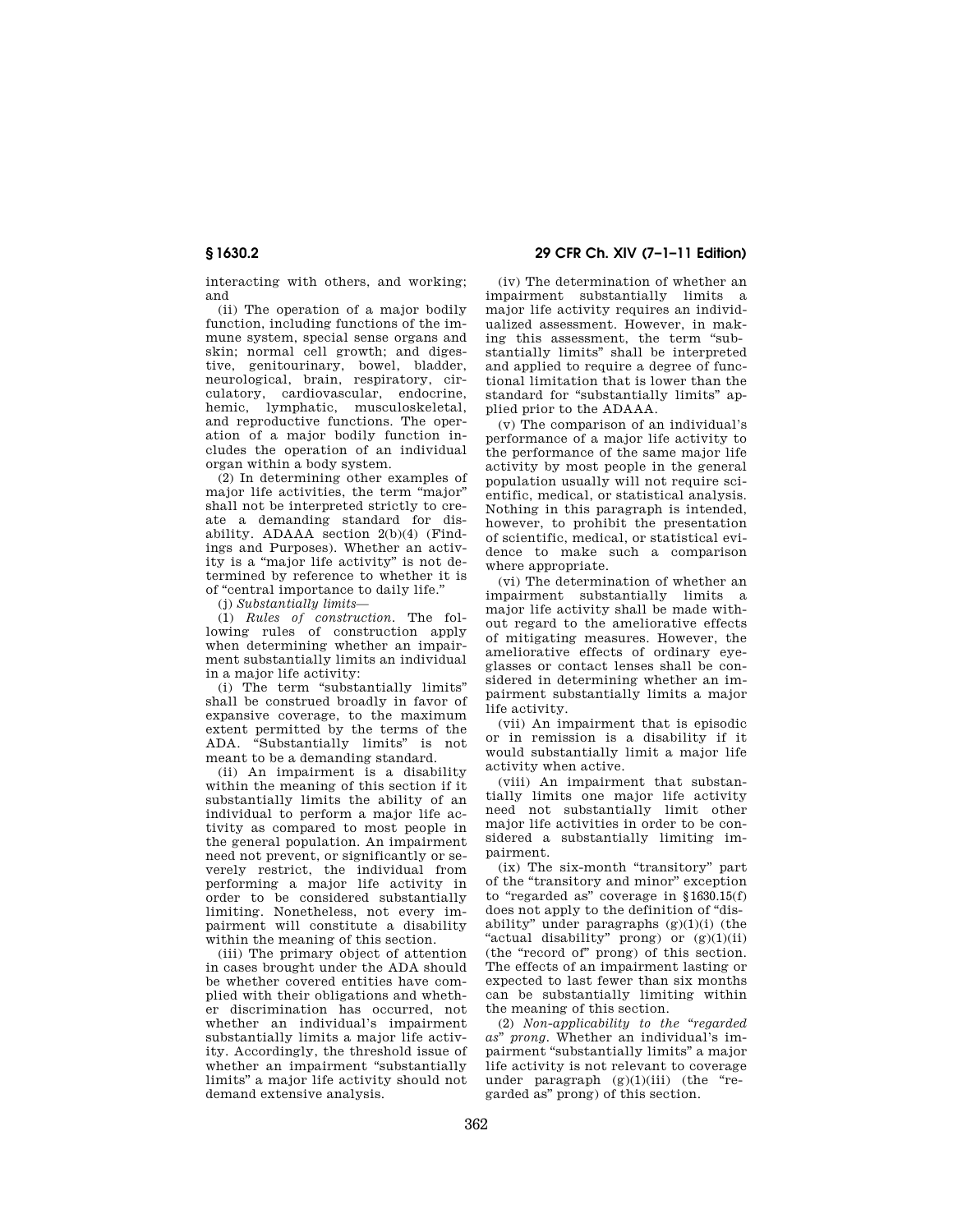interacting with others, and working; and

(ii) The operation of a major bodily function, including functions of the immune system, special sense organs and skin; normal cell growth; and digestive, genitourinary, bowel, bladder, neurological, brain, respiratory, circulatory, cardiovascular, endocrine, hemic, lymphatic, musculoskeletal, and reproductive functions. The operation of a major bodily function includes the operation of an individual organ within a body system.

(2) In determining other examples of major life activities, the term "major" shall not be interpreted strictly to create a demanding standard for disability. ADAAA section 2(b)(4) (Findings and Purposes). Whether an activity is a "major life activity" is not determined by reference to whether it is of "central importance to daily life."

(j) *Substantially limits*—

(1) *Rules of construction.* The following rules of construction apply when determining whether an impairment substantially limits an individual in a major life activity:

(i) The term "substantially limits" shall be construed broadly in favor of expansive coverage, to the maximum extent permitted by the terms of the ADA. "Substantially limits" is not meant to be a demanding standard.

(ii) An impairment is a disability within the meaning of this section if it substantially limits the ability of an individual to perform a major life activity as compared to most people in the general population. An impairment need not prevent, or significantly or severely restrict, the individual from performing a major life activity in order to be considered substantially limiting. Nonetheless, not every impairment will constitute a disability within the meaning of this section.

(iii) The primary object of attention in cases brought under the ADA should be whether covered entities have complied with their obligations and whether discrimination has occurred, not whether an individual's impairment substantially limits a major life activity. Accordingly, the threshold issue of whether an impairment "substantially limits" a major life activity should not demand extensive analysis.

(iv) The determination of whether an impairment substantially limits a major life activity requires an individualized assessment. However, in making this assessment, the term "substantially limits" shall be interpreted and applied to require a degree of functional limitation that is lower than the standard for "substantially limits" applied prior to the ADAAA.

(v) The comparison of an individual's performance of a major life activity to the performance of the same major life activity by most people in the general population usually will not require scientific, medical, or statistical analysis. Nothing in this paragraph is intended, however, to prohibit the presentation of scientific, medical, or statistical evidence to make such a comparison where appropriate.

(vi) The determination of whether an impairment substantially limits a major life activity shall be made without regard to the ameliorative effects of mitigating measures. However, the ameliorative effects of ordinary eyeglasses or contact lenses shall be considered in determining whether an impairment substantially limits a major life activity.

(vii) An impairment that is episodic or in remission is a disability if it would substantially limit a major life activity when active.

(viii) An impairment that substantially limits one major life activity need not substantially limit other major life activities in order to be considered a substantially limiting impairment.

(ix) The six-month "transitory" part of the "transitory and minor" exception to "regarded as" coverage in §1630.15(f) does not apply to the definition of "disability" under paragraphs (g)(1)(i) (the "actual disability" prong) or (g)(1)(ii) (the "record of" prong) of this section. The effects of an impairment lasting or expected to last fewer than six months can be substantially limiting within the meaning of this section.

(2) *Non-applicability to the "regarded as" prong.* Whether an individual's impairment "substantially limits" a major life activity is not relevant to coverage under paragraph (g)(1)(iii) (the "regarded as" prong) of this section.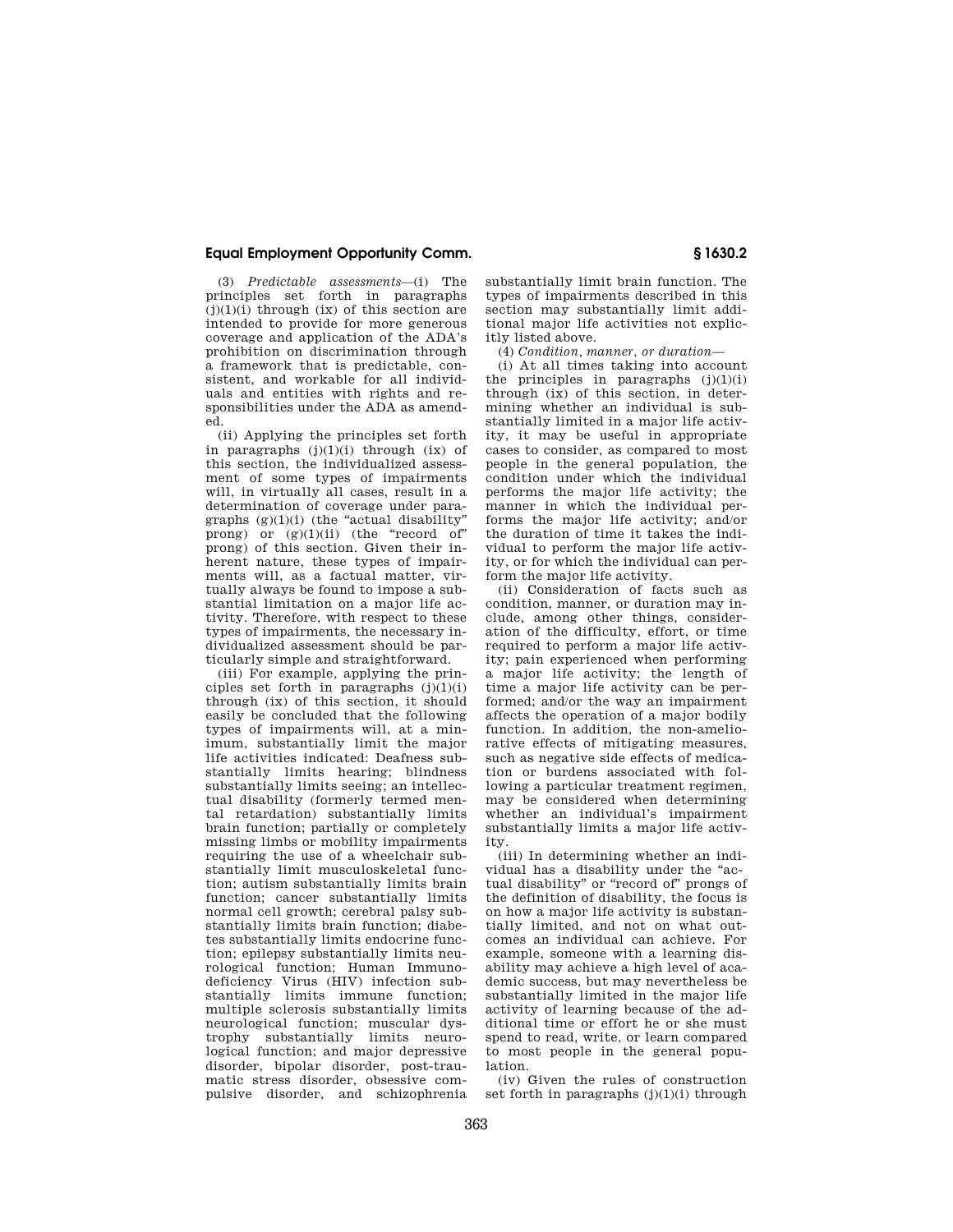(3) *Predictable assessments*—(i) The principles set forth in paragraphs (j)(1)(i) through (ix) of this section are intended to provide for more generous coverage and application of the ADA's prohibition on discrimination through a framework that is predictable, consistent, and workable for all individuals and entities with rights and responsibilities under the ADA as amended.

(ii) Applying the principles set forth in paragraphs (j)(1)(i) through (ix) of this section, the individualized assessment of some types of impairments will, in virtually all cases, result in a determination of coverage under paragraphs (g)(1)(i) (the "actual disability" prong) or (g)(1)(ii) (the "record of" prong) of this section. Given their inherent nature, these types of impairments will, as a factual matter, virtually always be found to impose a substantial limitation on a major life activity. Therefore, with respect to these types of impairments, the necessary individualized assessment should be particularly simple and straightforward.

(iii) For example, applying the principles set forth in paragraphs (j)(1)(i) through (ix) of this section, it should easily be concluded that the following types of impairments will, at a minimum, substantially limit the major life activities indicated: Deafness substantially limits hearing; blindness substantially limits seeing; an intellectual disability (formerly termed mental retardation) substantially limits brain function; partially or completely missing limbs or mobility impairments requiring the use of a wheelchair substantially limit musculoskeletal function; autism substantially limits brain function; cancer substantially limits normal cell growth; cerebral palsy substantially limits brain function; diabetes substantially limits endocrine function; epilepsy substantially limits neurological function; Human Immunodeficiency Virus (HIV) infection substantially limits immune function; multiple sclerosis substantially limits neurological function; muscular dystrophy substantially limits neurological function; and major depressive disorder, bipolar disorder, post-traumatic stress disorder, obsessive compulsive disorder, and schizophrenia substantially limit brain function. The types of impairments described in this section may substantially limit additional major life activities not explicitly listed above.

(4) *Condition, manner, or duration*—

(i) At all times taking into account the principles in paragraphs (j)(1)(i) through (ix) of this section, in determining whether an individual is substantially limited in a major life activity, it may be useful in appropriate cases to consider, as compared to most people in the general population, the condition under which the individual performs the major life activity; the manner in which the individual performs the major life activity; and/or the duration of time it takes the individual to perform the major life activity, or for which the individual can perform the major life activity.

(ii) Consideration of facts such as condition, manner, or duration may include, among other things, consideration of the difficulty, effort, or time required to perform a major life activity; pain experienced when performing a major life activity; the length of time a major life activity can be performed; and/or the way an impairment affects the operation of a major bodily function. In addition, the non-ameliorative effects of mitigating measures, such as negative side effects of medication or burdens associated with following a particular treatment regimen, may be considered when determining whether an individual's impairment substantially limits a major life activity.

(iii) In determining whether an individual has a disability under the "actual disability" or "record of" prongs of the definition of disability, the focus is on how a major life activity is substantially limited, and not on what outcomes an individual can achieve. For example, someone with a learning disability may achieve a high level of academic success, but may nevertheless be substantially limited in the major life activity of learning because of the additional time or effort he or she must spend to read, write, or learn compared to most people in the general population.

(iv) Given the rules of construction set forth in paragraphs (j)(1)(i) through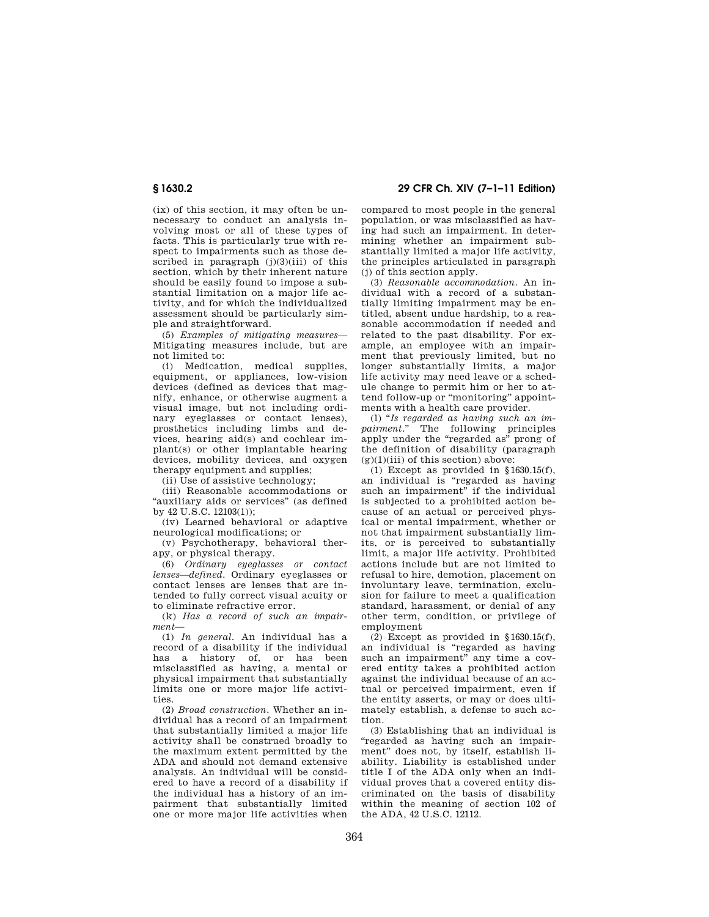(ix) of this section, it may often be unnecessary to conduct an analysis involving most or all of these types of facts. This is particularly true with respect to impairments such as those described in paragraph (j)(3)(iii) of this section, which by their inherent nature should be easily found to impose a substantial limitation on a major life activity, and for which the individualized assessment should be particularly simple and straightforward.

(5) *Examples of mitigating measures*—Mitigating measures include, but are not limited to:

(i) Medication, medical supplies, equipment, or appliances, low-vision devices (defined as devices that magnify, enhance, or otherwise augment a visual image, but not including ordinary eyeglasses or contact lenses), prosthetics including limbs and devices, hearing aid(s) and cochlear implant(s) or other implantable hearing devices, mobility devices, and oxygen therapy equipment and supplies;

(ii) Use of assistive technology;

(iii) Reasonable accommodations or "auxiliary aids or services" (as defined by 42 U.S.C. 12103(1));

(iv) Learned behavioral or adaptive neurological modifications; or

(v) Psychotherapy, behavioral therapy, or physical therapy.

(6) *Ordinary eyeglasses or contact lenses—defined*. Ordinary eyeglasses or contact lenses are lenses that are intended to fully correct visual acuity or to eliminate refractive error.

(k) *Has a record of such an impairment*—

(1) *In general*. An individual has a record of a disability if the individual has a history of, or has been misclassified as having, a mental or physical impairment that substantially limits one or more major life activities.

(2) *Broad construction*. Whether an individual has a record of an impairment that substantially limited a major life activity shall be construed broadly to the maximum extent permitted by the ADA and should not demand extensive analysis. An individual will be considered to have a record of a disability if the individual has a history of an impairment that substantially limited one or more major life activities when compared to most people in the general population, or was misclassified as having had such an impairment. In determining whether an impairment substantially limited a major life activity, the principles articulated in paragraph (j) of this section apply.

(3) *Reasonable accommodation*. An individual with a record of a substantially limiting impairment may be entitled, absent undue hardship, to a reasonable accommodation if needed and related to the past disability. For example, an employee with an impairment that previously limited, but no longer substantially limits, a major life activity may need leave or a schedule change to permit him or her to attend follow-up or "monitoring" appointments with a health care provider.

(l) "*Is regarded as having such an impairment*." The following principles apply under the "regarded as" prong of the definition of disability (paragraph (g)(1)(iii) of this section) above:

(1) Except as provided in §1630.15(f), an individual is "regarded as having such an impairment" if the individual is subjected to a prohibited action because of an actual or perceived physical or mental impairment, whether or not that impairment substantially limits, or is perceived to substantially limit, a major life activity. Prohibited actions include but are not limited to refusal to hire, demotion, placement on involuntary leave, termination, exclusion for failure to meet a qualification standard, harassment, or denial of any other term, condition, or privilege of employment

(2) Except as provided in §1630.15(f), an individual is "regarded as having such an impairment" any time a covered entity takes a prohibited action against the individual because of an actual or perceived impairment, even if the entity asserts, or may or does ultimately establish, a defense to such action.

(3) Establishing that an individual is "regarded as having such an impairment" does not, by itself, establish liability. Liability is established under title I of the ADA only when an individual proves that a covered entity discriminated on the basis of disability within the meaning of section 102 of the ADA, 42 U.S.C. 12112.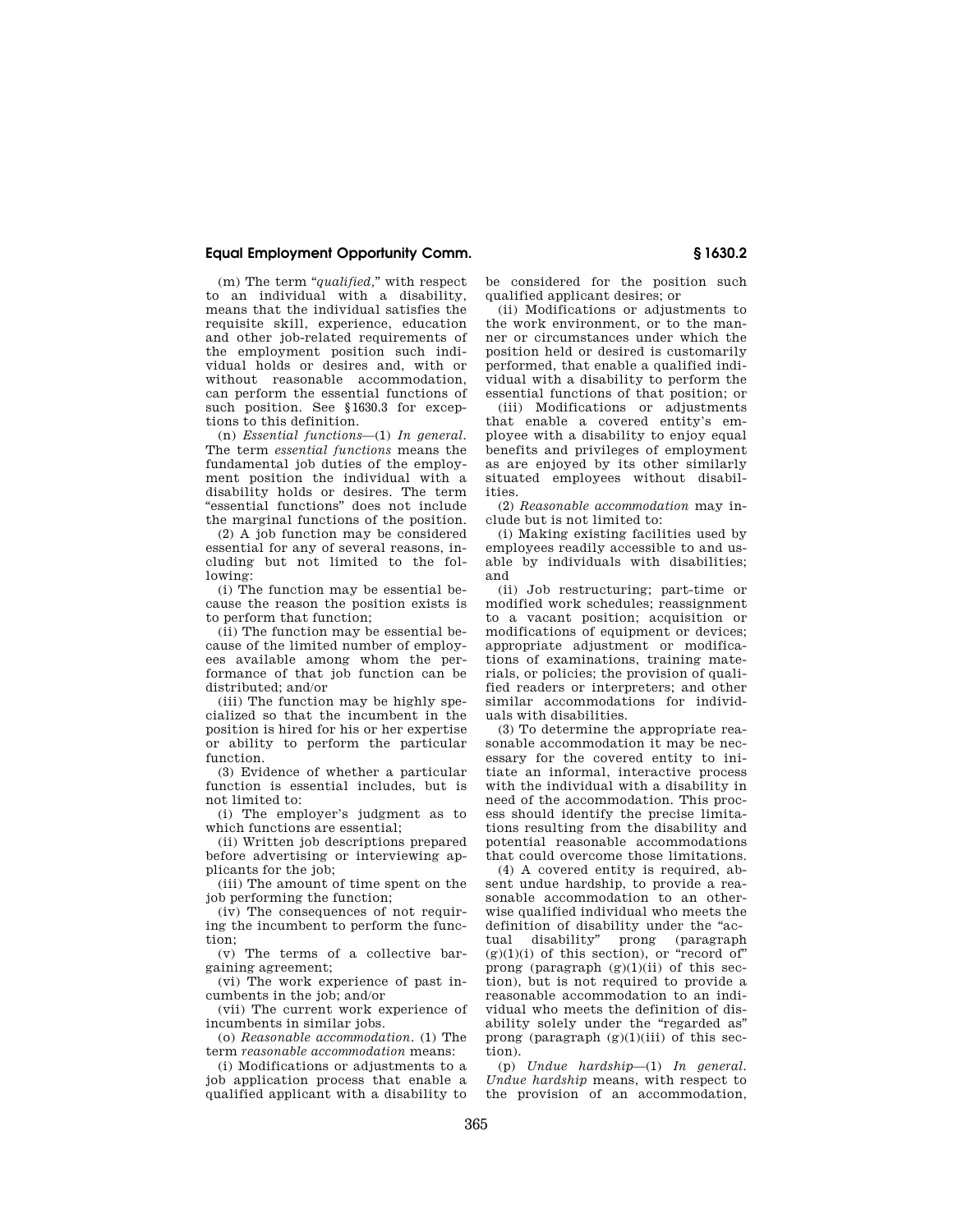(m) The term "*qualified*," with respect to an individual with a disability, means that the individual satisfies the requisite skill, experience, education and other job-related requirements of the employment position such individual holds or desires and, with or without reasonable accommodation, can perform the essential functions of such position. See §1630.3 for exceptions to this definition.

(n) *Essential functions*—(1) *In general*. The term *essential functions* means the fundamental job duties of the employment position the individual with a disability holds or desires. The term "essential functions" does not include the marginal functions of the position.

(2) A job function may be considered essential for any of several reasons, including but not limited to the following:

(i) The function may be essential because the reason the position exists is to perform that function;

(ii) The function may be essential because of the limited number of employees available among whom the performance of that job function can be distributed; and/or

(iii) The function may be highly specialized so that the incumbent in the position is hired for his or her expertise or ability to perform the particular function.

(3) Evidence of whether a particular function is essential includes, but is not limited to:

(i) The employer's judgment as to which functions are essential;

(ii) Written job descriptions prepared before advertising or interviewing applicants for the job;

(iii) The amount of time spent on the job performing the function;

(iv) The consequences of not requiring the incumbent to perform the function;

(v) The terms of a collective bargaining agreement;

(vi) The work experience of past incumbents in the job; and/or

(vii) The current work experience of incumbents in similar jobs.

(o) *Reasonable accommodation*. (1) The term *reasonable accommodation* means:

(i) Modifications or adjustments to a job application process that enable a qualified applicant with a disability to be considered for the position such qualified applicant desires; or

(ii) Modifications or adjustments to the work environment, or to the manner or circumstances under which the position held or desired is customarily performed, that enable a qualified individual with a disability to perform the essential functions of that position; or

(iii) Modifications or adjustments that enable a covered entity's employee with a disability to enjoy equal benefits and privileges of employment as are enjoyed by its other similarly situated employees without disabilities.

(2) *Reasonable accommodation* may include but is not limited to:

(i) Making existing facilities used by employees readily accessible to and usable by individuals with disabilities; and

(ii) Job restructuring; part-time or modified work schedules; reassignment to a vacant position; acquisition or modifications of equipment or devices; appropriate adjustment or modifications of examinations, training materials, or policies; the provision of qualified readers or interpreters; and other similar accommodations for individuals with disabilities.

(3) To determine the appropriate reasonable accommodation it may be necessary for the covered entity to initiate an informal, interactive process with the individual with a disability in need of the accommodation. This process should identify the precise limitations resulting from the disability and potential reasonable accommodations that could overcome those limitations.

(4) A covered entity is required, absent undue hardship, to provide a reasonable accommodation to an otherwise qualified individual who meets the definition of disability under the "actual disability" prong (paragraph (g)(1)(i) of this section), or "record of" prong (paragraph (g)(1)(ii) of this section), but is not required to provide a reasonable accommodation to an individual who meets the definition of disability solely under the "regarded as" prong (paragraph (g)(1)(iii) of this section).

(p) *Undue hardship*—(1) *In general*. *Undue hardship* means, with respect to the provision of an accommodation,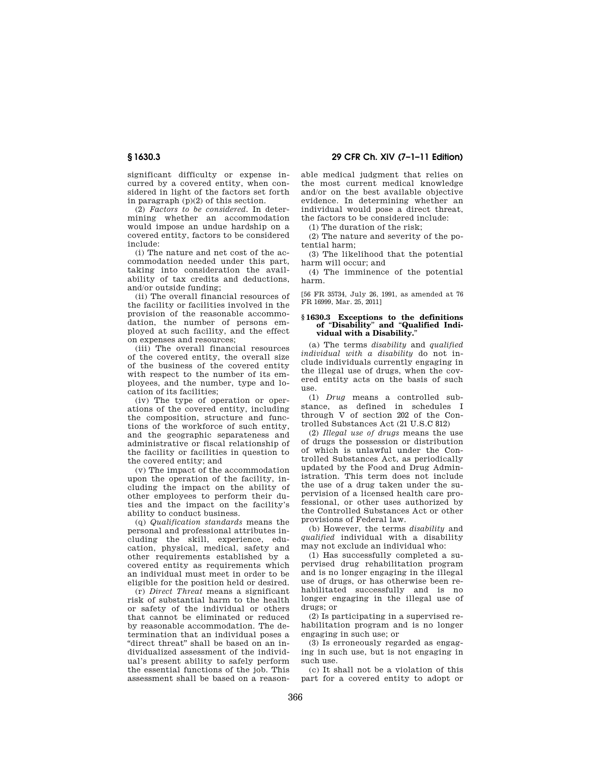significant difficulty or expense incurred by a covered entity, when considered in light of the factors set forth in paragraph (p)(2) of this section.

(2) *Factors to be considered.* In determining whether an accommodation would impose an undue hardship on a covered entity, factors to be considered include:

(i) The nature and net cost of the accommodation needed under this part, taking into consideration the availability of tax credits and deductions, and/or outside funding;

(ii) The overall financial resources of the facility or facilities involved in the provision of the reasonable accommodation, the number of persons employed at such facility, and the effect on expenses and resources;

(iii) The overall financial resources of the covered entity, the overall size of the business of the covered entity with respect to the number of its employees, and the number, type and location of its facilities;

(iv) The type of operation or operations of the covered entity, including the composition, structure and functions of the workforce of such entity, and the geographic separateness and administrative or fiscal relationship of the facility or facilities in question to the covered entity; and

(v) The impact of the accommodation upon the operation of the facility, including the impact on the ability of other employees to perform their duties and the impact on the facility's ability to conduct business.

(q) *Qualification standards* means the personal and professional attributes including the skill, experience, education, physical, medical, safety and other requirements established by a covered entity as requirements which an individual must meet in order to be eligible for the position held or desired.

(r) *Direct Threat* means a significant risk of substantial harm to the health or safety of the individual or others that cannot be eliminated or reduced by reasonable accommodation. The determination that an individual poses a "direct threat" shall be based on an individualized assessment of the individual's present ability to safely perform the essential functions of the job. This assessment shall be based on a reasonable medical judgment that relies on the most current medical knowledge and/or on the best available objective evidence. In determining whether an individual would pose a direct threat, the factors to be considered include:

(1) The duration of the risk;

(2) The nature and severity of the potential harm;

(3) The likelihood that the potential harm will occur; and

(4) The imminence of the potential harm.

[56 FR 35734, July 26, 1991, as amended at 76 FR 16999, Mar. 25, 2011]

### § 1630.3 Exceptions to the definitions of "Disability" and "Qualified Individual with a Disability."

(a) The terms *disability* and *qualified individual with a disability* do not include individuals currently engaging in the illegal use of drugs, when the covered entity acts on the basis of such use.

(1) *Drug* means a controlled substance, as defined in schedules I through V of section 202 of the Controlled Substances Act (21 U.S.C 812)

(2) *Illegal use of drugs* means the use of drugs the possession or distribution of which is unlawful under the Controlled Substances Act, as periodically updated by the Food and Drug Administration. This term does not include the use of a drug taken under the supervision of a licensed health care professional, or other uses authorized by the Controlled Substances Act or other provisions of Federal law.

(b) However, the terms *disability* and *qualified* individual with a disability may not exclude an individual who:

(1) Has successfully completed a supervised drug rehabilitation program and is no longer engaging in the illegal use of drugs, or has otherwise been rehabilitated successfully and is no longer engaging in the illegal use of drugs; or

(2) Is participating in a supervised rehabilitation program and is no longer engaging in such use; or

(3) Is erroneously regarded as engaging in such use, but is not engaging in such use.

(c) It shall not be a violation of this part for a covered entity to adopt or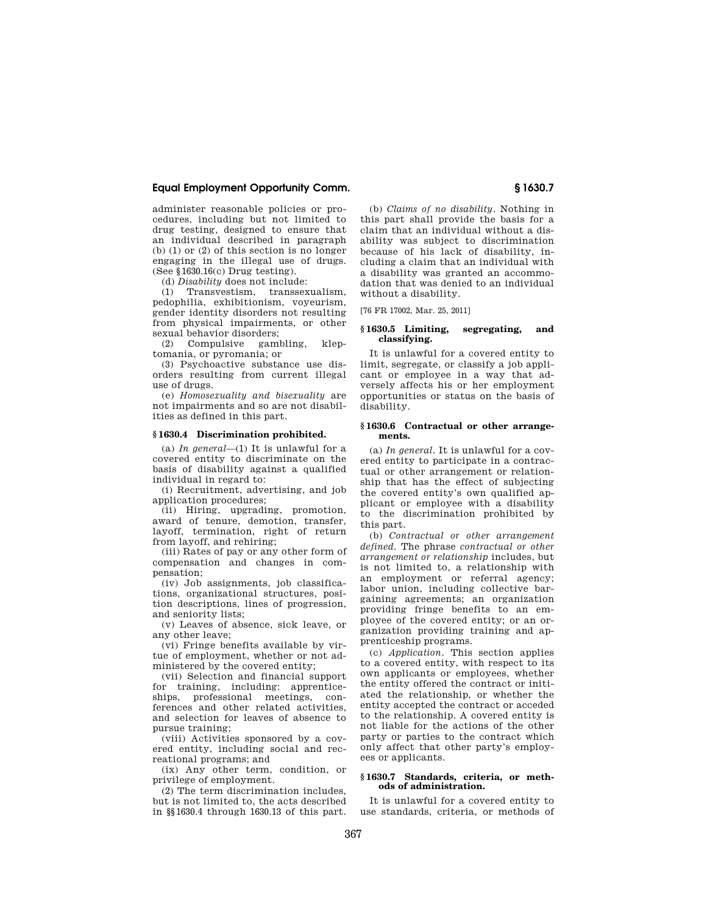administer reasonable policies or procedures, including but not limited to drug testing, designed to ensure that an individual described in paragraph (b) (1) or (2) of this section is no longer engaging in the illegal use of drugs. (See §1630.16(c) Drug testing).

(d) *Disability* does not include:

(1) Transvestism, transsexualism, pedophilia, exhibitionism, voyeurism, gender identity disorders not resulting from physical impairments, or other sexual behavior disorders;

(2) Compulsive gambling, kleptomania, or pyromania; or

(3) Psychoactive substance use disorders resulting from current illegal use of drugs.

(e) *Homosexuality and bisexuality* are not impairments and so are not disabilities as defined in this part.

### §1630.4 Discrimination prohibited.

(a) *In general*—(1) It is unlawful for a covered entity to discriminate on the basis of disability against a qualified individual in regard to:

(i) Recruitment, advertising, and job application procedures;

(ii) Hiring, upgrading, promotion, award of tenure, demotion, transfer, layoff, termination, right of return from layoff, and rehiring;

(iii) Rates of pay or any other form of compensation and changes in compensation;

(iv) Job assignments, job classifications, organizational structures, position descriptions, lines of progression, and seniority lists;

(v) Leaves of absence, sick leave, or any other leave;

(vi) Fringe benefits available by virtue of employment, whether or not administered by the covered entity;

(vii) Selection and financial support for training, including: apprenticeships, professional meetings, conferences and other related activities, and selection for leaves of absence to pursue training;

(viii) Activities sponsored by a covered entity, including social and recreational programs; and

(ix) Any other term, condition, or privilege of employment.

(2) The term discrimination includes, but is not limited to, the acts described in §§1630.4 through 1630.13 of this part.

(b) *Claims of no disability*. Nothing in this part shall provide the basis for a claim that an individual without a disability was subject to discrimination because of his lack of disability, including a claim that an individual with a disability was granted an accommodation that was denied to an individual without a disability.

[76 FR 17002, Mar. 25, 2011]

### §1630.5 Limiting, segregating, and classifying.

It is unlawful for a covered entity to limit, segregate, or classify a job applicant or employee in a way that adversely affects his or her employment opportunities or status on the basis of disability.

### §1630.6 Contractual or other arrangements.

(a) *In general*. It is unlawful for a covered entity to participate in a contractual or other arrangement or relationship that has the effect of subjecting the covered entity's own qualified applicant or employee with a disability to the discrimination prohibited by this part.

(b) *Contractual or other arrangement defined*. The phrase *contractual or other arrangement or relationship* includes, but is not limited to, a relationship with an employment or referral agency; labor union, including collective bargaining agreements; an organization providing fringe benefits to an employee of the covered entity; or an organization providing training and apprenticeship programs.

(c) *Application*. This section applies to a covered entity, with respect to its own applicants or employees, whether the entity offered the contract or initiated the relationship, or whether the entity accepted the contract or acceded to the relationship. A covered entity is not liable for the actions of the other party or parties to the contract which only affect that other party's employees or applicants.

### §1630.7 Standards, criteria, or methods of administration.

It is unlawful for a covered entity to use standards, criteria, or methods of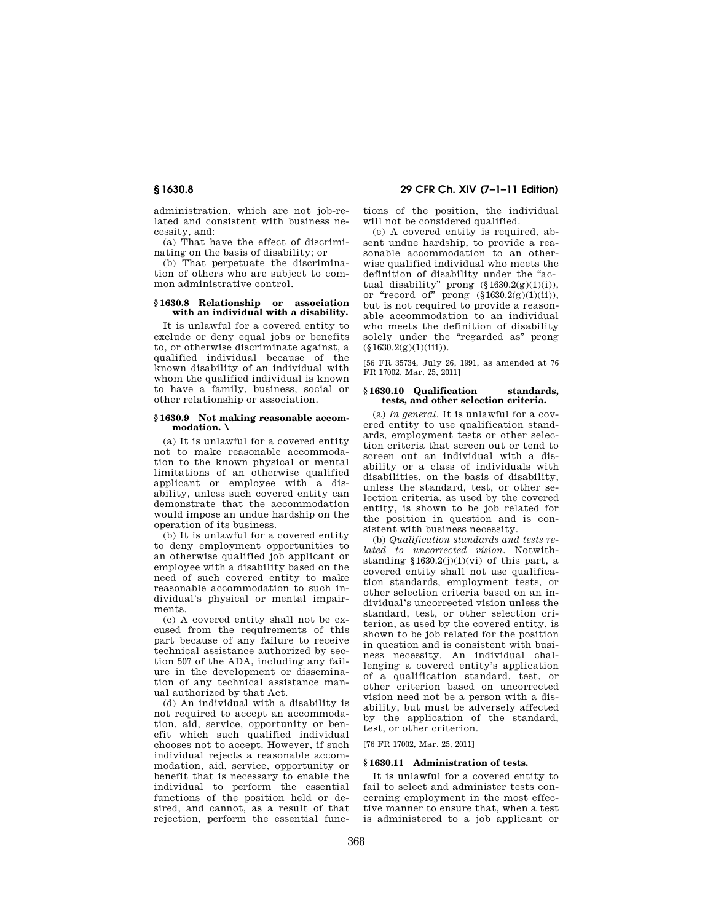administration, which are not job-related and consistent with business necessity, and:

(a) That have the effect of discriminating on the basis of disability; or

(b) That perpetuate the discrimination of others who are subject to common administrative control.

### § 1630.8 Relationship or association with an individual with a disability.

It is unlawful for a covered entity to exclude or deny equal jobs or benefits to, or otherwise discriminate against, a qualified individual because of the known disability of an individual with whom the qualified individual is known to have a family, business, social or other relationship or association.

### § 1630.9 Not making reasonable accommodation. \

(a) It is unlawful for a covered entity not to make reasonable accommodation to the known physical or mental limitations of an otherwise qualified applicant or employee with a disability, unless such covered entity can demonstrate that the accommodation would impose an undue hardship on the operation of its business.

(b) It is unlawful for a covered entity to deny employment opportunities to an otherwise qualified job applicant or employee with a disability based on the need of such covered entity to make reasonable accommodation to such individual's physical or mental impairments.

(c) A covered entity shall not be excused from the requirements of this part because of any failure to receive technical assistance authorized by section 507 of the ADA, including any failure in the development or dissemination of any technical assistance manual authorized by that Act.

(d) An individual with a disability is not required to accept an accommodation, aid, service, opportunity or benefit which such qualified individual chooses not to accept. However, if such individual rejects a reasonable accommodation, aid, service, opportunity or benefit that is necessary to enable the individual to perform the essential functions of the position held or desired, and cannot, as a result of that rejection, perform the essential functions of the position, the individual will not be considered qualified.

(e) A covered entity is required, absent undue hardship, to provide a reasonable accommodation to an otherwise qualified individual who meets the definition of disability under the "actual disability" prong (§1630.2(g)(1)(i)), or "record of" prong (§1630.2(g)(1)(ii)), but is not required to provide a reasonable accommodation to an individual who meets the definition of disability solely under the "regarded as" prong (§1630.2(g)(1)(iii)).

[56 FR 35734, July 26, 1991, as amended at 76 FR 17002, Mar. 25, 2011]

### § 1630.10 Qualification standards, tests, and other selection criteria.

(a) *In general.* It is unlawful for a covered entity to use qualification standards, employment tests or other selection criteria that screen out or tend to screen out an individual with a disability or a class of individuals with disabilities, on the basis of disability, unless the standard, test, or other selection criteria, as used by the covered entity, is shown to be job related for the position in question and is consistent with business necessity.

(b) *Qualification standards and tests related to uncorrected vision.* Notwithstanding §1630.2(j)(1)(vi) of this part, a covered entity shall not use qualification standards, employment tests, or other selection criteria based on an individual's uncorrected vision unless the standard, test, or other selection criterion, as used by the covered entity, is shown to be job related for the position in question and is consistent with business necessity. An individual challenging a covered entity's application of a qualification standard, test, or other criterion based on uncorrected vision need not be a person with a disability, but must be adversely affected by the application of the standard, test, or other criterion.

[76 FR 17002, Mar. 25, 2011]

### § 1630.11 Administration of tests.

It is unlawful for a covered entity to fail to select and administer tests concerning employment in the most effective manner to ensure that, when a test is administered to a job applicant or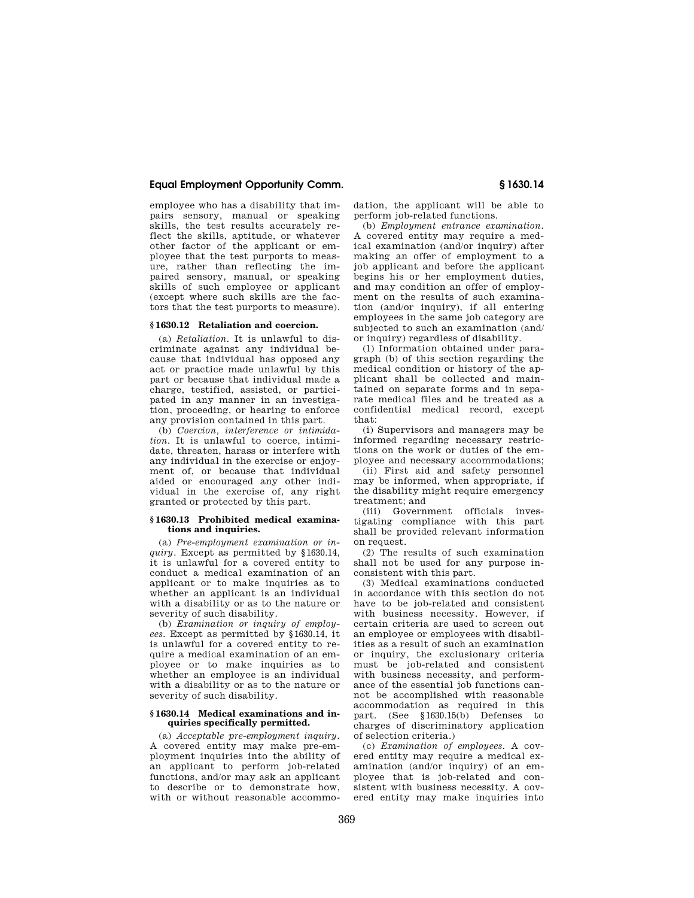employee who has a disability that impairs sensory, manual or speaking skills, the test results accurately reflect the skills, aptitude, or whatever other factor of the applicant or employee that the test purports to measure, rather than reflecting the impaired sensory, manual, or speaking skills of such employee or applicant (except where such skills are the factors that the test purports to measure).

### § 1630.12 Retaliation and coercion.

(a) *Retaliation.* It is unlawful to discriminate against any individual because that individual has opposed any act or practice made unlawful by this part or because that individual made a charge, testified, assisted, or participated in any manner in an investigation, proceeding, or hearing to enforce any provision contained in this part.

(b) *Coercion, interference or intimidation.* It is unlawful to coerce, intimidate, threaten, harass or interfere with any individual in the exercise or enjoyment of, or because that individual aided or encouraged any other individual in the exercise of, any right granted or protected by this part.

### § 1630.13 Prohibited medical examinations and inquiries.

(a) *Pre-employment examination or inquiry.* Except as permitted by §1630.14, it is unlawful for a covered entity to conduct a medical examination of an applicant or to make inquiries as to whether an applicant is an individual with a disability or as to the nature or severity of such disability.

(b) *Examination or inquiry of employees.* Except as permitted by §1630.14, it is unlawful for a covered entity to require a medical examination of an employee or to make inquiries as to whether an employee is an individual with a disability or as to the nature or severity of such disability.

### § 1630.14 Medical examinations and inquiries specifically permitted.

(a) *Acceptable pre-employment inquiry.* A covered entity may make pre-employment inquiries into the ability of an applicant to perform job-related functions, and/or may ask an applicant to describe or to demonstrate how, with or without reasonable accommodation, the applicant will be able to perform job-related functions.

(b) *Employment entrance examination.* A covered entity may require a medical examination (and/or inquiry) after making an offer of employment to a job applicant and before the applicant begins his or her employment duties, and may condition an offer of employment on the results of such examination (and/or inquiry), if all entering employees in the same job category are subjected to such an examination (and/or inquiry) regardless of disability.

(1) Information obtained under paragraph (b) of this section regarding the medical condition or history of the applicant shall be collected and maintained on separate forms and in separate medical files and be treated as a confidential medical record, except that:

(i) Supervisors and managers may be informed regarding necessary restrictions on the work or duties of the employee and necessary accommodations;

(ii) First aid and safety personnel may be informed, when appropriate, if the disability might require emergency treatment; and

(iii) Government officials investigating compliance with this part shall be provided relevant information on request.

(2) The results of such examination shall not be used for any purpose inconsistent with this part.

(3) Medical examinations conducted in accordance with this section do not have to be job-related and consistent with business necessity. However, if certain criteria are used to screen out an employee or employees with disabilities as a result of such an examination or inquiry, the exclusionary criteria must be job-related and consistent with business necessity, and performance of the essential job functions cannot be accomplished with reasonable accommodation as required in this part. (See §1630.15(b) Defenses to charges of discriminatory application of selection criteria.)

(c) *Examination of employees.* A covered entity may require a medical examination (and/or inquiry) of an employee that is job-related and consistent with business necessity. A covered entity may make inquiries into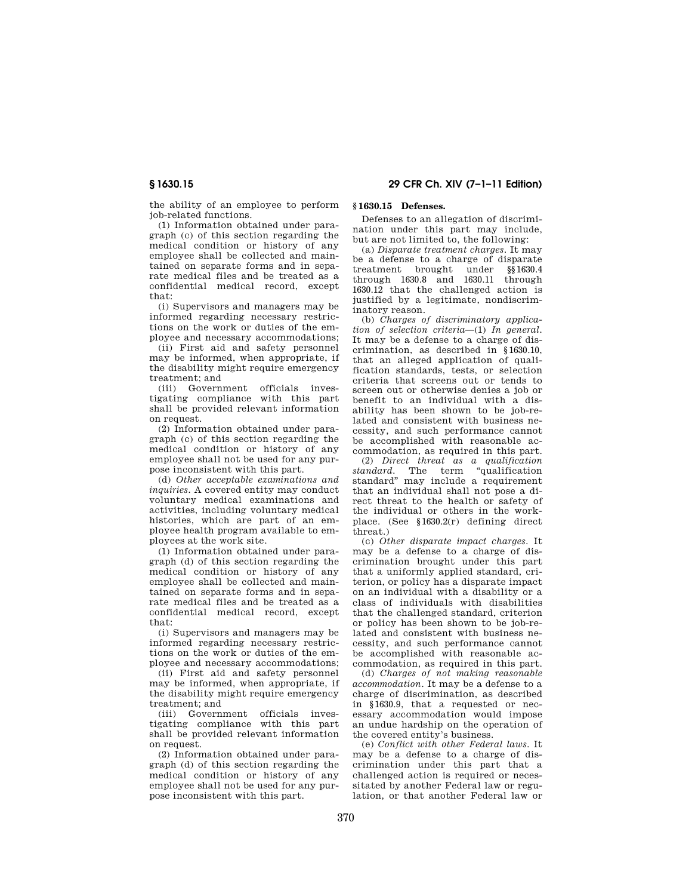the ability of an employee to perform job-related functions.

(1) Information obtained under paragraph (c) of this section regarding the medical condition or history of any employee shall be collected and maintained on separate forms and in separate medical files and be treated as a confidential medical record, except that:

(i) Supervisors and managers may be informed regarding necessary restrictions on the work or duties of the employee and necessary accommodations;

(ii) First aid and safety personnel may be informed, when appropriate, if the disability might require emergency treatment; and

(iii) Government officials investigating compliance with this part shall be provided relevant information on request.

(2) Information obtained under paragraph (c) of this section regarding the medical condition or history of any employee shall not be used for any purpose inconsistent with this part.

(d) *Other acceptable examinations and inquiries.* A covered entity may conduct voluntary medical examinations and activities, including voluntary medical histories, which are part of an employee health program available to employees at the work site.

(1) Information obtained under paragraph (d) of this section regarding the medical condition or history of any employee shall be collected and maintained on separate forms and in separate medical files and be treated as a confidential medical record, except that:

(i) Supervisors and managers may be informed regarding necessary restrictions on the work or duties of the employee and necessary accommodations;

(ii) First aid and safety personnel may be informed, when appropriate, if the disability might require emergency treatment; and

(iii) Government officials investigating compliance with this part shall be provided relevant information on request.

(2) Information obtained under paragraph (d) of this section regarding the medical condition or history of any employee shall not be used for any purpose inconsistent with this part.

## § 1630.15 Defenses.

Defenses to an allegation of discrimination under this part may include, but are not limited to, the following:

(a) *Disparate treatment charges.* It may be a defense to a charge of disparate treatment brought under §§ 1630.4 through 1630.8 and 1630.11 through 1630.12 that the challenged action is justified by a legitimate, nondiscriminatory reason.

(b) *Charges of discriminatory application of selection criteria*—(1) *In general.* It may be a defense to a charge of discrimination, as described in § 1630.10, that an alleged application of qualification standards, tests, or selection criteria that screens out or tends to screen out or otherwise denies a job or benefit to an individual with a disability has been shown to be job-related and consistent with business necessity, and such performance cannot be accomplished with reasonable accommodation, as required in this part.

(2) *Direct threat as a qualification standard.* The term "qualification standard" may include a requirement that an individual shall not pose a direct threat to the health or safety of the individual or others in the workplace. (See § 1630.2(r) defining direct threat.)

(c) *Other disparate impact charges.* It may be a defense to a charge of discrimination brought under this part that a uniformly applied standard, criterion, or policy has a disparate impact on an individual with a disability or a class of individuals with disabilities that the challenged standard, criterion or policy has been shown to be job-related and consistent with business necessity, and such performance cannot be accomplished with reasonable accommodation, as required in this part.

(d) *Charges of not making reasonable accommodation.* It may be a defense to a charge of discrimination, as described in § 1630.9, that a requested or necessary accommodation would impose an undue hardship on the operation of the covered entity's business.

(e) *Conflict with other Federal laws.* It may be a defense to a charge of discrimination under this part that a challenged action is required or necessitated by another Federal law or regulation, or that another Federal law or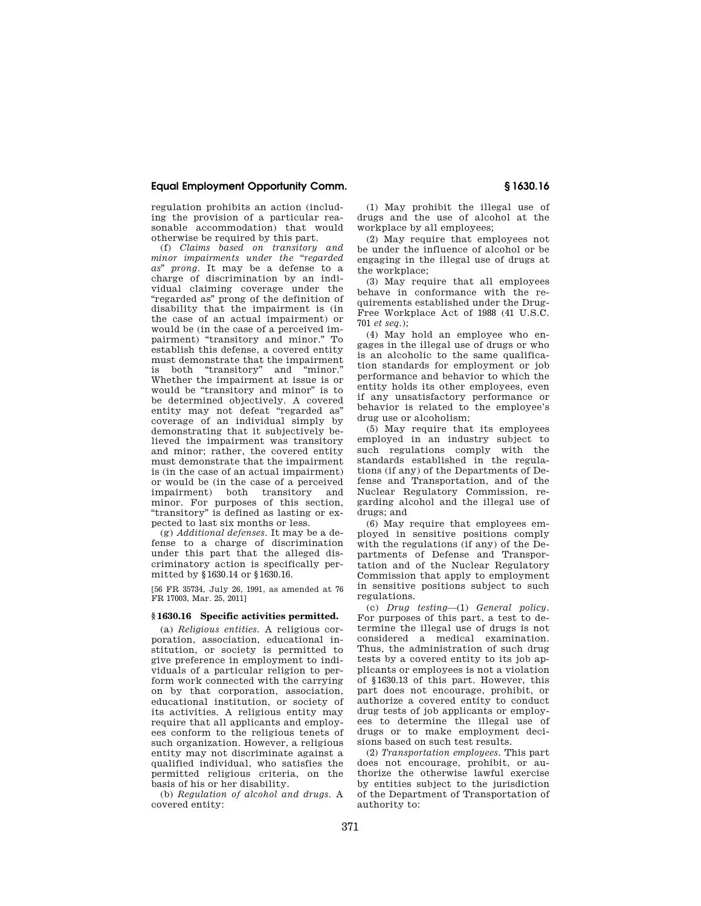regulation prohibits an action (including the provision of a particular reasonable accommodation) that would otherwise be required by this part.

(f) *Claims based on transitory and minor impairments under the "regarded as" prong.* It may be a defense to a charge of discrimination by an individual claiming coverage under the "regarded as" prong of the definition of disability that the impairment is (in the case of an actual impairment) or would be (in the case of a perceived impairment) "transitory and minor." To establish this defense, a covered entity must demonstrate that the impairment is both "transitory" and "minor." Whether the impairment at issue is or would be "transitory and minor" is to be determined objectively. A covered entity may not defeat "regarded as" coverage of an individual simply by demonstrating that it subjectively believed the impairment was transitory and minor; rather, the covered entity must demonstrate that the impairment is (in the case of an actual impairment) or would be (in the case of a perceived impairment) both transitory and minor. For purposes of this section, "transitory" is defined as lasting or expected to last six months or less.

(g) *Additional defenses.* It may be a defense to a charge of discrimination under this part that the alleged discriminatory action is specifically permitted by §1630.14 or §1630.16.

[56 FR 35734, July 26, 1991, as amended at 76 FR 17003, Mar. 25, 2011]

## §1630.16 Specific activities permitted.

(a) *Religious entities.* A religious corporation, association, educational institution, or society is permitted to give preference in employment to individuals of a particular religion to perform work connected with the carrying on by that corporation, association, educational institution, or society of its activities. A religious entity may require that all applicants and employees conform to the religious tenets of such organization. However, a religious entity may not discriminate against a qualified individual, who satisfies the permitted religious criteria, on the basis of his or her disability.

(b) *Regulation of alcohol and drugs.* A covered entity:

(1) May prohibit the illegal use of drugs and the use of alcohol at the workplace by all employees;

(2) May require that employees not be under the influence of alcohol or be engaging in the illegal use of drugs at the workplace;

(3) May require that all employees behave in conformance with the requirements established under the Drug-Free Workplace Act of 1988 (41 U.S.C. 701 *et seq.*);

(4) May hold an employee who engages in the illegal use of drugs or who is an alcoholic to the same qualification standards for employment or job performance and behavior to which the entity holds its other employees, even if any unsatisfactory performance or behavior is related to the employee's drug use or alcoholism;

(5) May require that its employees employed in an industry subject to such regulations comply with the standards established in the regulations (if any) of the Departments of Defense and Transportation, and of the Nuclear Regulatory Commission, regarding alcohol and the illegal use of drugs; and

(6) May require that employees employed in sensitive positions comply with the regulations (if any) of the Departments of Defense and Transportation and of the Nuclear Regulatory Commission that apply to employment in sensitive positions subject to such regulations.

(c) *Drug testing*—(1) *General policy.* For purposes of this part, a test to determine the illegal use of drugs is not considered a medical examination. Thus, the administration of such drug tests by a covered entity to its job applicants or employees is not a violation of §1630.13 of this part. However, this part does not encourage, prohibit, or authorize a covered entity to conduct drug tests of job applicants or employees to determine the illegal use of drugs or to make employment decisions based on such test results.

(2) *Transportation employees.* This part does not encourage, prohibit, or authorize the otherwise lawful exercise by entities subject to the jurisdiction of the Department of Transportation of authority to: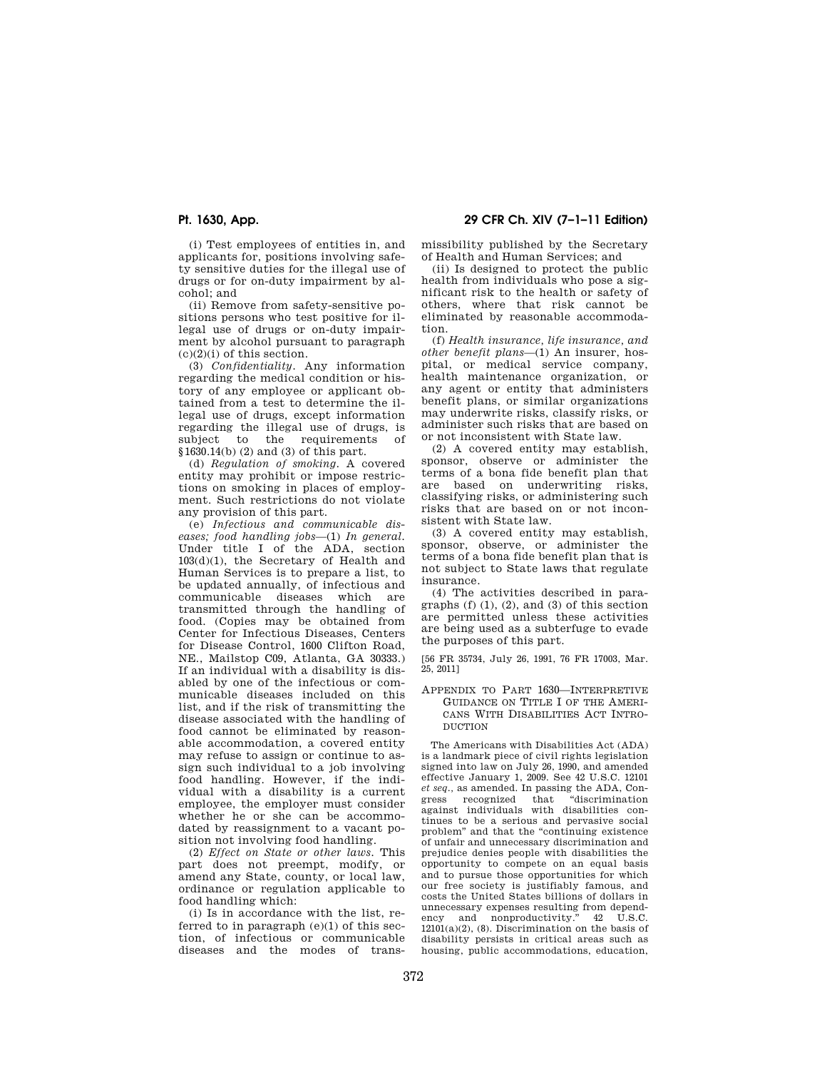(i) Test employees of entities in, and applicants for, positions involving safety sensitive duties for the illegal use of drugs or for on-duty impairment by alcohol; and

(ii) Remove from safety-sensitive positions persons who test positive for illegal use of drugs or on-duty impairment by alcohol pursuant to paragraph (c)(2)(i) of this section.

(3) *Confidentiality.* Any information regarding the medical condition or history of any employee or applicant obtained from a test to determine the illegal use of drugs, except information regarding the illegal use of drugs, is subject to the requirements of §1630.14(b) (2) and (3) of this part.

(d) *Regulation of smoking.* A covered entity may prohibit or impose restrictions on smoking in places of employment. Such restrictions do not violate any provision of this part.

(e) *Infectious and communicable diseases; food handling jobs*—(1) *In general.* Under title I of the ADA, section 103(d)(1), the Secretary of Health and Human Services is to prepare a list, to be updated annually, of infectious and communicable diseases which are transmitted through the handling of food. (Copies may be obtained from Center for Infectious Diseases, Centers for Disease Control, 1600 Clifton Road, NE., Mailstop C09, Atlanta, GA 30333.) If an individual with a disability is disabled by one of the infectious or communicable diseases included on this list, and if the risk of transmitting the disease associated with the handling of food cannot be eliminated by reasonable accommodation, a covered entity may refuse to assign or continue to assign such individual to a job involving food handling. However, if the individual with a disability is a current employee, the employer must consider whether he or she can be accommodated by reassignment to a vacant position not involving food handling.

(2) *Effect on State or other laws.* This part does not preempt, modify, or amend any State, county, or local law, ordinance or regulation applicable to food handling which:

(i) Is in accordance with the list, referred to in paragraph (e)(1) of this section, of infectious or communicable diseases and the modes of transmissibility published by the Secretary of Health and Human Services; and

(ii) Is designed to protect the public health from individuals who pose a significant risk to the health or safety of others, where that risk cannot be eliminated by reasonable accommodation.

(f) *Health insurance, life insurance, and other benefit plans*—(1) An insurer, hospital, or medical service company, health maintenance organization, or any agent or entity that administers benefit plans, or similar organizations may underwrite risks, classify risks, or administer such risks that are based on or not inconsistent with State law.

(2) A covered entity may establish, sponsor, observe or administer the terms of a bona fide benefit plan that are based on underwriting risks, classifying risks, or administering such risks that are based on or not inconsistent with State law.

(3) A covered entity may establish, sponsor, observe, or administer the terms of a bona fide benefit plan that is not subject to State laws that regulate insurance.

(4) The activities described in paragraphs (f) (1), (2), and (3) of this section are permitted unless these activities are being used as a subterfuge to evade the purposes of this part.

[56 FR 35734, July 26, 1991, 76 FR 17003, Mar. 25, 2011]

## APPENDIX TO PART 1630—INTERPRETIVE GUIDANCE ON TITLE I OF THE AMERICANS WITH DISABILITIES ACT INTRODUCTION

The Americans with Disabilities Act (ADA) is a landmark piece of civil rights legislation signed into law on July 26, 1990, and amended effective January 1, 2009. See 42 U.S.C. 12101 *et seq.*, as amended. In passing the ADA, Congress recognized that "discrimination against individuals with disabilities continues to be a serious and pervasive social problem" and that the "continuing existence of unfair and unnecessary discrimination and prejudice denies people with disabilities the opportunity to compete on an equal basis and to pursue those opportunities for which our free society is justifiably famous, and costs the United States billions of dollars in unnecessary expenses resulting from dependency and nonproductivity." 42 U.S.C. 12101(a)(2), (8). Discrimination on the basis of disability persists in critical areas such as housing, public accommodations, education,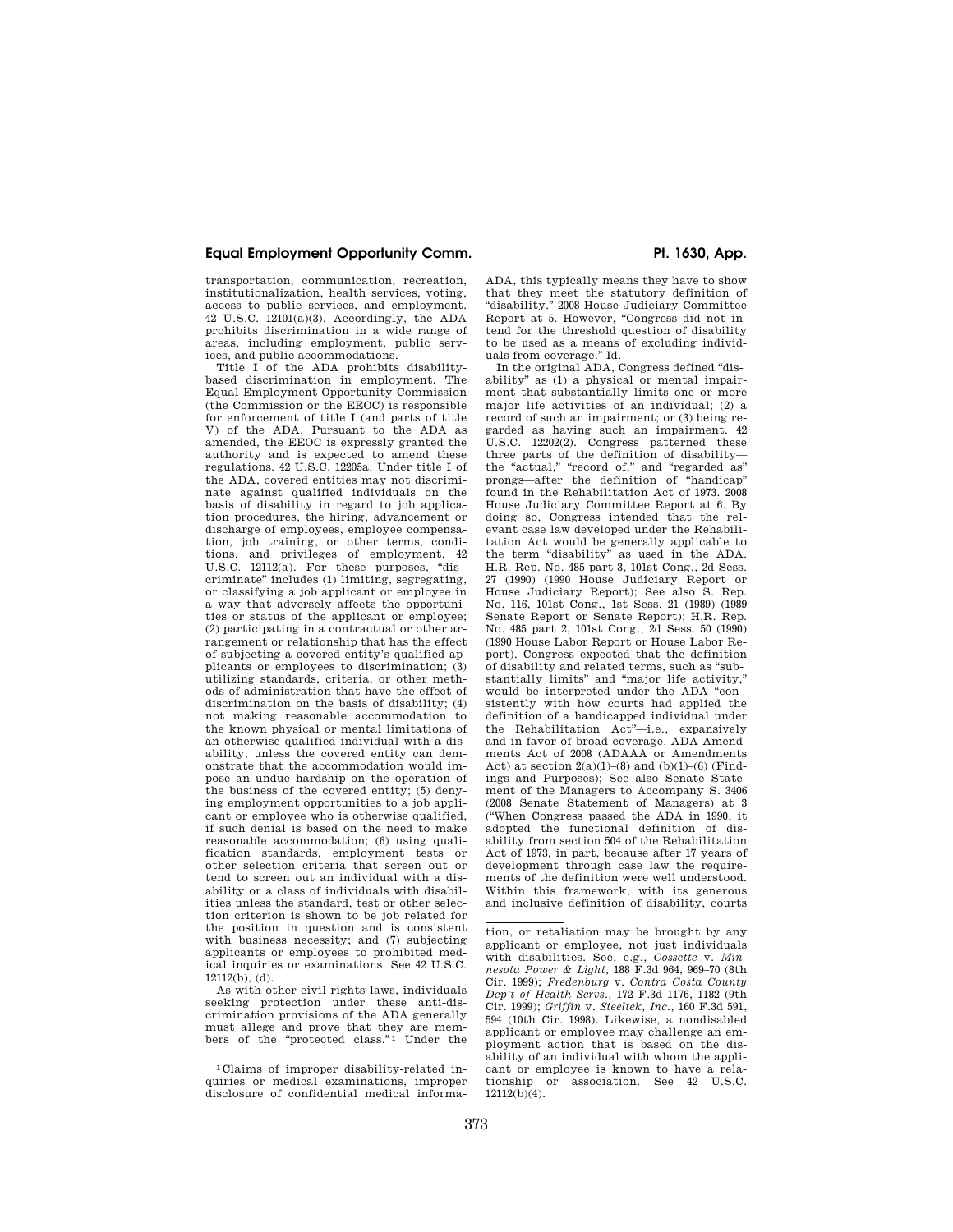transportation, communication, recreation, institutionalization, health services, voting, access to public services, and employment. 42 U.S.C. 12101(a)(3). Accordingly, the ADA prohibits discrimination in a wide range of areas, including employment, public services, and public accommodations.

Title I of the ADA prohibits disability-based discrimination in employment. The Equal Employment Opportunity Commission (the Commission or the EEOC) is responsible for enforcement of title I (and parts of title V) of the ADA. Pursuant to the ADA as amended, the EEOC is expressly granted the authority and is expected to amend these regulations. 42 U.S.C. 12205a. Under title I of the ADA, covered entities may not discriminate against qualified individuals on the basis of disability in regard to job application procedures, the hiring, advancement or discharge of employees, employee compensation, job training, or other terms, conditions, and privileges of employment. 42 U.S.C. 12112(a). For these purposes, "discriminate" includes (1) limiting, segregating, or classifying a job applicant or employee in a way that adversely affects the opportunities or status of the applicant or employee; (2) participating in a contractual or other arrangement or relationship that has the effect of subjecting a covered entity's qualified applicants or employees to discrimination; (3) utilizing standards, criteria, or other methods of administration that have the effect of discrimination on the basis of disability; (4) not making reasonable accommodation to the known physical or mental limitations of an otherwise qualified individual with a disability, unless the covered entity can demonstrate that the accommodation would impose an undue hardship on the operation of the business of the covered entity; (5) denying employment opportunities to a job applicant or employee who is otherwise qualified, if such denial is based on the need to make reasonable accommodation; (6) using qualification standards, employment tests or other selection criteria that screen out or tend to screen out an individual with a disability or a class of individuals with disabilities unless the standard, test or other selection criterion is shown to be job related for the position in question and is consistent with business necessity; and (7) subjecting applicants or employees to prohibited medical inquiries or examinations. See 42 U.S.C. 12112(b), (d).

As with other civil rights laws, individuals seeking protection under these anti-discrimination provisions of the ADA generally must allege and prove that they are members of the "protected class."[1] Under the ADA, this typically means they have to show that they meet the statutory definition of "disability." 2008 House Judiciary Committee Report at 5. However, "Congress did not intend for the threshold question of disability to be used as a means of excluding individuals from coverage." Id.

In the original ADA, Congress defined "disability" as (1) a physical or mental impairment that substantially limits one or more major life activities of an individual; (2) a record of such an impairment; or (3) being regarded as having such an impairment. 42 U.S.C. 12202(2). Congress patterned these three parts of the definition of disability—the "actual," "record of," and "regarded as" prongs—after the definition of "handicap" found in the Rehabilitation Act of 1973. 2008 House Judiciary Committee Report at 6. By doing so, Congress intended that the relevant case law developed under the Rehabilitation Act would be generally applicable to the term "disability" as used in the ADA. H.R. Rep. No. 485 part 3, 101st Cong., 2d Sess. 27 (1990) (1990 House Judiciary Report or House Judiciary Report); See also S. Rep. No. 116, 101st Cong., 1st Sess. 21 (1989) (1989 Senate Report or Senate Report); H.R. Rep. No. 485 part 2, 101st Cong., 2d Sess. 50 (1990) (1990 House Labor Report or House Labor Report). Congress expected that the definition of disability and related terms, such as "substantially limits" and "major life activity," would be interpreted under the ADA "consistently with how courts had applied the definition of a handicapped individual under the Rehabilitation Act"—i.e., expansively and in favor of broad coverage. ADA Amendments Act of 2008 (ADAAA or Amendments Act) at section 2(a)(1)–(8) and (b)(1)–(6) (Findings and Purposes); See also Senate Statement of the Managers to Accompany S. 3406 (2008 Senate Statement of Managers) at 3 ("When Congress passed the ADA in 1990, it adopted the functional definition of disability from section 504 of the Rehabilitation Act of 1973, in part, because after 17 years of development through case law the requirements of the definition were well understood. Within this framework, with its generous and inclusive definition of disability, courts

---

[1] Claims of improper disability-related inquiries or medical examinations, improper disclosure of confidential medical information, or retaliation may be brought by any applicant or employee, not just individuals with disabilities. See, e.g., *Cossette* v. *Minnesota Power & Light*, 188 F.3d 964, 969–70 (8th Cir. 1999); *Fredenburg* v. *Contra Costa County Dep't of Health Servs.*, 172 F.3d 1176, 1182 (9th Cir. 1999); *Griffin* v. *Steeltek, Inc.*, 160 F.3d 591, 594 (10th Cir. 1998). Likewise, a nondisabled applicant or employee may challenge an employment action that is based on the disability of an individual with whom the applicant or employee is known to have a relationship or association. See 42 U.S.C. 12112(b)(4).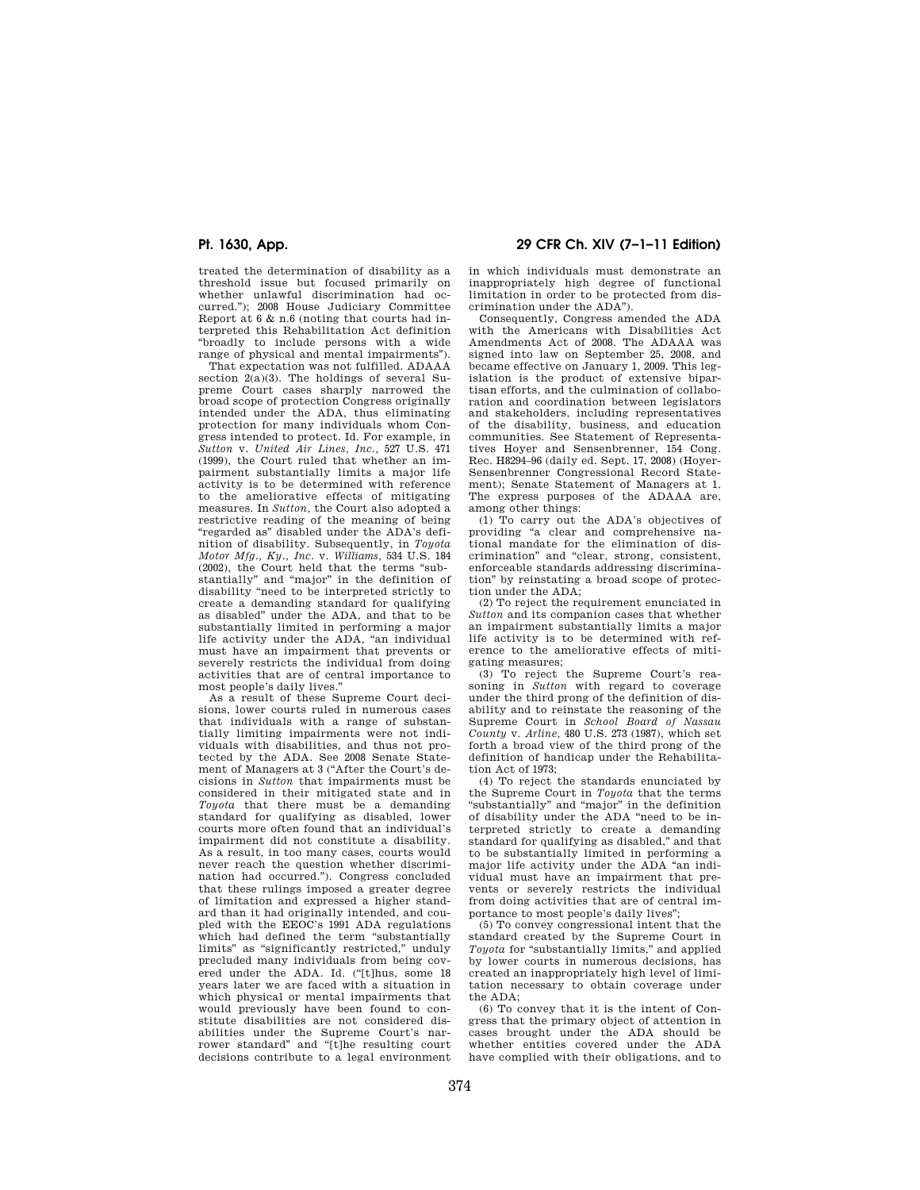treated the determination of disability as a threshold issue but focused primarily on whether unlawful discrimination had occurred."); 2008 House Judiciary Committee Report at 6 & n.6 (noting that courts had interpreted this Rehabilitation Act definition "broadly to include persons with a wide range of physical and mental impairments").

That expectation was not fulfilled. ADAAA section 2(a)(3). The holdings of several Supreme Court cases sharply narrowed the broad scope of protection Congress originally intended under the ADA, thus eliminating protection for many individuals whom Congress intended to protect. Id. For example, in *Sutton* v. *United Air Lines, Inc.*, 527 U.S. 471 (1999), the Court ruled that whether an impairment substantially limits a major life activity is to be determined with reference to the ameliorative effects of mitigating measures. In *Sutton*, the Court also adopted a restrictive reading of the meaning of being "regarded as" disabled under the ADA's definition of disability. Subsequently, in *Toyota Motor Mfg., Ky., Inc.* v. *Williams*, 534 U.S. 184 (2002), the Court held that the terms "substantially" and "major" in the definition of disability "need to be interpreted strictly to create a demanding standard for qualifying as disabled" under the ADA, and that to be substantially limited in performing a major life activity under the ADA, "an individual must have an impairment that prevents or severely restricts the individual from doing activities that are of central importance to most people's daily lives."

As a result of these Supreme Court decisions, lower courts ruled in numerous cases that individuals with a range of substantially limiting impairments were not individuals with disabilities, and thus not protected by the ADA. See 2008 Senate Statement of Managers at 3 ("After the Court's decisions in *Sutton* that impairments must be considered in their mitigated state and in *Toyota* that there must be a demanding standard for qualifying as disabled, lower courts more often found that an individual's impairment did not constitute a disability. As a result, in too many cases, courts would never reach the question whether discrimination had occurred."). Congress concluded that these rulings imposed a greater degree of limitation and expressed a higher standard than it had originally intended, and coupled with the EEOC's 1991 ADA regulations which had defined the term "substantially limits" as "significantly restricted," unduly precluded many individuals from being covered under the ADA. Id. ("[t]hus, some 18 years later we are faced with a situation in which physical or mental impairments that would previously have been found to constitute disabilities are not considered disabilities under the Supreme Court's narrower standard" and "[t]he resulting court decisions contribute to a legal environment in which individuals must demonstrate an inappropriately high degree of functional limitation in order to be protected from discrimination under the ADA").

Consequently, Congress amended the ADA with the Americans with Disabilities Act Amendments Act of 2008. The ADAAA was signed into law on September 25, 2008, and became effective on January 1, 2009. This legislation is the product of extensive bipartisan efforts, and the culmination of collaboration and coordination between legislators and stakeholders, including representatives of the disability, business, and education communities. See Statement of Representatives Hoyer and Sensenbrenner, 154 Cong. Rec. H8294–96 (daily ed. Sept. 17, 2008) (Hoyer-Sensenbrenner Congressional Record Statement); Senate Statement of Managers at 1. The express purposes of the ADAAA are, among other things:

(1) To carry out the ADA's objectives of providing "a clear and comprehensive national mandate for the elimination of discrimination" and "clear, strong, consistent, enforceable standards addressing discrimination" by reinstating a broad scope of protection under the ADA;

(2) To reject the requirement enunciated in *Sutton* and its companion cases that whether an impairment substantially limits a major life activity is to be determined with reference to the ameliorative effects of mitigating measures;

(3) To reject the Supreme Court's reasoning in *Sutton* with regard to coverage under the third prong of the definition of disability and to reinstate the reasoning of the Supreme Court in *School Board of Nassau County* v. *Arline*, 480 U.S. 273 (1987), which set forth a broad view of the third prong of the definition of handicap under the Rehabilitation Act of 1973;

(4) To reject the standards enunciated by the Supreme Court in *Toyota* that the terms "substantially" and "major" in the definition of disability under the ADA "need to be interpreted strictly to create a demanding standard for qualifying as disabled," and that to be substantially limited in performing a major life activity under the ADA "an individual must have an impairment that prevents or severely restricts the individual from doing activities that are of central importance to most people's daily lives";

(5) To convey congressional intent that the standard created by the Supreme Court in *Toyota* for "substantially limits," and applied by lower courts in numerous decisions, has created an inappropriately high level of limitation necessary to obtain coverage under the ADA;

(6) To convey that it is the intent of Congress that the primary object of attention in cases brought under the ADA should be whether entities covered under the ADA have complied with their obligations, and to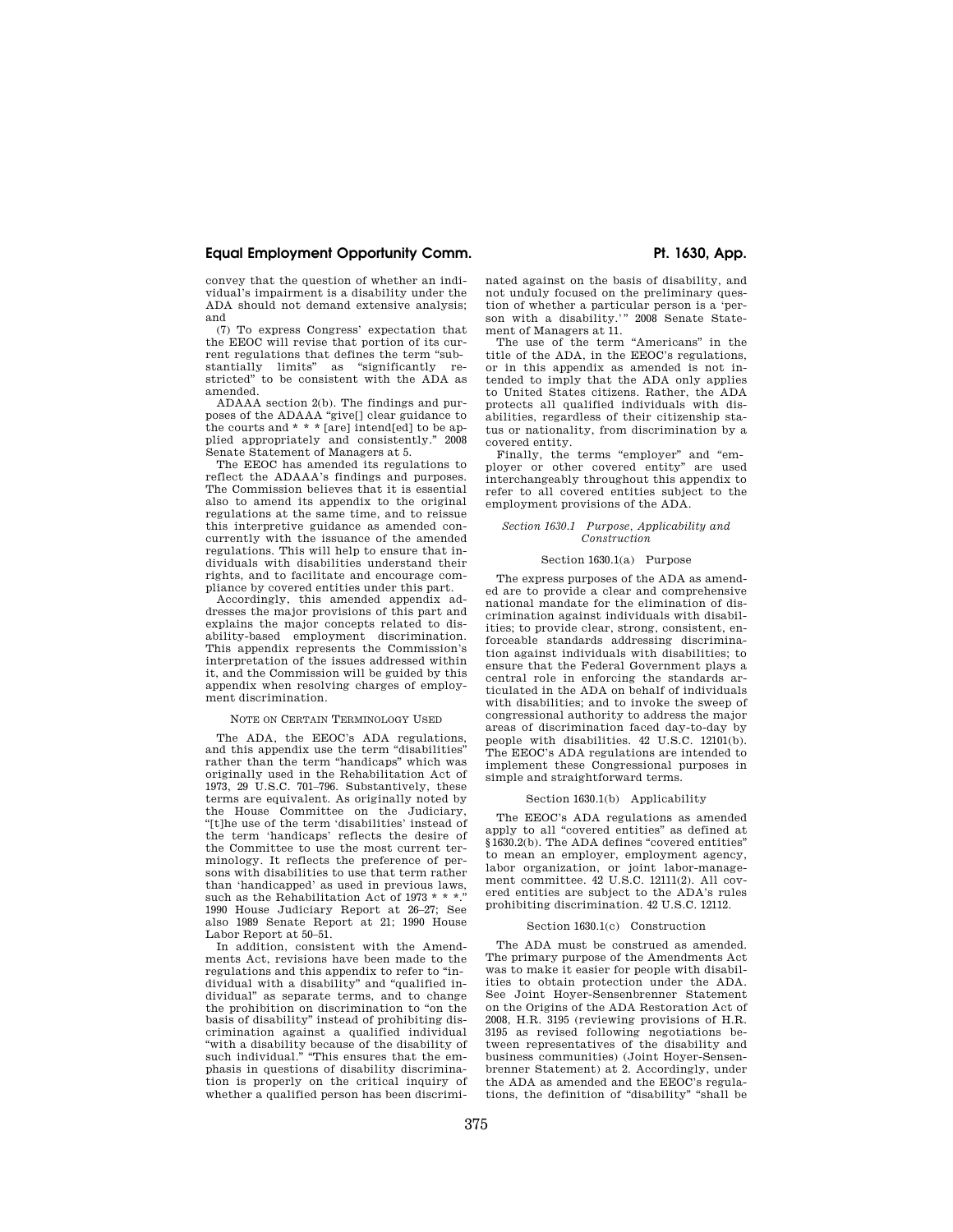convey that the question of whether an individual's impairment is a disability under the ADA should not demand extensive analysis; and

(7) To express Congress' expectation that the EEOC will revise that portion of its current regulations that defines the term "substantially limits" as "significantly restricted" to be consistent with the ADA as amended.

ADAAA section 2(b). The findings and purposes of the ADAAA "give[] clear guidance to the courts and * * * [are] intend[ed] to be applied appropriately and consistently." 2008 Senate Statement of Managers at 5.

The EEOC has amended its regulations to reflect the ADAAA's findings and purposes. The Commission believes that it is essential also to amend its appendix to the original regulations at the same time, and to reissue this interpretive guidance as amended concurrently with the issuance of the amended regulations. This will help to ensure that individuals with disabilities understand their rights, and to facilitate and encourage compliance by covered entities under this part.

Accordingly, this amended appendix addresses the major provisions of this part and explains the major concepts related to disability-based employment discrimination. This appendix represents the Commission's interpretation of the issues addressed within it, and the Commission will be guided by this appendix when resolving charges of employment discrimination.

NOTE ON CERTAIN TERMINOLOGY USED

The ADA, the EEOC's ADA regulations, and this appendix use the term "disabilities" rather than the term "handicaps" which was originally used in the Rehabilitation Act of 1973, 29 U.S.C. 701–796. Substantively, these terms are equivalent. As originally noted by the House Committee on the Judiciary, "[t]he use of the term 'disabilities' instead of the term 'handicaps' reflects the desire of the Committee to use the most current terminology. It reflects the preference of persons with disabilities to use that term rather than 'handicapped' as used in previous laws, such as the Rehabilitation Act of 1973 * * *." 1990 House Judiciary Report at 26–27; See also 1989 Senate Report at 21; 1990 House Labor Report at 50–51.

In addition, consistent with the Amendments Act, revisions have been made to the regulations and this appendix to refer to "individual with a disability" and "qualified individual" as separate terms, and to change the prohibition on discrimination to "on the basis of disability" instead of prohibiting discrimination against a qualified individual "with a disability because of the disability of such individual." "This ensures that the emphasis in questions of disability discrimination is properly on the critical inquiry of whether a qualified person has been discriminated against on the basis of disability, and not unduly focused on the preliminary question of whether a particular person is a 'person with a disability.'" 2008 Senate Statement of Managers at 11.

The use of the term "Americans" in the title of the ADA, in the EEOC's regulations, or in this appendix as amended is not intended to imply that the ADA only applies to United States citizens. Rather, the ADA protects all qualified individuals with disabilities, regardless of their citizenship status or nationality, from discrimination by a covered entity.

Finally, the terms "employer" and "employer or other covered entity" are used interchangeably throughout this appendix to refer to all covered entities subject to the employment provisions of the ADA.

*Section 1630.1 Purpose, Applicability and Construction*

Section 1630.1(a) Purpose

The express purposes of the ADA as amended are to provide a clear and comprehensive national mandate for the elimination of discrimination against individuals with disabilities; to provide clear, strong, consistent, enforceable standards addressing discrimination against individuals with disabilities; to ensure that the Federal Government plays a central role in enforcing the standards articulated in the ADA on behalf of individuals with disabilities; and to invoke the sweep of congressional authority to address the major areas of discrimination faced day-to-day by people with disabilities. 42 U.S.C. 12101(b). The EEOC's ADA regulations are intended to implement these Congressional purposes in simple and straightforward terms.

Section 1630.1(b) Applicability

The EEOC's ADA regulations as amended apply to all "covered entities" as defined at §1630.2(b). The ADA defines "covered entities" to mean an employer, employment agency, labor organization, or joint labor-management committee. 42 U.S.C. 12111(2). All covered entities are subject to the ADA's rules prohibiting discrimination. 42 U.S.C. 12112.

Section 1630.1(c) Construction

The ADA must be construed as amended. The primary purpose of the Amendments Act was to make it easier for people with disabilities to obtain protection under the ADA. See Joint Hoyer-Sensenbrenner Statement on the Origins of the ADA Restoration Act of 2008, H.R. 3195 (reviewing provisions of H.R. 3195 as revised following negotiations between representatives of the disability and business communities) (Joint Hoyer-Sensenbrenner Statement) at 2. Accordingly, under the ADA as amended and the EEOC's regulations, the definition of "disability" "shall be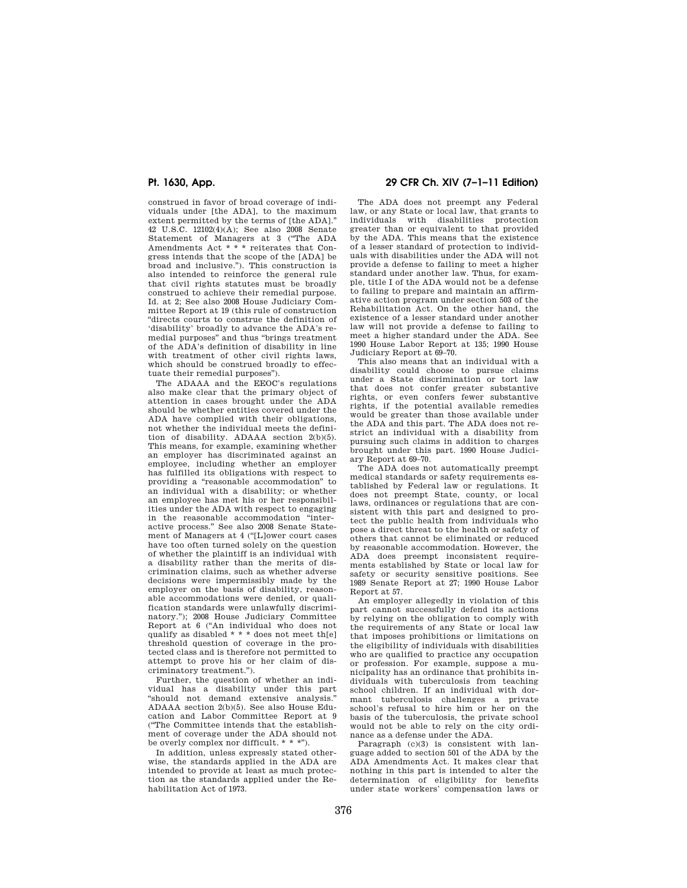construed in favor of broad coverage of individuals under [the ADA], to the maximum extent permitted by the terms of [the ADA]." 42 U.S.C. 12102(4)(A); See also 2008 Senate Statement of Managers at 3 ("The ADA Amendments Act * * * reiterates that Congress intends that the scope of the [ADA] be broad and inclusive."). This construction is also intended to reinforce the general rule that civil rights statutes must be broadly construed to achieve their remedial purpose. Id. at 2; See also 2008 House Judiciary Committee Report at 19 (this rule of construction "directs courts to construe the definition of 'disability' broadly to advance the ADA's remedial purposes" and thus "brings treatment of the ADA's definition of disability in line with treatment of other civil rights laws, which should be construed broadly to effectuate their remedial purposes").

The ADAAA and the EEOC's regulations also make clear that the primary object of attention in cases brought under the ADA should be whether entities covered under the ADA have complied with their obligations, not whether the individual meets the definition of disability. ADAAA section 2(b)(5). This means, for example, examining whether an employer has discriminated against an employee, including whether an employer has fulfilled its obligations with respect to providing a "reasonable accommodation" to an individual with a disability; or whether an employee has met his or her responsibilities under the ADA with respect to engaging in the reasonable accommodation "interactive process." See also 2008 Senate Statement of Managers at 4 ("[L]ower court cases have too often turned solely on the question of whether the plaintiff is an individual with a disability rather than the merits of discrimination claims, such as whether adverse decisions were impermissibly made by the employer on the basis of disability, reasonable accommodations were denied, or qualification standards were unlawfully discriminatory."); 2008 House Judiciary Committee Report at 6 ("An individual who does not qualify as disabled * * * does not meet th[e] threshold question of coverage in the protected class and is therefore not permitted to attempt to prove his or her claim of discriminatory treatment.").

Further, the question of whether an individual has a disability under this part "should not demand extensive analysis." ADAAA section 2(b)(5). See also House Education and Labor Committee Report at 9 ("The Committee intends that the establishment of coverage under the ADA should not be overly complex nor difficult. * * *").

In addition, unless expressly stated otherwise, the standards applied in the ADA are intended to provide at least as much protection as the standards applied under the Rehabilitation Act of 1973.

The ADA does not preempt any Federal law, or any State or local law, that grants to individuals with disabilities protection greater than or equivalent to that provided by the ADA. This means that the existence of a lesser standard of protection to individuals with disabilities under the ADA will not provide a defense to failing to meet a higher standard under another law. Thus, for example, title I of the ADA would not be a defense to failing to prepare and maintain an affirmative action program under section 503 of the Rehabilitation Act. On the other hand, the existence of a lesser standard under another law will not provide a defense to failing to meet a higher standard under the ADA. See 1990 House Labor Report at 135; 1990 House Judiciary Report at 69–70.

This also means that an individual with a disability could choose to pursue claims under a State discrimination or tort law that does not confer greater substantive rights, or even confers fewer substantive rights, if the potential available remedies would be greater than those available under the ADA and this part. The ADA does not restrict an individual with a disability from pursuing such claims in addition to charges brought under this part. 1990 House Judiciary Report at 69–70.

The ADA does not automatically preempt medical standards or safety requirements established by Federal law or regulations. It does not preempt State, county, or local laws, ordinances or regulations that are consistent with this part and designed to protect the public health from individuals who pose a direct threat to the health or safety of others that cannot be eliminated or reduced by reasonable accommodation. However, the ADA does preempt inconsistent requirements established by State or local law for safety or security sensitive positions. See 1989 Senate Report at 27; 1990 House Labor Report at 57.

An employer allegedly in violation of this part cannot successfully defend its actions by relying on the obligation to comply with the requirements of any State or local law that imposes prohibitions or limitations on the eligibility of individuals with disabilities who are qualified to practice any occupation or profession. For example, suppose a municipality has an ordinance that prohibits individuals with tuberculosis from teaching school children. If an individual with dormant tuberculosis challenges a private school's refusal to hire him or her on the basis of the tuberculosis, the private school would not be able to rely on the city ordinance as a defense under the ADA.

Paragraph (c)(3) is consistent with language added to section 501 of the ADA by the ADA Amendments Act. It makes clear that nothing in this part is intended to alter the determination of eligibility for benefits under state workers' compensation laws or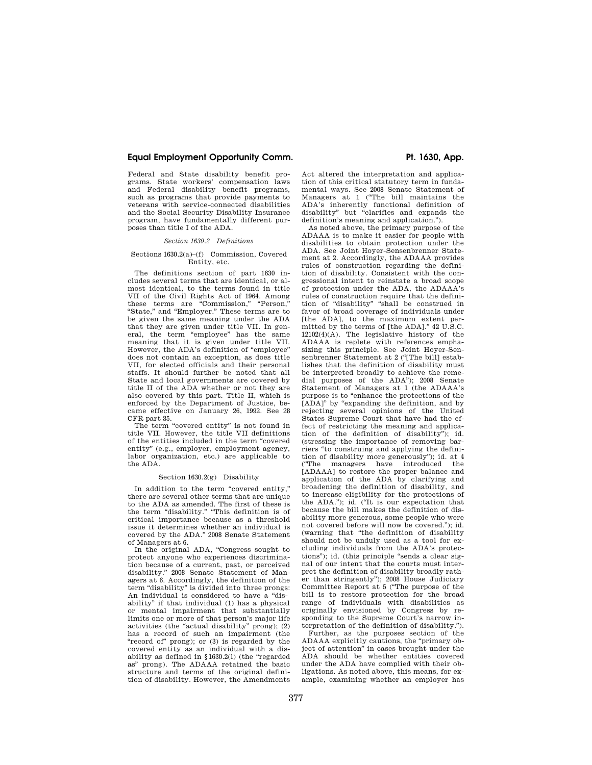Federal and State disability benefit programs. State workers' compensation laws and Federal disability benefit programs, such as programs that provide payments to veterans with service-connected disabilities and the Social Security Disability Insurance program, have fundamentally different purposes than title I of the ADA.

### *Section 1630.2 Definitions*

#### Sections 1630.2(a)–(f) Commission, Covered Entity, etc.

The definitions section of part 1630 includes several terms that are identical, or almost identical, to the terms found in title VII of the Civil Rights Act of 1964. Among these terms are "Commission," "Person," "State," and "Employer." These terms are to be given the same meaning under the ADA that they are given under title VII. In general, the term "employee" has the same meaning that it is given under title VII. However, the ADA's definition of "employee" does not contain an exception, as does title VII, for elected officials and their personal staffs. It should further be noted that all State and local governments are covered by title II of the ADA whether or not they are also covered by this part. Title II, which is enforced by the Department of Justice, became effective on January 26, 1992. See 28 CFR part 35.

The term "covered entity" is not found in title VII. However, the title VII definitions of the entities included in the term "covered entity" (e.g., employer, employment agency, labor organization, etc.) are applicable to the ADA.

#### Section 1630.2(g) Disability

In addition to the term "covered entity," there are several other terms that are unique to the ADA as amended. The first of these is the term "disability." "This definition is of critical importance because as a threshold issue it determines whether an individual is covered by the ADA." 2008 Senate Statement of Managers at 6.

In the original ADA, "Congress sought to protect anyone who experiences discrimination because of a current, past, or perceived disability." 2008 Senate Statement of Managers at 6. Accordingly, the definition of the term "disability" is divided into three prongs: An individual is considered to have a "disability" if that individual (1) has a physical or mental impairment that substantially limits one or more of that person's major life activities (the "actual disability" prong); (2) has a record of such an impairment (the "record of" prong); or (3) is regarded by the covered entity as an individual with a disability as defined in §1630.2(l) (the "regarded as" prong). The ADAAA retained the basic structure and terms of the original definition of disability. However, the Amendments Act altered the interpretation and application of this critical statutory term in fundamental ways. See 2008 Senate Statement of Managers at 1 ("The bill maintains the ADA's inherently functional definition of disability" but "clarifies and expands the definition's meaning and application.").

As noted above, the primary purpose of the ADAAA is to make it easier for people with disabilities to obtain protection under the ADA. See Joint Hoyer-Sensenbrenner Statement at 2. Accordingly, the ADAAA provides rules of construction regarding the definition of disability. Consistent with the congressional intent to reinstate a broad scope of protection under the ADA, the ADAAA's rules of construction require that the definition of "disability" "shall be construed in favor of broad coverage of individuals under [the ADA], to the maximum extent permitted by the terms of [the ADA]." 42 U.S.C. 12102(4)(A). The legislative history of the ADAAA is replete with references emphasizing this principle. See Joint Hoyer-Sensenbrenner Statement at 2 ("[The bill] establishes that the definition of disability must be interpreted broadly to achieve the remedial purposes of the ADA"); 2008 Senate Statement of Managers at 1 (the ADAAA's purpose is to "enhance the protections of the [ADA]" by "expanding the definition, and by rejecting several opinions of the United States Supreme Court that have had the effect of restricting the meaning and application of the definition of disability"); id. (stressing the importance of removing barriers "to construing and applying the definition of disability more generously"); id. at 4 ("The managers have introduced the [ADAAA] to restore the proper balance and application of the ADA by clarifying and broadening the definition of disability, and to increase eligibility for the protections of the ADA."); id. ("It is our expectation that because the bill makes the definition of disability more generous, some people who were not covered before will now be covered."); id. (warning that "the definition of disability should not be unduly used as a tool for excluding individuals from the ADA's protections"); id. (this principle "sends a clear signal of our intent that the courts must interpret the definition of disability broadly rather than stringently"); 2008 House Judiciary Committee Report at 5 ("The purpose of the bill is to restore protection for the broad range of individuals with disabilities as originally envisioned by Congress by responding to the Supreme Court's narrow interpretation of the definition of disability.").

Further, as the purposes section of the ADAAA explicitly cautions, the "primary object of attention" in cases brought under the ADA should be whether entities covered under the ADA have complied with their obligations. As noted above, this means, for example, examining whether an employer has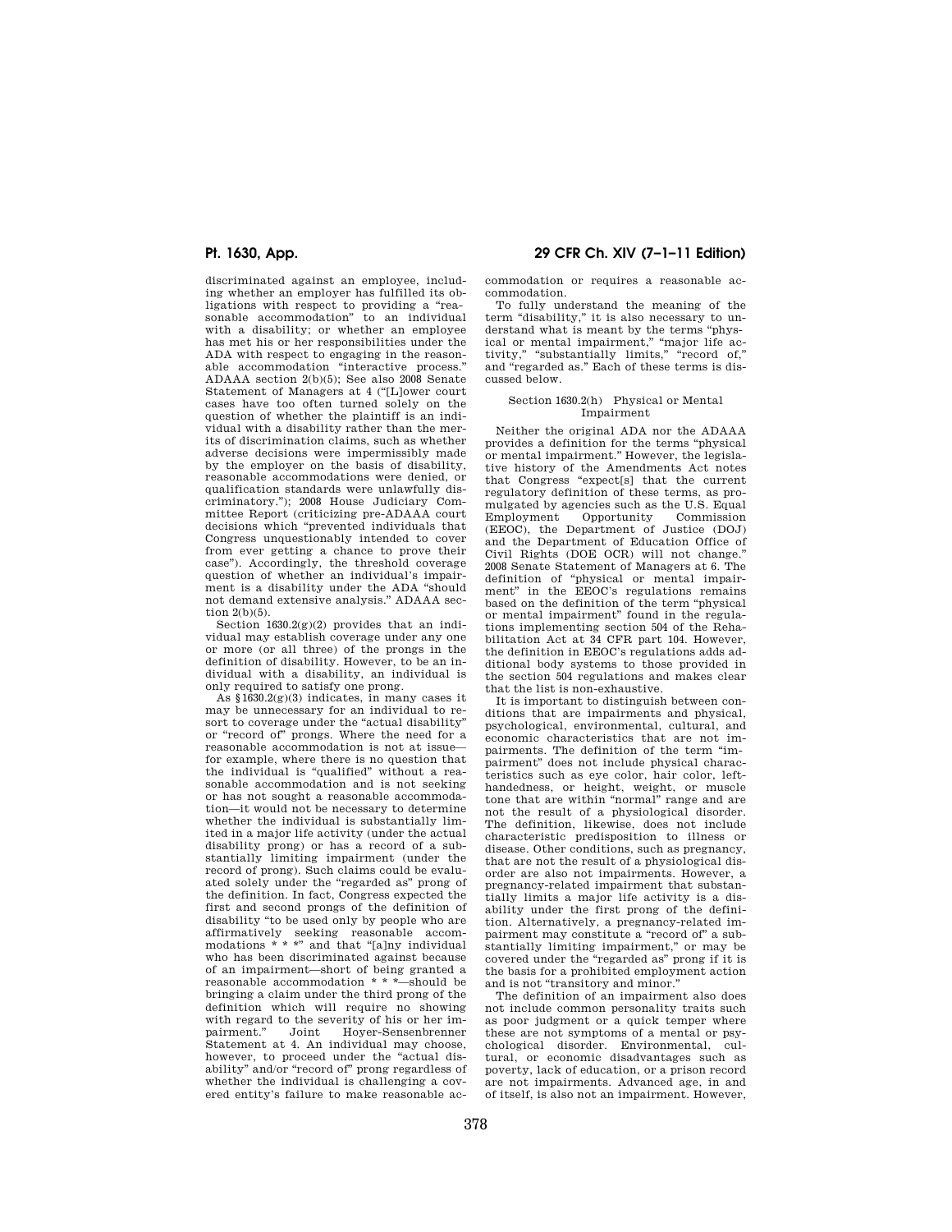discriminated against an employee, including whether an employer has fulfilled its obligations with respect to providing a "reasonable accommodation" to an individual with a disability; or whether an employee has met his or her responsibilities under the ADA with respect to engaging in the reasonable accommodation "interactive process." ADAAA section 2(b)(5); See also 2008 Senate Statement of Managers at 4 ("[L]ower court cases have too often turned solely on the question of whether the plaintiff is an individual with a disability rather than the merits of discrimination claims, such as whether adverse decisions were impermissibly made by the employer on the basis of disability, reasonable accommodations were denied, or qualification standards were unlawfully discriminatory."); 2008 House Judiciary Committee Report (criticizing pre-ADAAA court decisions which "prevented individuals that Congress unquestionably intended to cover from ever getting a chance to prove their case"). Accordingly, the threshold coverage question of whether an individual's impairment is a disability under the ADA "should not demand extensive analysis." ADAAA section 2(b)(5).

Section 1630.2(g)(2) provides that an individual may establish coverage under any one or more (or all three) of the prongs in the definition of disability. However, to be an individual with a disability, an individual is only required to satisfy one prong.

As §1630.2(g)(3) indicates, in many cases it may be unnecessary for an individual to resort to coverage under the "actual disability" or "record of" prongs. Where the need for a reasonable accommodation is not at issue—for example, where there is no question that the individual is "qualified" without a reasonable accommodation and is not seeking or has not sought a reasonable accommodation—it would not be necessary to determine whether the individual is substantially limited in a major life activity (under the actual disability prong) or has a record of a substantially limiting impairment (under the record of prong). Such claims could be evaluated solely under the "regarded as" prong of the definition. In fact, Congress expected the first and second prongs of the definition of disability "to be used only by people who are affirmatively seeking reasonable accommodations * * *" and that "[a]ny individual who has been discriminated against because of an impairment—short of being granted a reasonable accommodation * * *—should be bringing a claim under the third prong of the definition which will require no showing with regard to the severity of his or her impairment." Joint Hoyer-Sensenbrenner Statement at 4. An individual may choose, however, to proceed under the "actual disability" and/or "record of" prong regardless of whether the individual is challenging a covered entity's failure to make reasonable accommodation or requires a reasonable accommodation.

To fully understand the meaning of the term "disability," it is also necessary to understand what is meant by the terms "physical or mental impairment," "major life activity," "substantially limits," "record of," and "regarded as." Each of these terms is discussed below.

### Section 1630.2(h) Physical or Mental Impairment

Neither the original ADA nor the ADAAA provides a definition for the terms "physical or mental impairment." However, the legislative history of the Amendments Act notes that Congress "expect[s] that the current regulatory definition of these terms, as promulgated by agencies such as the U.S. Equal Employment Opportunity Commission (EEOC), the Department of Justice (DOJ) and the Department of Education Office of Civil Rights (DOE OCR) will not change." 2008 Senate Statement of Managers at 6. The definition of "physical or mental impairment" in the EEOC's regulations remains based on the definition of the term "physical or mental impairment" found in the regulations implementing section 504 of the Rehabilitation Act at 34 CFR part 104. However, the definition in EEOC's regulations adds additional body systems to those provided in the section 504 regulations and makes clear that the list is non-exhaustive.

It is important to distinguish between conditions that are impairments and physical, psychological, environmental, cultural, and economic characteristics that are not impairments. The definition of the term "impairment" does not include physical characteristics such as eye color, hair color, left-handedness, or height, weight, or muscle tone that are within "normal" range and are not the result of a physiological disorder. The definition, likewise, does not include characteristic predisposition to illness or disease. Other conditions, such as pregnancy, that are not the result of a physiological disorder are also not impairments. However, a pregnancy-related impairment that substantially limits a major life activity is a disability under the first prong of the definition. Alternatively, a pregnancy-related impairment may constitute a "record of" a substantially limiting impairment," or may be covered under the "regarded as" prong if it is the basis for a prohibited employment action and is not "transitory and minor."

The definition of an impairment also does not include common personality traits such as poor judgment or a quick temper where these are not symptoms of a mental or psychological disorder. Environmental, cultural, or economic disadvantages such as poverty, lack of education, or a prison record are not impairments. Advanced age, in and of itself, is also not an impairment. However,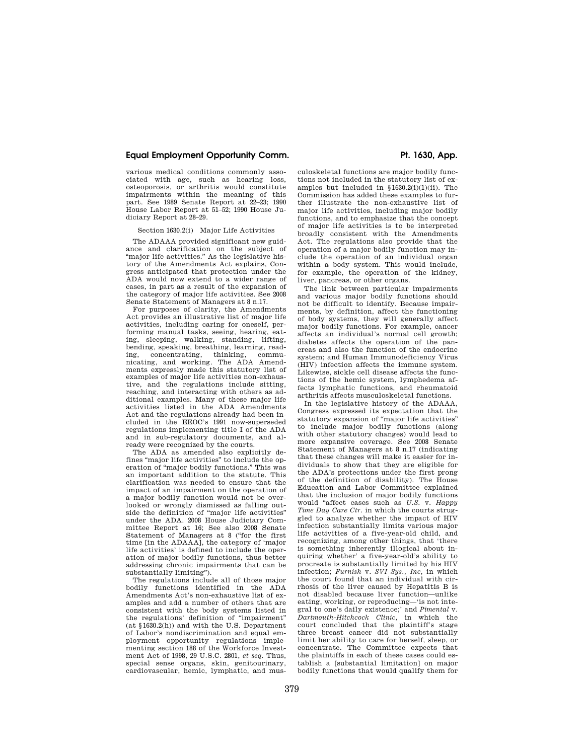various medical conditions commonly associated with age, such as hearing loss, osteoporosis, or arthritis would constitute impairments within the meaning of this part. See 1989 Senate Report at 22–23; 1990 House Labor Report at 51–52; 1990 House Judiciary Report at 28–29.

Section 1630.2(i) Major Life Activities

The ADAAA provided significant new guidance and clarification on the subject of "major life activities." As the legislative history of the Amendments Act explains, Congress anticipated that protection under the ADA would now extend to a wider range of cases, in part as a result of the expansion of the category of major life activities. See 2008 Senate Statement of Managers at 8 n.17.

For purposes of clarity, the Amendments Act provides an illustrative list of major life activities, including caring for oneself, performing manual tasks, seeing, hearing, eating, sleeping, walking, standing, lifting, bending, speaking, breathing, learning, reading, concentrating, thinking, communicating, and working. The ADA Amendments expressly made this statutory list of examples of major life activities non-exhaustive, and the regulations include sitting, reaching, and interacting with others as additional examples. Many of these major life activities listed in the ADA Amendments Act and the regulations already had been included in the EEOC's 1991 now-superseded regulations implementing title I of the ADA and in sub-regulatory documents, and already were recognized by the courts.

The ADA as amended also explicitly defines "major life activities" to include the operation of "major bodily functions." This was an important addition to the statute. This clarification was needed to ensure that the impact of an impairment on the operation of a major bodily function would not be overlooked or wrongly dismissed as falling outside the definition of "major life activities" under the ADA. 2008 House Judiciary Committee Report at 16; See also 2008 Senate Statement of Managers at 8 ("for the first time [in the ADAAA], the category of 'major life activities' is defined to include the operation of major bodily functions, thus better addressing chronic impairments that can be substantially limiting").

The regulations include all of those major bodily functions identified in the ADA Amendments Act's non-exhaustive list of examples and add a number of others that are consistent with the body systems listed in the regulations' definition of "impairment" (at §1630.2(h)) and with the U.S. Department of Labor's nondiscrimination and equal employment opportunity regulations implementing section 188 of the Workforce Investment Act of 1998, 29 U.S.C. 2801, *et seq*. Thus, special sense organs, skin, genitourinary, cardiovascular, hemic, lymphatic, and musculoskeletal functions are major bodily functions not included in the statutory list of examples but included in §1630.2(i)(1)(ii). The Commission has added these examples to further illustrate the non-exhaustive list of major life activities, including major bodily functions, and to emphasize that the concept of major life activities is to be interpreted broadly consistent with the Amendments Act. The regulations also provide that the operation of a major bodily function may include the operation of an individual organ within a body system. This would include, for example, the operation of the kidney, liver, pancreas, or other organs.

The link between particular impairments and various major bodily functions should not be difficult to identify. Because impairments, by definition, affect the functioning of body systems, they will generally affect major bodily functions. For example, cancer affects an individual's normal cell growth; diabetes affects the operation of the pancreas and also the function of the endocrine system; and Human Immunodeficiency Virus (HIV) infection affects the immune system. Likewise, sickle cell disease affects the functions of the hemic system, lymphedema affects lymphatic functions, and rheumatoid arthritis affects musculoskeletal functions.

In the legislative history of the ADAAA, Congress expressed its expectation that the statutory expansion of "major life activities" to include major bodily functions (along with other statutory changes) would lead to more expansive coverage. See 2008 Senate Statement of Managers at 8 n.17 (indicating that these changes will make it easier for individuals to show that they are eligible for the ADA's protections under the first prong of the definition of disability). The House Education and Labor Committee explained that the inclusion of major bodily functions would "affect cases such as *U.S.* v. *Happy Time Day Care Ctr.* in which the courts struggled to analyze whether the impact of HIV infection substantially limits various major life activities of a five-year-old child, and recognizing, among other things, that 'there is something inherently illogical about inquiring whether' a five-year-old's ability to procreate is substantially limited by his HIV infection; *Furnish* v. *SVI Sys., Inc*, in which the court found that an individual with cirrhosis of the liver caused by Hepatitis B is not disabled because liver function—unlike eating, working, or reproducing—'is not integral to one's daily existence;' and *Pimental* v. *Dartmouth-Hitchcock Clinic*, in which the court concluded that the plaintiff's stage three breast cancer did not substantially limit her ability to care for herself, sleep, or concentrate. The Committee expects that the plaintiffs in each of these cases could establish a [substantial limitation] on major bodily functions that would qualify them for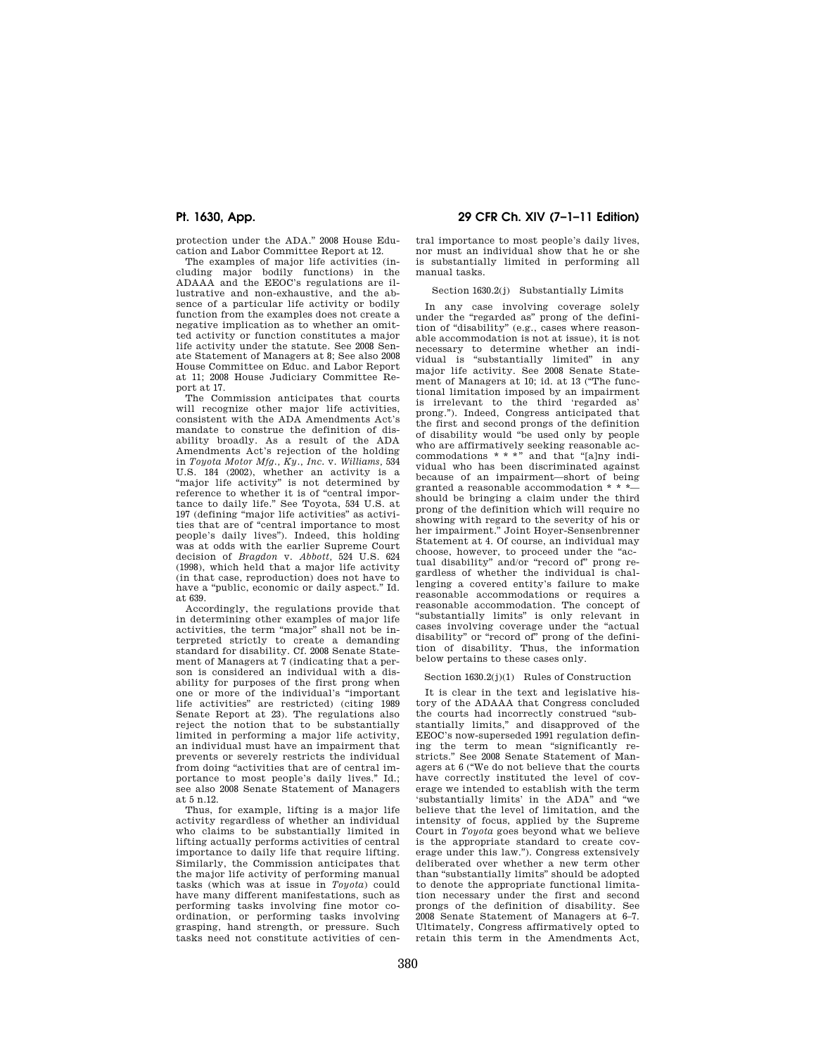protection under the ADA." 2008 House Education and Labor Committee Report at 12.

The examples of major life activities (including major bodily functions) in the ADAAA and the EEOC's regulations are illustrative and non-exhaustive, and the absence of a particular life activity or bodily function from the examples does not create a negative implication as to whether an omitted activity or function constitutes a major life activity under the statute. See 2008 Senate Statement of Managers at 8; See also 2008 House Committee on Educ. and Labor Report at 11; 2008 House Judiciary Committee Report at 17.

The Commission anticipates that courts will recognize other major life activities, consistent with the ADA Amendments Act's mandate to construe the definition of disability broadly. As a result of the ADA Amendments Act's rejection of the holding in *Toyota Motor Mfg., Ky., Inc.* v. *Williams*, 534 U.S. 184 (2002), whether an activity is a "major life activity" is not determined by reference to whether it is of "central importance to daily life." See Toyota, 534 U.S. at 197 (defining "major life activities" as activities that are of "central importance to most people's daily lives"). Indeed, this holding was at odds with the earlier Supreme Court decision of *Bragdon* v. *Abbott*, 524 U.S. 624 (1998), which held that a major life activity (in that case, reproduction) does not have to have a "public, economic or daily aspect." Id. at 639.

Accordingly, the regulations provide that in determining other examples of major life activities, the term "major" shall not be interpreted strictly to create a demanding standard for disability. Cf. 2008 Senate Statement of Managers at 7 (indicating that a person is considered an individual with a disability for purposes of the first prong when one or more of the individual's "important life activities" are restricted) (citing 1989 Senate Report at 23). The regulations also reject the notion that to be substantially limited in performing a major life activity, an individual must have an impairment that prevents or severely restricts the individual from doing "activities that are of central importance to most people's daily lives." Id.; see also 2008 Senate Statement of Managers at 5 n.12.

Thus, for example, lifting is a major life activity regardless of whether an individual who claims to be substantially limited in lifting actually performs activities of central importance to daily life that require lifting. Similarly, the Commission anticipates that the major life activity of performing manual tasks (which was at issue in *Toyota*) could have many different manifestations, such as performing tasks involving fine motor coordination, or performing tasks involving grasping, hand strength, or pressure. Such tasks need not constitute activities of central importance to most people's daily lives, nor must an individual show that he or she is substantially limited in performing all manual tasks.

Section 1630.2(j) Substantially Limits

In any case involving coverage solely under the "regarded as" prong of the definition of "disability" (e.g., cases where reasonable accommodation is not at issue), it is not necessary to determine whether an individual is "substantially limited" in any major life activity. See 2008 Senate Statement of Managers at 10; id. at 13 ("The functional limitation imposed by an impairment is irrelevant to the third 'regarded as' prong."). Indeed, Congress anticipated that the first and second prongs of the definition of disability would "be used only by people who are affirmatively seeking reasonable accommodations * * *" and that "[a]ny individual who has been discriminated against because of an impairment—short of being granted a reasonable accommodation * * *—should be bringing a claim under the third prong of the definition which will require no showing with regard to the severity of his or her impairment." Joint Hoyer-Sensenbrenner Statement at 4. Of course, an individual may choose, however, to proceed under the "actual disability" and/or "record of" prong regardless of whether the individual is challenging a covered entity's failure to make reasonable accommodations or requires a reasonable accommodation. The concept of "substantially limits" is only relevant in cases involving coverage under the "actual disability" or "record of" prong of the definition of disability. Thus, the information below pertains to these cases only.

Section 1630.2(j)(1) Rules of Construction

It is clear in the text and legislative history of the ADAAA that Congress concluded the courts had incorrectly construed "substantially limits," and disapproved of the EEOC's now-superseded 1991 regulation defining the term to mean "significantly restricts." See 2008 Senate Statement of Managers at 6 ("We do not believe that the courts have correctly instituted the level of coverage we intended to establish with the term 'substantially limits' in the ADA" and "we believe that the level of limitation, and the intensity of focus, applied by the Supreme Court in *Toyota* goes beyond what we believe is the appropriate standard to create coverage under this law."). Congress extensively deliberated over whether a new term other than "substantially limits" should be adopted to denote the appropriate functional limitation necessary under the first and second prongs of the definition of disability. See 2008 Senate Statement of Managers at 6–7. Ultimately, Congress affirmatively opted to retain this term in the Amendments Act,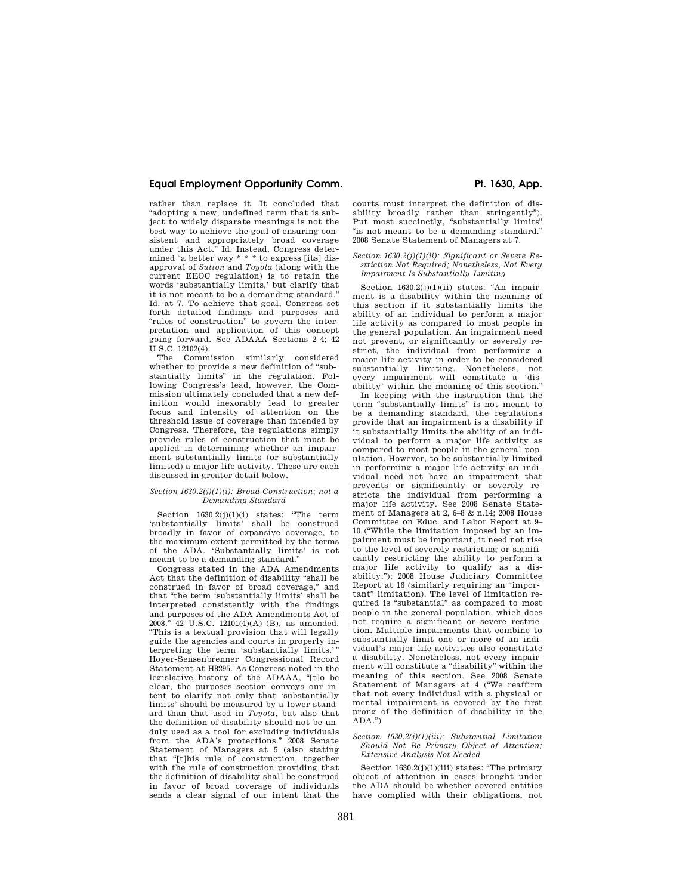rather than replace it. It concluded that "adopting a new, undefined term that is subject to widely disparate meanings is not the best way to achieve the goal of ensuring consistent and appropriately broad coverage under this Act." Id. Instead, Congress determined "a better way * * * to express [its] disapproval of *Sutton* and *Toyota* (along with the current EEOC regulation) is to retain the words 'substantially limits,' but clarify that it is not meant to be a demanding standard." Id. at 7. To achieve that goal, Congress set forth detailed findings and purposes and "rules of construction" to govern the interpretation and application of this concept going forward. See ADAAA Sections 2–4; 42 U.S.C. 12102(4).

The Commission similarly considered whether to provide a new definition of "substantially limits" in the regulation. Following Congress's lead, however, the Commission ultimately concluded that a new definition would inexorably lead to greater focus and intensity of attention on the threshold issue of coverage than intended by Congress. Therefore, the regulations simply provide rules of construction that must be applied in determining whether an impairment substantially limits (or substantially limited) a major life activity. These are each discussed in greater detail below.

*Section 1630.2(j)(1)(i): Broad Construction; not a Demanding Standard*

Section 1630.2(j)(1)(i) states: "The term 'substantially limits' shall be construed broadly in favor of expansive coverage, to the maximum extent permitted by the terms of the ADA. 'Substantially limits' is not meant to be a demanding standard."

Congress stated in the ADA Amendments Act that the definition of disability "shall be construed in favor of broad coverage," and that "the term 'substantially limits' shall be interpreted consistently with the findings and purposes of the ADA Amendments Act of 2008." 42 U.S.C. 12101(4)(A)–(B), as amended. "This is a textual provision that will legally guide the agencies and courts in properly interpreting the term 'substantially limits.'" Hoyer-Sensenbrenner Congressional Record Statement at H8295. As Congress noted in the legislative history of the ADAAA, "[t]o be clear, the purposes section conveys our intent to clarify not only that 'substantially limits' should be measured by a lower standard than that used in *Toyota*, but also that the definition of disability should not be unduly used as a tool for excluding individuals from the ADA's protections." 2008 Senate Statement of Managers at 5 (also stating that "[t]his rule of construction, together with the rule of construction providing that the definition of disability shall be construed in favor of broad coverage of individuals sends a clear signal of our intent that the courts must interpret the definition of disability broadly rather than stringently"). Put most succinctly, "substantially limits" "is not meant to be a demanding standard." 2008 Senate Statement of Managers at 7.

*Section 1630.2(j)(1)(ii): Significant or Severe Restriction Not Required; Nonetheless, Not Every Impairment Is Substantially Limiting*

Section 1630.2(j)(1)(ii) states: "An impairment is a disability within the meaning of this section if it substantially limits the ability of an individual to perform a major life activity as compared to most people in the general population. An impairment need not prevent, or significantly or severely restrict, the individual from performing a major life activity in order to be considered substantially limiting. Nonetheless, not every impairment will constitute a 'disability' within the meaning of this section."

In keeping with the instruction that the term "substantially limits" is not meant to be a demanding standard, the regulations provide that an impairment is a disability if it substantially limits the ability of an individual to perform a major life activity as compared to most people in the general population. However, to be substantially limited in performing a major life activity an individual need not have an impairment that prevents or significantly or severely restricts the individual from performing a major life activity. See 2008 Senate Statement of Managers at 2, 6–8 & n.14; 2008 House Committee on Educ. and Labor Report at 9–10 ("While the limitation imposed by an impairment must be important, it need not rise to the level of severely restricting or significantly restricting the ability to perform a major life activity to qualify as a disability."); 2008 House Judiciary Committee Report at 16 (similarly requiring an "important" limitation). The level of limitation required is "substantial" as compared to most people in the general population, which does not require a significant or severe restriction. Multiple impairments that combine to substantially limit one or more of an individual's major life activities also constitute a disability. Nonetheless, not every impairment will constitute a "disability" within the meaning of this section. See 2008 Senate Statement of Managers at 4 ("We reaffirm that not every individual with a physical or mental impairment is covered by the first prong of the definition of disability in the ADA.")

*Section 1630.2(j)(1)(iii): Substantial Limitation Should Not Be Primary Object of Attention; Extensive Analysis Not Needed*

Section 1630.2(j)(1)(iii) states: "The primary object of attention in cases brought under the ADA should be whether covered entities have complied with their obligations, not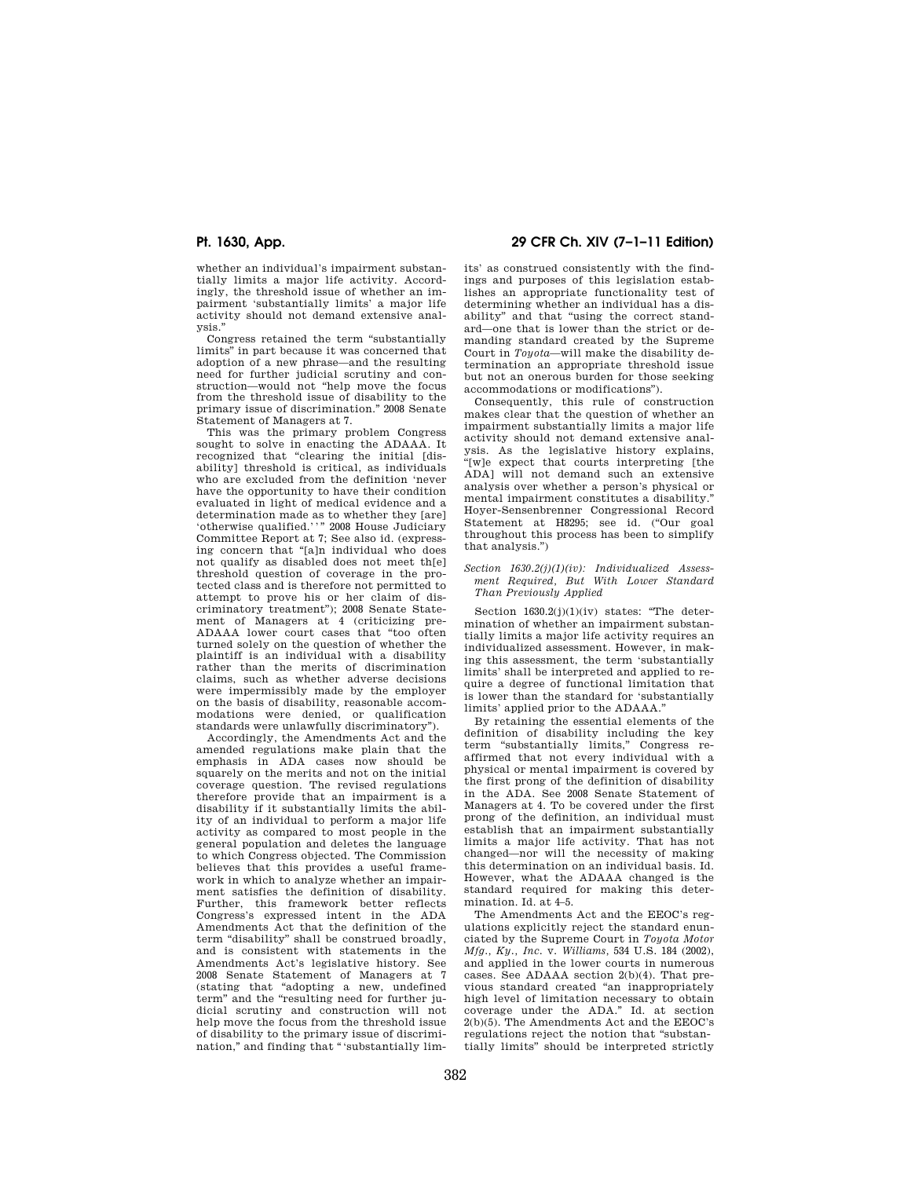whether an individual's impairment substantially limits a major life activity. Accordingly, the threshold issue of whether an impairment 'substantially limits' a major life activity should not demand extensive analysis."

Congress retained the term "substantially limits" in part because it was concerned that adoption of a new phrase—and the resulting need for further judicial scrutiny and construction—would not "help move the focus from the threshold issue of disability to the primary issue of discrimination." 2008 Senate Statement of Managers at 7.

This was the primary problem Congress sought to solve in enacting the ADAAA. It recognized that "clearing the initial [disability] threshold is critical, as individuals who are excluded from the definition 'never have the opportunity to have their condition evaluated in light of medical evidence and a determination made as to whether they [are] 'otherwise qualified.'' " 2008 House Judiciary Committee Report at 7; See also id. (expressing concern that "[a]n individual who does not qualify as disabled does not meet th[e] threshold question of coverage in the protected class and is therefore not permitted to attempt to prove his or her claim of discriminatory treatment"); 2008 Senate Statement of Managers at 4 (criticizing pre-ADAAA lower court cases that "too often turned solely on the question of whether the plaintiff is an individual with a disability rather than the merits of discrimination claims, such as whether adverse decisions were impermissibly made by the employer on the basis of disability, reasonable accommodations were denied, or qualification standards were unlawfully discriminatory").

Accordingly, the Amendments Act and the amended regulations make plain that the emphasis in ADA cases now should be squarely on the merits and not on the initial coverage question. The revised regulations therefore provide that an impairment is a disability if it substantially limits the ability of an individual to perform a major life activity as compared to most people in the general population and deletes the language to which Congress objected. The Commission believes that this provides a useful framework in which to analyze whether an impairment satisfies the definition of disability. Further, this framework better reflects Congress's expressed intent in the ADA Amendments Act that the definition of the term "disability" shall be construed broadly, and is consistent with statements in the Amendments Act's legislative history. See 2008 Senate Statement of Managers at 7 (stating that "adopting a new, undefined term" and the "resulting need for further judicial scrutiny and construction will not help move the focus from the threshold issue of disability to the primary issue of discrimination," and finding that " 'substantially limits' as construed consistently with the findings and purposes of this legislation establishes an appropriate functionality test of determining whether an individual has a disability" and that "using the correct standard—one that is lower than the strict or demanding standard created by the Supreme Court in *Toyota*—will make the disability determination an appropriate threshold issue but not an onerous burden for those seeking accommodations or modifications").

Consequently, this rule of construction makes clear that the question of whether an impairment substantially limits a major life activity should not demand extensive analysis. As the legislative history explains, "[w]e expect that courts interpreting [the ADA] will not demand such an extensive analysis over whether a person's physical or mental impairment constitutes a disability." Hoyer-Sensenbrenner Congressional Record Statement at H8295; see id. ("Our goal throughout this process has been to simplify that analysis.")

*Section 1630.2(j)(1)(iv): Individualized Assessment Required, But With Lower Standard Than Previously Applied*

Section 1630.2(j)(1)(iv) states: "The determination of whether an impairment substantially limits a major life activity requires an individualized assessment. However, in making this assessment, the term 'substantially limits' shall be interpreted and applied to require a degree of functional limitation that is lower than the standard for 'substantially limits' applied prior to the ADAAA."

By retaining the essential elements of the definition of disability including the key term "substantially limits," Congress reaffirmed that not every individual with a physical or mental impairment is covered by the first prong of the definition of disability in the ADA. See 2008 Senate Statement of Managers at 4. To be covered under the first prong of the definition, an individual must establish that an impairment substantially limits a major life activity. That has not changed—nor will the necessity of making this determination on an individual basis. Id. However, what the ADAAA changed is the standard required for making this determination. Id. at 4–5.

The Amendments Act and the EEOC's regulations explicitly reject the standard enunciated by the Supreme Court in *Toyota Motor Mfg., Ky., Inc.* v. *Williams*, 534 U.S. 184 (2002), and applied in the lower courts in numerous cases. See ADAAA section 2(b)(4). That previous standard created "an inappropriately high level of limitation necessary to obtain coverage under the ADA." Id. at section 2(b)(5). The Amendments Act and the EEOC's regulations reject the notion that "substantially limits" should be interpreted strictly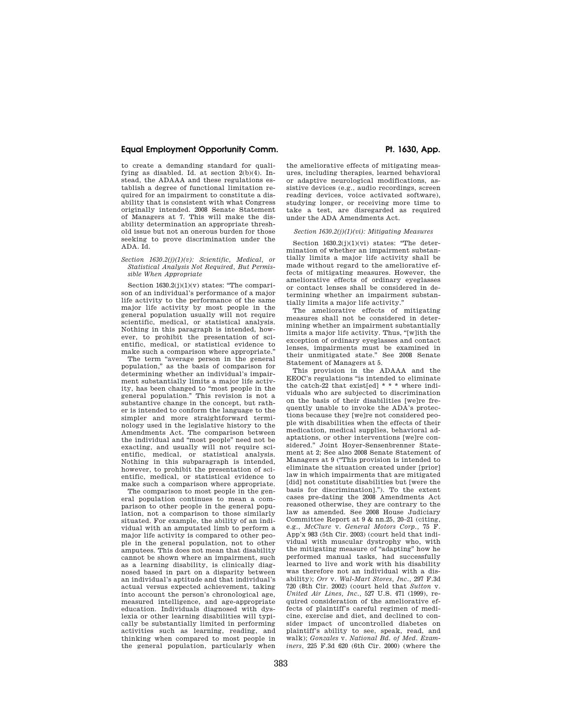to create a demanding standard for qualifying as disabled. Id. at section 2(b)(4). Instead, the ADAAA and these regulations establish a degree of functional limitation required for an impairment to constitute a disability that is consistent with what Congress originally intended. 2008 Senate Statement of Managers at 7. This will make the disability determination an appropriate threshold issue but not an onerous burden for those seeking to prove discrimination under the ADA. Id.

*Section 1630.2(j)(1)(v): Scientific, Medical, or Statistical Analysis Not Required, But Permissible When Appropriate*

Section 1630.2(j)(1)(v) states: "The comparison of an individual's performance of a major life activity to the performance of the same major life activity by most people in the general population usually will not require scientific, medical, or statistical analysis. Nothing in this paragraph is intended, however, to prohibit the presentation of scientific, medical, or statistical evidence to make such a comparison where appropriate."

The term "average person in the general population," as the basis of comparison for determining whether an individual's impairment substantially limits a major life activity, has been changed to "most people in the general population." This revision is not a substantive change in the concept, but rather is intended to conform the language to the simpler and more straightforward terminology used in the legislative history to the Amendments Act. The comparison between the individual and "most people" need not be exacting, and usually will not require scientific, medical, or statistical analysis. Nothing in this subparagraph is intended, however, to prohibit the presentation of scientific, medical, or statistical evidence to make such a comparison where appropriate.

The comparison to most people in the general population continues to mean a comparison to other people in the general population, not a comparison to those similarly situated. For example, the ability of an individual with an amputated limb to perform a major life activity is compared to other people in the general population, not to other amputees. This does not mean that disability cannot be shown where an impairment, such as a learning disability, is clinically diagnosed based in part on a disparity between an individual's aptitude and that individual's actual versus expected achievement, taking into account the person's chronological age, measured intelligence, and age-appropriate education. Individuals diagnosed with dyslexia or other learning disabilities will typically be substantially limited in performing activities such as learning, reading, and thinking when compared to most people in the general population, particularly when the ameliorative effects of mitigating measures, including therapies, learned behavioral or adaptive neurological modifications, assistive devices (e.g., audio recordings, screen reading devices, voice activated software), studying longer, or receiving more time to take a test, are disregarded as required under the ADA Amendments Act.

*Section 1630.2(j)(1)(vi): Mitigating Measures*

Section 1630.2(j)(1)(vi) states: "The determination of whether an impairment substantially limits a major life activity shall be made without regard to the ameliorative effects of mitigating measures. However, the ameliorative effects of ordinary eyeglasses or contact lenses shall be considered in determining whether an impairment substantially limits a major life activity."

The ameliorative effects of mitigating measures shall not be considered in determining whether an impairment substantially limits a major life activity. Thus, "[w]ith the exception of ordinary eyeglasses and contact lenses, impairments must be examined in their unmitigated state." See 2008 Senate Statement of Managers at 5.

This provision in the ADAAA and the EEOC's regulations "is intended to eliminate the catch-22 that exist[ed] * * * where individuals who are subjected to discrimination on the basis of their disabilities [we]re frequently unable to invoke the ADA's protections because they [we]re not considered people with disabilities when the effects of their medication, medical supplies, behavioral adaptations, or other interventions [we]re considered." Joint Hoyer-Sensenbrenner Statement at 2; See also 2008 Senate Statement of Managers at 9 ("This provision is intended to eliminate the situation created under [prior] law in which impairments that are mitigated [did] not constitute disabilities but [were the basis for discrimination]."). To the extent cases pre-dating the 2008 Amendments Act reasoned otherwise, they are contrary to the law as amended. See 2008 House Judiciary Committee Report at 9 & nn.25, 20–21 (citing, e.g., *McClure* v. *General Motors Corp.*, 75 F. App'x 983 (5th Cir. 2003) (court held that individual with muscular dystrophy who, with the mitigating measure of "adapting" how he performed manual tasks, had successfully learned to live and work with his disability was therefore not an individual with a disability); *Orr* v. *Wal-Mart Stores, Inc.*, 297 F.3d 720 (8th Cir. 2002) (court held that *Sutton* v. *United Air Lines, Inc.*, 527 U.S. 471 (1999), required consideration of the ameliorative effects of plaintiff's careful regimen of medicine, exercise and diet, and declined to consider impact of uncontrolled diabetes on plaintiff's ability to see, speak, read, and walk); *Gonzales* v. *National Bd. of Med. Examiners*, 225 F.3d 620 (6th Cir. 2000) (where the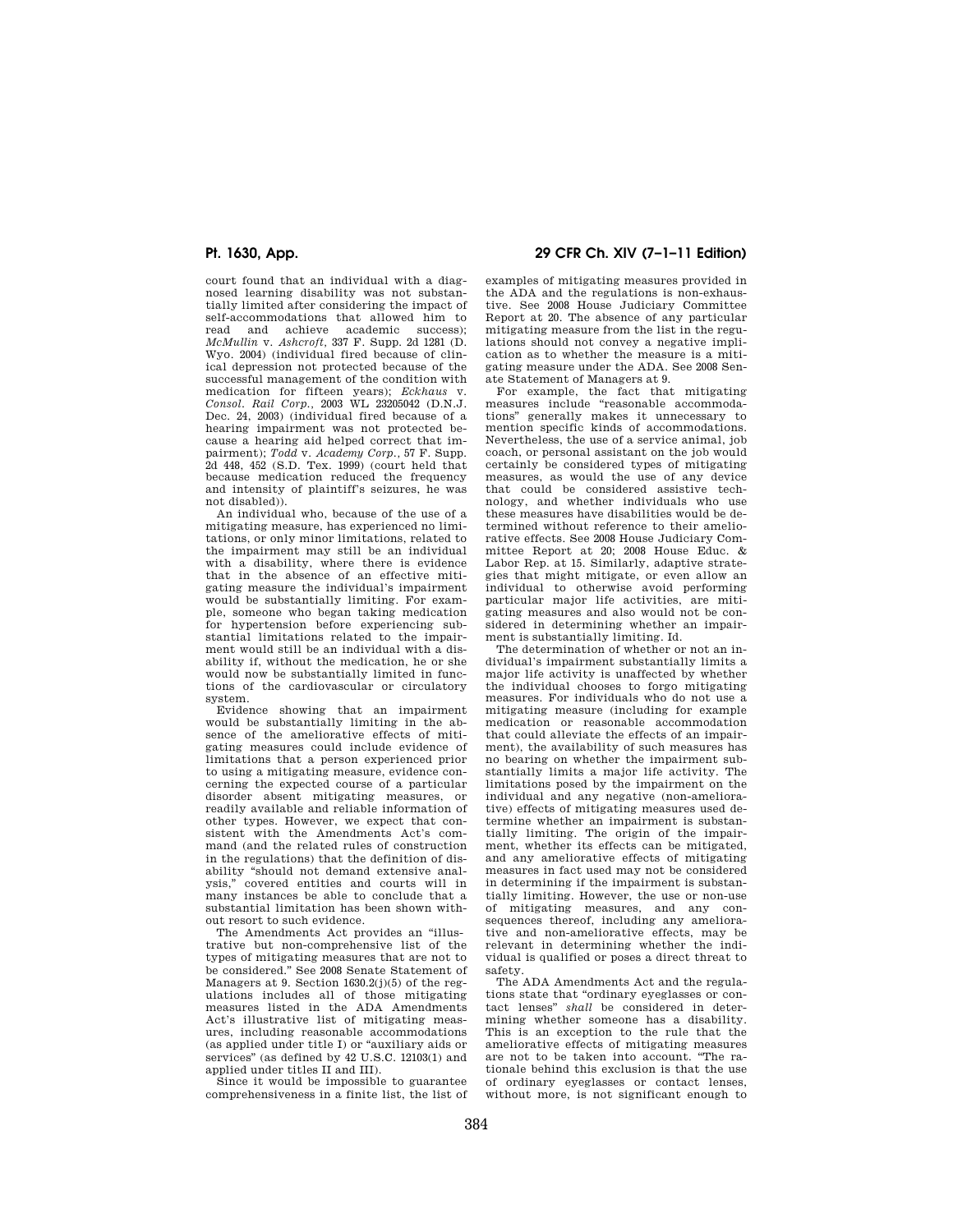court found that an individual with a diagnosed learning disability was not substantially limited after considering the impact of self-accommodations that allowed him to read and achieve academic success); *McMullin* v. *Ashcroft*, 337 F. Supp. 2d 1281 (D. Wyo. 2004) (individual fired because of clinical depression not protected because of the successful management of the condition with medication for fifteen years); *Eckhaus* v. *Consol. Rail Corp.*, 2003 WL 23205042 (D.N.J. Dec. 24, 2003) (individual fired because of a hearing impairment was not protected because a hearing aid helped correct that impairment); *Todd* v. *Academy Corp.*, 57 F. Supp. 2d 448, 452 (S.D. Tex. 1999) (court held that because medication reduced the frequency and intensity of plaintiff's seizures, he was not disabled)).

An individual who, because of the use of a mitigating measure, has experienced no limitations, or only minor limitations, related to the impairment may still be an individual with a disability, where there is evidence that in the absence of an effective mitigating measure the individual's impairment would be substantially limiting. For example, someone who began taking medication for hypertension before experiencing substantial limitations related to the impairment would still be an individual with a disability if, without the medication, he or she would now be substantially limited in functions of the cardiovascular or circulatory system.

Evidence showing that an impairment would be substantially limiting in the absence of the ameliorative effects of mitigating measures could include evidence of limitations that a person experienced prior to using a mitigating measure, evidence concerning the expected course of a particular disorder absent mitigating measures, or readily available and reliable information of other types. However, we expect that consistent with the Amendments Act's command (and the related rules of construction in the regulations) that the definition of disability "should not demand extensive analysis," covered entities and courts will in many instances be able to conclude that a substantial limitation has been shown without resort to such evidence.

The Amendments Act provides an "illustrative but non-comprehensive list of the types of mitigating measures that are not to be considered." See 2008 Senate Statement of Managers at 9. Section 1630.2(j)(5) of the regulations includes all of those mitigating measures listed in the ADA Amendments Act's illustrative list of mitigating measures, including reasonable accommodations (as applied under title I) or "auxiliary aids or services" (as defined by 42 U.S.C. 12103(1) and applied under titles II and III).

Since it would be impossible to guarantee comprehensiveness in a finite list, the list of examples of mitigating measures provided in the ADA and the regulations is non-exhaustive. See 2008 House Judiciary Committee Report at 20. The absence of any particular mitigating measure from the list in the regulations should not convey a negative implication as to whether the measure is a mitigating measure under the ADA. See 2008 Senate Statement of Managers at 9.

For example, the fact that mitigating measures include "reasonable accommodations" generally makes it unnecessary to mention specific kinds of accommodations. Nevertheless, the use of a service animal, job coach, or personal assistant on the job would certainly be considered types of mitigating measures, as would the use of any device that could be considered assistive technology, and whether individuals who use these measures have disabilities would be determined without reference to their ameliorative effects. See 2008 House Judiciary Committee Report at 20; 2008 House Educ. & Labor Rep. at 15. Similarly, adaptive strategies that might mitigate, or even allow an individual to otherwise avoid performing particular major life activities, are mitigating measures and also would not be considered in determining whether an impairment is substantially limiting. Id.

The determination of whether or not an individual's impairment substantially limits a major life activity is unaffected by whether the individual chooses to forgo mitigating measures. For individuals who do not use a mitigating measure (including for example medication or reasonable accommodation that could alleviate the effects of an impairment), the availability of such measures has no bearing on whether the impairment substantially limits a major life activity. The limitations posed by the impairment on the individual and any negative (non-ameliorative) effects of mitigating measures used determine whether an impairment is substantially limiting. The origin of the impairment, whether its effects can be mitigated, and any ameliorative effects of mitigating measures in fact used may not be considered in determining if the impairment is substantially limiting. However, the use or non-use of mitigating measures, and any consequences thereof, including any ameliorative and non-ameliorative effects, may be relevant in determining whether the individual is qualified or poses a direct threat to safety.

The ADA Amendments Act and the regulations state that "ordinary eyeglasses or contact lenses" *shall* be considered in determining whether someone has a disability. This is an exception to the rule that the ameliorative effects of mitigating measures are not to be taken into account. "The rationale behind this exclusion is that the use of ordinary eyeglasses or contact lenses, without more, is not significant enough to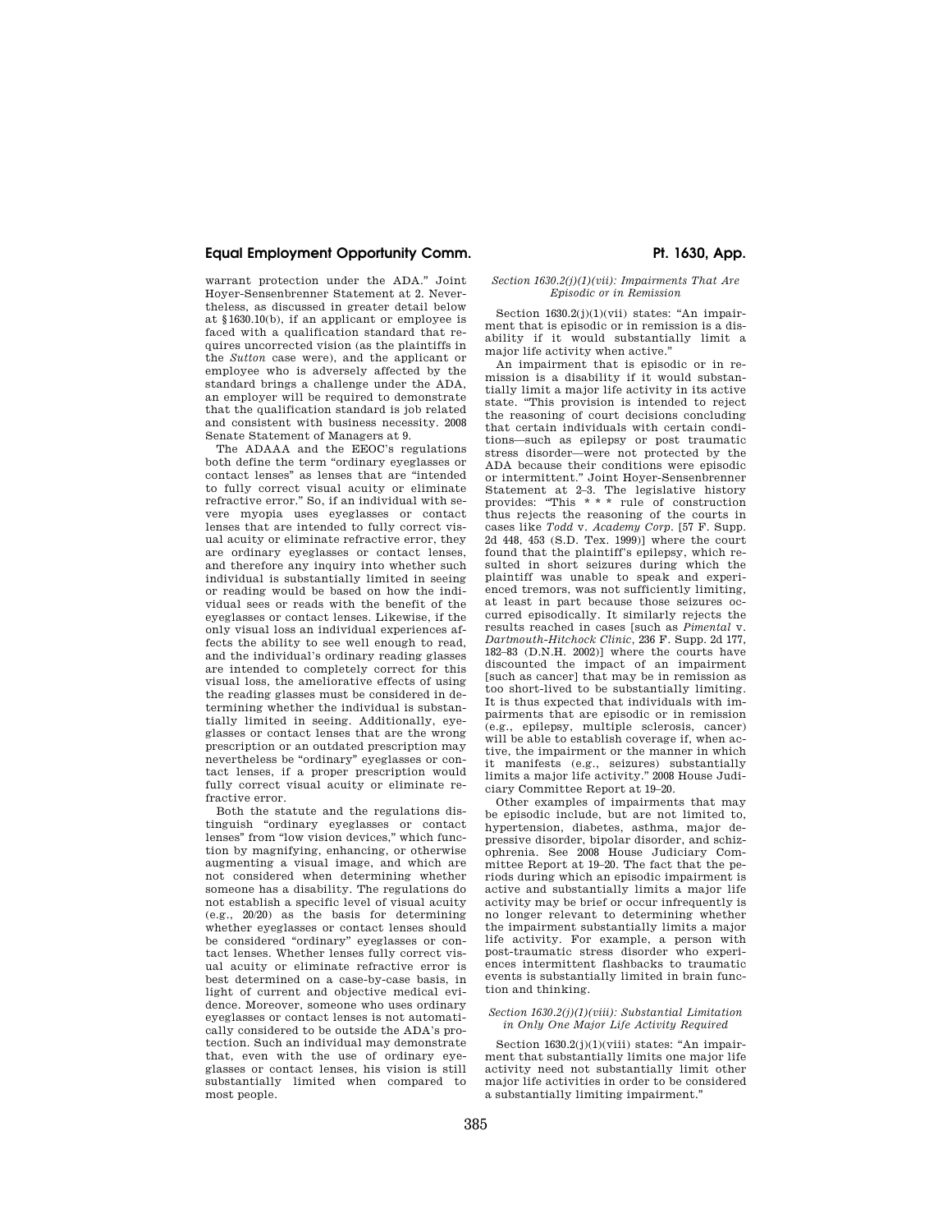warrant protection under the ADA." Joint Hoyer-Sensenbrenner Statement at 2. Nevertheless, as discussed in greater detail below at §1630.10(b), if an applicant or employee is faced with a qualification standard that requires uncorrected vision (as the plaintiffs in the *Sutton* case were), and the applicant or employee who is adversely affected by the standard brings a challenge under the ADA, an employer will be required to demonstrate that the qualification standard is job related and consistent with business necessity. 2008 Senate Statement of Managers at 9.

The ADAAA and the EEOC's regulations both define the term "ordinary eyeglasses or contact lenses" as lenses that are "intended to fully correct visual acuity or eliminate refractive error." So, if an individual with severe myopia uses eyeglasses or contact lenses that are intended to fully correct visual acuity or eliminate refractive error, they are ordinary eyeglasses or contact lenses, and therefore any inquiry into whether such individual is substantially limited in seeing or reading would be based on how the individual sees or reads with the benefit of the eyeglasses or contact lenses. Likewise, if the only visual loss an individual experiences affects the ability to see well enough to read, and the individual's ordinary reading glasses are intended to completely correct for this visual loss, the ameliorative effects of using the reading glasses must be considered in determining whether the individual is substantially limited in seeing. Additionally, eyeglasses or contact lenses that are the wrong prescription or an outdated prescription may nevertheless be "ordinary" eyeglasses or contact lenses, if a proper prescription would fully correct visual acuity or eliminate refractive error.

Both the statute and the regulations distinguish "ordinary eyeglasses or contact lenses" from "low vision devices," which function by magnifying, enhancing, or otherwise augmenting a visual image, and which are not considered when determining whether someone has a disability. The regulations do not establish a specific level of visual acuity (e.g., 20/20) as the basis for determining whether eyeglasses or contact lenses should be considered "ordinary" eyeglasses or contact lenses. Whether lenses fully correct visual acuity or eliminate refractive error is best determined on a case-by-case basis, in light of current and objective medical evidence. Moreover, someone who uses ordinary eyeglasses or contact lenses is not automatically considered to be outside the ADA's protection. Such an individual may demonstrate that, even with the use of ordinary eyeglasses or contact lenses, his vision is still substantially limited when compared to most people.

*Section 1630.2(j)(1)(vii): Impairments That Are Episodic or in Remission*

Section 1630.2(j)(1)(vii) states: "An impairment that is episodic or in remission is a disability if it would substantially limit a major life activity when active."

An impairment that is episodic or in remission is a disability if it would substantially limit a major life activity in its active state. "This provision is intended to reject the reasoning of court decisions concluding that certain individuals with certain conditions—such as epilepsy or post traumatic stress disorder—were not protected by the ADA because their conditions were episodic or intermittent." Joint Hoyer-Sensenbrenner Statement at 2–3. The legislative history provides: "This * * * rule of construction thus rejects the reasoning of the courts in cases like *Todd* v. *Academy Corp.* [57 F. Supp. 2d 448, 453 (S.D. Tex. 1999)] where the court found that the plaintiff's epilepsy, which resulted in short seizures during which the plaintiff was unable to speak and experienced tremors, was not sufficiently limiting, at least in part because those seizures occurred episodically. It similarly rejects the results reached in cases [such as *Pimental* v. *Dartmouth-Hitchock Clinic*, 236 F. Supp. 2d 177, 182–83 (D.N.H. 2002)] where the courts have discounted the impact of an impairment [such as cancer] that may be in remission as too short-lived to be substantially limiting. It is thus expected that individuals with impairments that are episodic or in remission (e.g., epilepsy, multiple sclerosis, cancer) will be able to establish coverage if, when active, the impairment or the manner in which it manifests (e.g., seizures) substantially limits a major life activity." 2008 House Judiciary Committee Report at 19–20.

Other examples of impairments that may be episodic include, but are not limited to, hypertension, diabetes, asthma, major depressive disorder, bipolar disorder, and schizophrenia. See 2008 House Judiciary Committee Report at 19–20. The fact that the periods during which an episodic impairment is active and substantially limits a major life activity may be brief or occur infrequently is no longer relevant to determining whether the impairment substantially limits a major life activity. For example, a person with post-traumatic stress disorder who experiences intermittent flashbacks to traumatic events is substantially limited in brain function and thinking.

*Section 1630.2(j)(1)(viii): Substantial Limitation in Only One Major Life Activity Required*

Section 1630.2(j)(1)(viii) states: "An impairment that substantially limits one major life activity need not substantially limit other major life activities in order to be considered a substantially limiting impairment."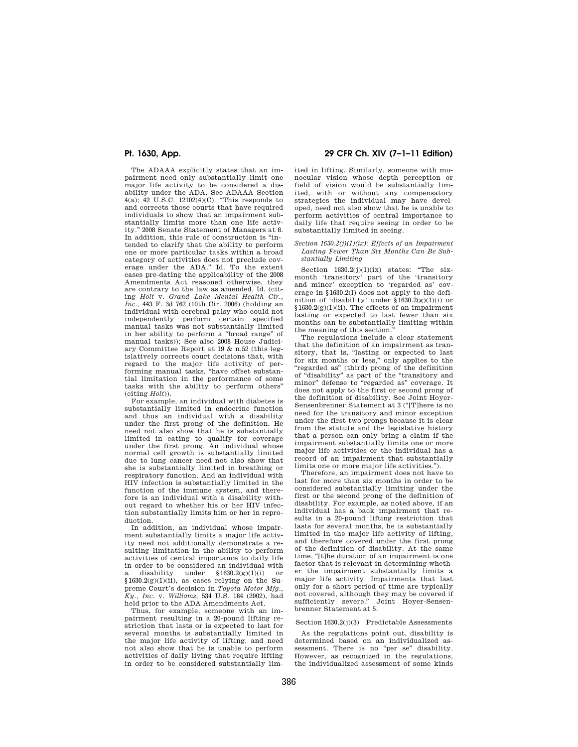The ADAAA explicitly states that an impairment need only substantially limit one major life activity to be considered a disability under the ADA. See ADAAA Section 4(a); 42 U.S.C. 12102(4)(C). "This responds to and corrects those courts that have required individuals to show that an impairment substantially limits more than one life activity." 2008 Senate Statement of Managers at 8. In addition, this rule of construction is "intended to clarify that the ability to perform one or more particular tasks within a broad category of activities does not preclude coverage under the ADA." Id. To the extent cases pre-dating the applicability of the 2008 Amendments Act reasoned otherwise, they are contrary to the law as amended. Id. (citing *Holt* v. *Grand Lake Mental Health Ctr., Inc.*, 443 F. 3d 762 (10th Cir. 2006) (holding an individual with cerebral palsy who could not independently perform certain specified manual tasks was not substantially limited in her ability to perform a "broad range" of manual tasks)); See also 2008 House Judiciary Committee Report at 19 & n.52 (this legislatively corrects court decisions that, with regard to the major life activity of performing manual tasks, "have offset substantial limitation in the performance of some tasks with the ability to perform others" (citing *Holt*)).

For example, an individual with diabetes is substantially limited in endocrine function and thus an individual with a disability under the first prong of the definition. He need not also show that he is substantially limited in eating to qualify for coverage under the first prong. An individual whose normal cell growth is substantially limited due to lung cancer need not also show that she is substantially limited in breathing or respiratory function. And an individual with HIV infection is substantially limited in the function of the immune system, and therefore is an individual with a disability without regard to whether his or her HIV infection substantially limits him or her in reproduction.

In addition, an individual whose impairment substantially limits a major life activity need not additionally demonstrate a resulting limitation in the ability to perform activities of central importance to daily life in order to be considered an individual with a disability under §1630.2(g)(1)(i) or §1630.2(g)(1)(ii), as cases relying on the Supreme Court's decision in *Toyota Motor Mfg., Ky., Inc.* v. *Williams*, 534 U.S. 184 (2002), had held prior to the ADA Amendments Act.

Thus, for example, someone with an impairment resulting in a 20-pound lifting restriction that lasts or is expected to last for several months is substantially limited in the major life activity of lifting, and need not also show that he is unable to perform activities of daily living that require lifting in order to be considered substantially limited in lifting. Similarly, someone with monocular vision whose depth perception or field of vision would be substantially limited, with or without any compensatory strategies the individual may have developed, need not also show that he is unable to perform activities of central importance to daily life that require seeing in order to be substantially limited in seeing.

### *Section 1630.2(j)(1)(ix): Effects of an Impairment Lasting Fewer Than Six Months Can Be Substantially Limiting*

Section 1630.2(j)(1)(ix) states: "The six-month 'transitory' part of the 'transitory and minor' exception to 'regarded as' coverage in §1630.2(l) does not apply to the definition of 'disability' under §1630.2(g)(1)(i) or §1630.2(g)(1)(ii). The effects of an impairment lasting or expected to last fewer than six months can be substantially limiting within the meaning of this section."

The regulations include a clear statement that the definition of an impairment as transitory, that is, "lasting or expected to last for six months or less," only applies to the "regarded as" (third) prong of the definition of "disability" as part of the "transitory and minor" defense to "regarded as" coverage. It does not apply to the first or second prong of the definition of disability. See Joint Hoyer-Sensenbrenner Statement at 3 ("[T]here is no need for the transitory and minor exception under the first two prongs because it is clear from the statute and the legislative history that a person can only bring a claim if the impairment substantially limits one or more major life activities or the individual has a record of an impairment that substantially limits one or more major life activities.").

Therefore, an impairment does not have to last for more than six months in order to be considered substantially limiting under the first or the second prong of the definition of disability. For example, as noted above, if an individual has a back impairment that results in a 20-pound lifting restriction that lasts for several months, he is substantially limited in the major life activity of lifting, and therefore covered under the first prong of the definition of disability. At the same time, "[t]he duration of an impairment is one factor that is relevant in determining whether the impairment substantially limits a major life activity. Impairments that last only for a short period of time are typically not covered, although they may be covered if sufficiently severe." Joint Hoyer-Sensenbrenner Statement at 5.

### Section 1630.2(j)(3) Predictable Assessments

As the regulations point out, disability is determined based on an individualized assessment. There is no "per se" disability. However, as recognized in the regulations, the individualized assessment of some kinds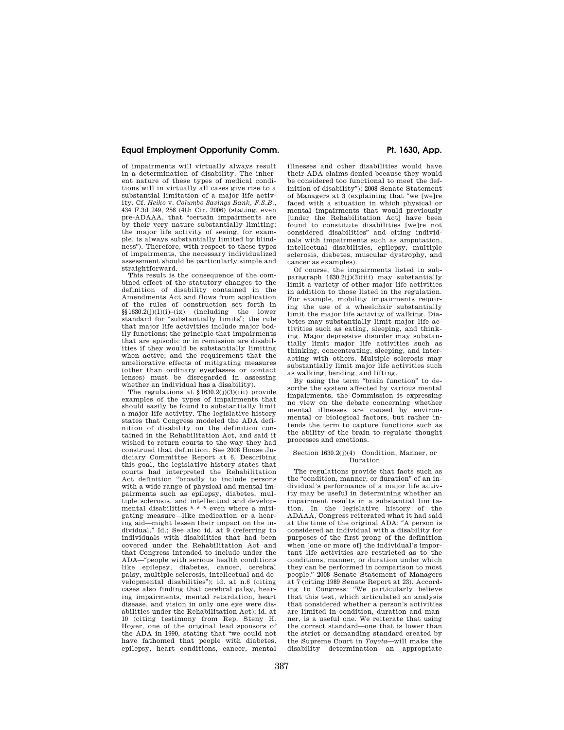of impairments will virtually always result in a determination of disability. The inherent nature of these types of medical conditions will in virtually all cases give rise to a substantial limitation of a major life activity. Cf. *Heiko* v. *Columbo Savings Bank, F.S.B.*, 434 F.3d 249, 256 (4th Cir. 2006) (stating, even pre-ADAAA, that "certain impairments are by their very nature substantially limiting: the major life activity of seeing, for example, is always substantially limited by blindness"). Therefore, with respect to these types of impairments, the necessary individualized assessment should be particularly simple and straightforward.

This result is the consequence of the combined effect of the statutory changes to the definition of disability contained in the Amendments Act and flows from application of the rules of construction set forth in §§1630.2(j)(1)(i)–(ix) (including the lower standard for "substantially limits"; the rule that major life activities include major bodily functions; the principle that impairments that are episodic or in remission are disabilities if they would be substantially limiting when active; and the requirement that the ameliorative effects of mitigating measures (other than ordinary eyeglasses or contact lenses) must be disregarded in assessing whether an individual has a disability).

The regulations at §1630.2(j)(3)(iii) provide examples of the types of impairments that should easily be found to substantially limit a major life activity. The legislative history states that Congress modeled the ADA definition of disability on the definition contained in the Rehabilitation Act, and said it wished to return courts to the way they had construed that definition. See 2008 House Judiciary Committee Report at 6. Describing this goal, the legislative history states that courts had interpreted the Rehabilitation Act definition "broadly to include persons with a wide range of physical and mental impairments such as epilepsy, diabetes, multiple sclerosis, and intellectual and developmental disabilities * * * even where a mitigating measure—like medication or a hearing aid—might lessen their impact on the individual." Id.; See also id. at 9 (referring to individuals with disabilities that had been covered under the Rehabilitation Act and that Congress intended to include under the ADA—"people with serious health conditions like epilepsy, diabetes, cancer, cerebral palsy, multiple sclerosis, intellectual and developmental disabilities"); id. at n.6 (citing cases also finding that cerebral palsy, hearing impairments, mental retardation, heart disease, and vision in only one eye were disabilities under the Rehabilitation Act); id. at 10 (citing testimony from Rep. Steny H. Hoyer, one of the original lead sponsors of the ADA in 1990, stating that "we could not have fathomed that people with diabetes, epilepsy, heart conditions, cancer, mental illnesses and other disabilities would have their ADA claims denied because they would be considered too functional to meet the definition of disability"); 2008 Senate Statement of Managers at 3 (explaining that "we [we]re faced with a situation in which physical or mental impairments that would previously [under the Rehabilitation Act] have been found to constitute disabilities [we]re not considered disabilities" and citing individuals with impairments such as amputation, intellectual disabilities, epilepsy, multiple sclerosis, diabetes, muscular dystrophy, and cancer as examples).

Of course, the impairments listed in subparagraph 1630.2(j)(3)(iii) may substantially limit a variety of other major life activities in addition to those listed in the regulation. For example, mobility impairments requiring the use of a wheelchair substantially limit the major life activity of walking. Diabetes may substantially limit major life activities such as eating, sleeping, and thinking. Major depressive disorder may substantially limit major life activities such as thinking, concentrating, sleeping, and interacting with others. Multiple sclerosis may substantially limit major life activities such as walking, bending, and lifting.

By using the term "brain function" to describe the system affected by various mental impairments, the Commission is expressing no view on the debate concerning whether mental illnesses are caused by environmental or biological factors, but rather intends the term to capture functions such as the ability of the brain to regulate thought processes and emotions.

### Section 1630.2(j)(4) Condition, Manner, or Duration

The regulations provide that facts such as the "condition, manner, or duration" of an individual's performance of a major life activity may be useful in determining whether an impairment results in a substantial limitation. In the legislative history of the ADAAA, Congress reiterated what it had said at the time of the original ADA: "A person is considered an individual with a disability for purposes of the first prong of the definition when [one or more of] the individual's important life activities are restricted as to the conditions, manner, or duration under which they can be performed in comparison to most people." 2008 Senate Statement of Managers at 7 (citing 1989 Senate Report at 23). According to Congress: "We particularly believe that this test, which articulated an analysis that considered whether a person's activities are limited in condition, duration and manner, is a useful one. We reiterate that using the correct standard—one that is lower than the strict or demanding standard created by the Supreme Court in *Toyota*—will make the disability determination an appropriate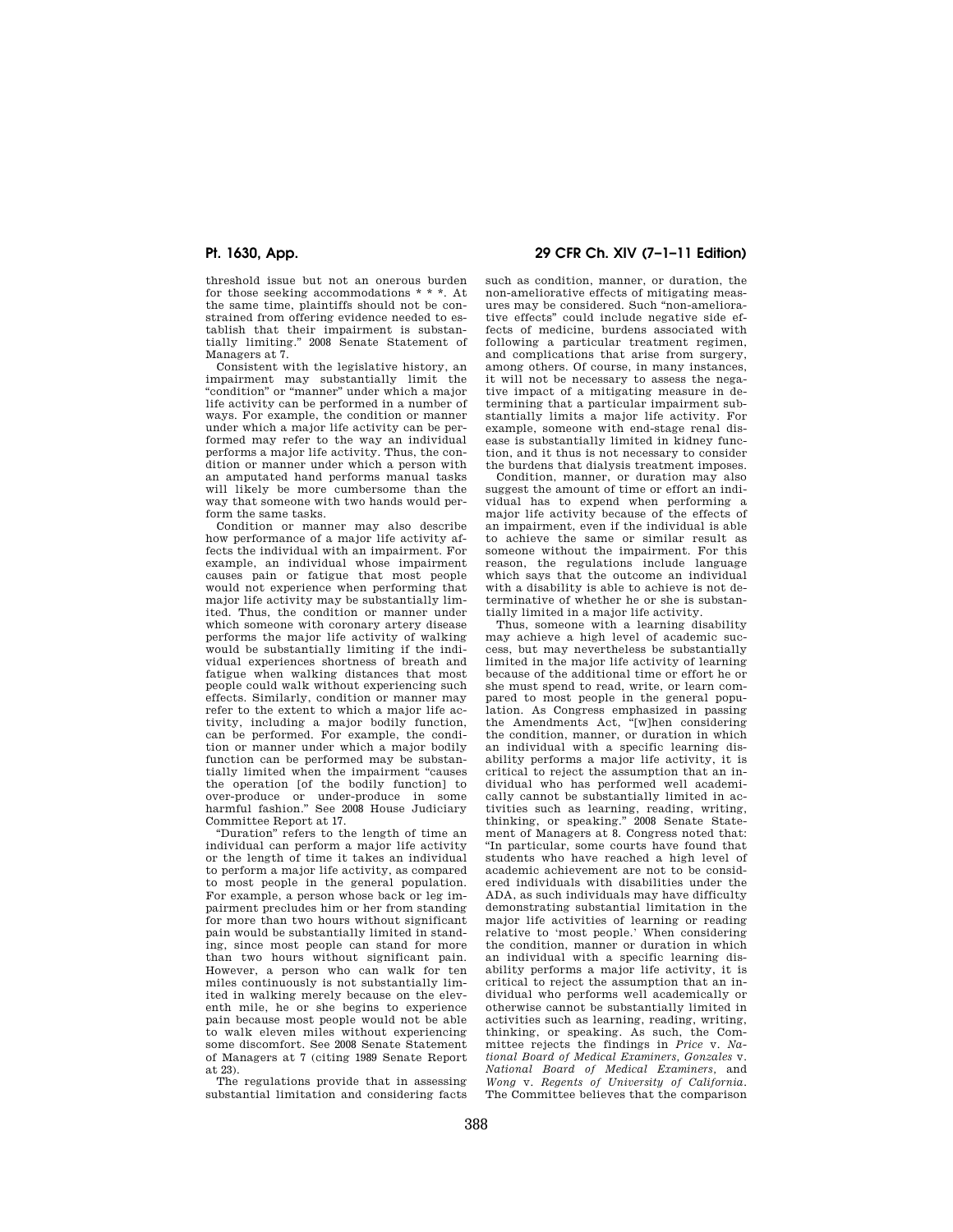threshold issue but not an onerous burden for those seeking accommodations * * *. At the same time, plaintiffs should not be constrained from offering evidence needed to establish that their impairment is substantially limiting." 2008 Senate Statement of Managers at 7.

Consistent with the legislative history, an impairment may substantially limit the "condition" or "manner" under which a major life activity can be performed in a number of ways. For example, the condition or manner under which a major life activity can be performed may refer to the way an individual performs a major life activity. Thus, the condition or manner under which a person with an amputated hand performs manual tasks will likely be more cumbersome than the way that someone with two hands would perform the same tasks.

Condition or manner may also describe how performance of a major life activity affects the individual with an impairment. For example, an individual whose impairment causes pain or fatigue that most people would not experience when performing that major life activity may be substantially limited. Thus, the condition or manner under which someone with coronary artery disease performs the major life activity of walking would be substantially limiting if the individual experiences shortness of breath and fatigue when walking distances that most people could walk without experiencing such effects. Similarly, condition or manner may refer to the extent to which a major life activity, including a major bodily function, can be performed. For example, the condition or manner under which a major bodily function can be performed may be substantially limited when the impairment "causes the operation [of the bodily function] to over-produce or under-produce in some harmful fashion." See 2008 House Judiciary Committee Report at 17.

"Duration" refers to the length of time an individual can perform a major life activity or the length of time it takes an individual to perform a major life activity, as compared to most people in the general population. For example, a person whose back or leg impairment precludes him or her from standing for more than two hours without significant pain would be substantially limited in standing, since most people can stand for more than two hours without significant pain. However, a person who can walk for ten miles continuously is not substantially limited in walking merely because on the eleventh mile, he or she begins to experience pain because most people would not be able to walk eleven miles without experiencing some discomfort. See 2008 Senate Statement of Managers at 7 (citing 1989 Senate Report at 23).

The regulations provide that in assessing substantial limitation and considering facts such as condition, manner, or duration, the non-ameliorative effects of mitigating measures may be considered. Such "non-ameliorative effects" could include negative side effects of medicine, burdens associated with following a particular treatment regimen, and complications that arise from surgery, among others. Of course, in many instances, it will not be necessary to assess the negative impact of a mitigating measure in determining that a particular impairment substantially limits a major life activity. For example, someone with end-stage renal disease is substantially limited in kidney function, and it thus is not necessary to consider the burdens that dialysis treatment imposes.

Condition, manner, or duration may also suggest the amount of time or effort an individual has to expend when performing a major life activity because of the effects of an impairment, even if the individual is able to achieve the same or similar result as someone without the impairment. For this reason, the regulations include language which says that the outcome an individual with a disability is able to achieve is not determinative of whether he or she is substantially limited in a major life activity.

Thus, someone with a learning disability may achieve a high level of academic success, but may nevertheless be substantially limited in the major life activity of learning because of the additional time or effort he or she must spend to read, write, or learn compared to most people in the general population. As Congress emphasized in passing the Amendments Act, "[w]hen considering the condition, manner, or duration in which an individual with a specific learning disability performs a major life activity, it is critical to reject the assumption that an individual who has performed well academically cannot be substantially limited in activities such as learning, reading, writing, thinking, or speaking." 2008 Senate Statement of Managers at 8. Congress noted that: "In particular, some courts have found that students who have reached a high level of academic achievement are not to be considered individuals with disabilities under the ADA, as such individuals may have difficulty demonstrating substantial limitation in the major life activities of learning or reading relative to 'most people.' When considering the condition, manner or duration in which an individual with a specific learning disability performs a major life activity, it is critical to reject the assumption that an individual who performs well academically or otherwise cannot be substantially limited in activities such as learning, reading, writing, thinking, or speaking. As such, the Committee rejects the findings in *Price* v. *National Board of Medical Examiners*, *Gonzales* v. *National Board of Medical Examiners*, and *Wong* v. *Regents of University of California*. The Committee believes that the comparison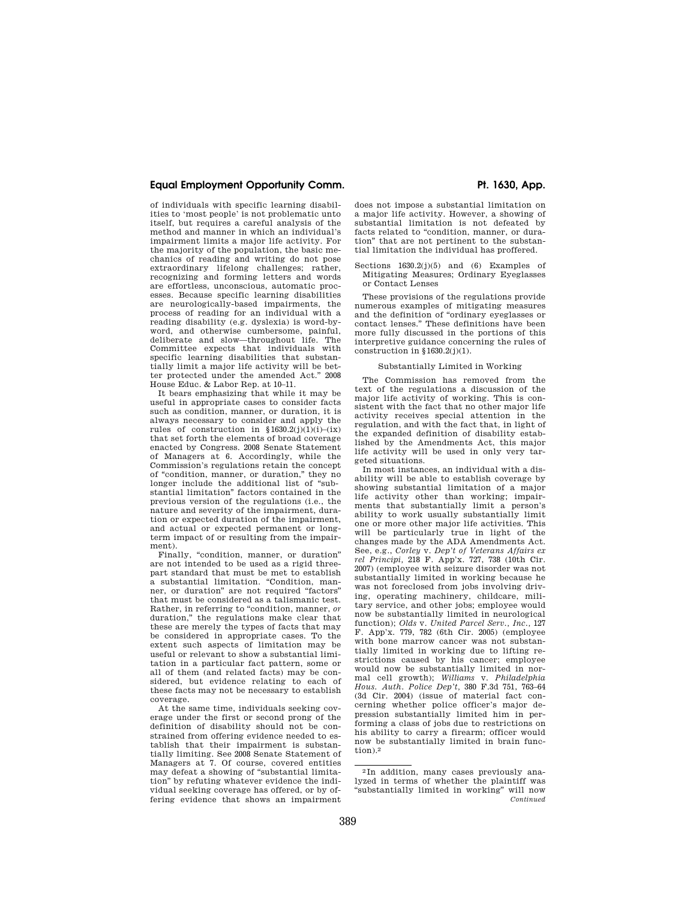of individuals with specific learning disabilities to 'most people' is not problematic unto itself, but requires a careful analysis of the method and manner in which an individual's impairment limits a major life activity. For the majority of the population, the basic mechanics of reading and writing do not pose extraordinary lifelong challenges; rather, recognizing and forming letters and words are effortless, unconscious, automatic processes. Because specific learning disabilities are neurologically-based impairments, the process of reading for an individual with a reading disability (e.g. dyslexia) is word-by-word, and otherwise cumbersome, painful, deliberate and slow—throughout life. The Committee expects that individuals with specific learning disabilities that substantially limit a major life activity will be better protected under the amended Act." 2008 House Educ. & Labor Rep. at 10–11.

It bears emphasizing that while it may be useful in appropriate cases to consider facts such as condition, manner, or duration, it is always necessary to consider and apply the rules of construction in §1630.2(j)(1)(i)–(ix) that set forth the elements of broad coverage enacted by Congress. 2008 Senate Statement of Managers at 6. Accordingly, while the Commission's regulations retain the concept of "condition, manner, or duration," they no longer include the additional list of "substantial limitation" factors contained in the previous version of the regulations (i.e., the nature and severity of the impairment, duration or expected duration of the impairment, and actual or expected permanent or long-term impact of or resulting from the impairment).

Finally, "condition, manner, or duration" are not intended to be used as a rigid three-part standard that must be met to establish a substantial limitation. "Condition, manner, or duration" are not required "factors" that must be considered as a talismanic test. Rather, in referring to "condition, manner, *or* duration," the regulations make clear that these are merely the types of facts that may be considered in appropriate cases. To the extent such aspects of limitation may be useful or relevant to show a substantial limitation in a particular fact pattern, some or all of them (and related facts) may be considered, but evidence relating to each of these facts may not be necessary to establish coverage.

At the same time, individuals seeking coverage under the first or second prong of the definition of disability should not be constrained from offering evidence needed to establish that their impairment is substantially limiting. See 2008 Senate Statement of Managers at 7. Of course, covered entities may defeat a showing of "substantial limitation" by refuting whatever evidence the individual seeking coverage has offered, or by offering evidence that shows an impairment does not impose a substantial limitation on a major life activity. However, a showing of substantial limitation is not defeated by facts related to "condition, manner, or duration" that are not pertinent to the substantial limitation the individual has proffered.

Sections 1630.2(j)(5) and (6) Examples of Mitigating Measures; Ordinary Eyeglasses or Contact Lenses

These provisions of the regulations provide numerous examples of mitigating measures and the definition of "ordinary eyeglasses or contact lenses." These definitions have been more fully discussed in the portions of this interpretive guidance concerning the rules of construction in §1630.2(j)(1).

Substantially Limited in Working

The Commission has removed from the text of the regulations a discussion of the major life activity of working. This is consistent with the fact that no other major life activity receives special attention in the regulation, and with the fact that, in light of the expanded definition of disability established by the Amendments Act, this major life activity will be used in only very targeted situations.

In most instances, an individual with a disability will be able to establish coverage by showing substantial limitation of a major life activity other than working; impairments that substantially limit a person's ability to work usually substantially limit one or more other major life activities. This will be particularly true in light of the changes made by the ADA Amendments Act. See, e.g., *Corley* v. *Dep't of Veterans Affairs ex rel Principi*, 218 F. App'x. 727, 738 (10th Cir. 2007) (employee with seizure disorder was not substantially limited in working because he was not foreclosed from jobs involving driving, operating machinery, childcare, military service, and other jobs; employee would now be substantially limited in neurological function); *Olds* v. *United Parcel Serv., Inc.*, 127 F. App'x. 779, 782 (6th Cir. 2005) (employee with bone marrow cancer was not substantially limited in working due to lifting restrictions caused by his cancer; employee would now be substantially limited in normal cell growth); *Williams* v. *Philadelphia Hous. Auth. Police Dep't*, 380 F.3d 751, 763–64 (3d Cir. 2004) (issue of material fact concerning whether police officer's major depression substantially limited him in performing a class of jobs due to restrictions on his ability to carry a firearm; officer would now be substantially limited in brain function).[2]

[2] In addition, many cases previously analyzed in terms of whether the plaintiff was "substantially limited in working" will now

*Continued*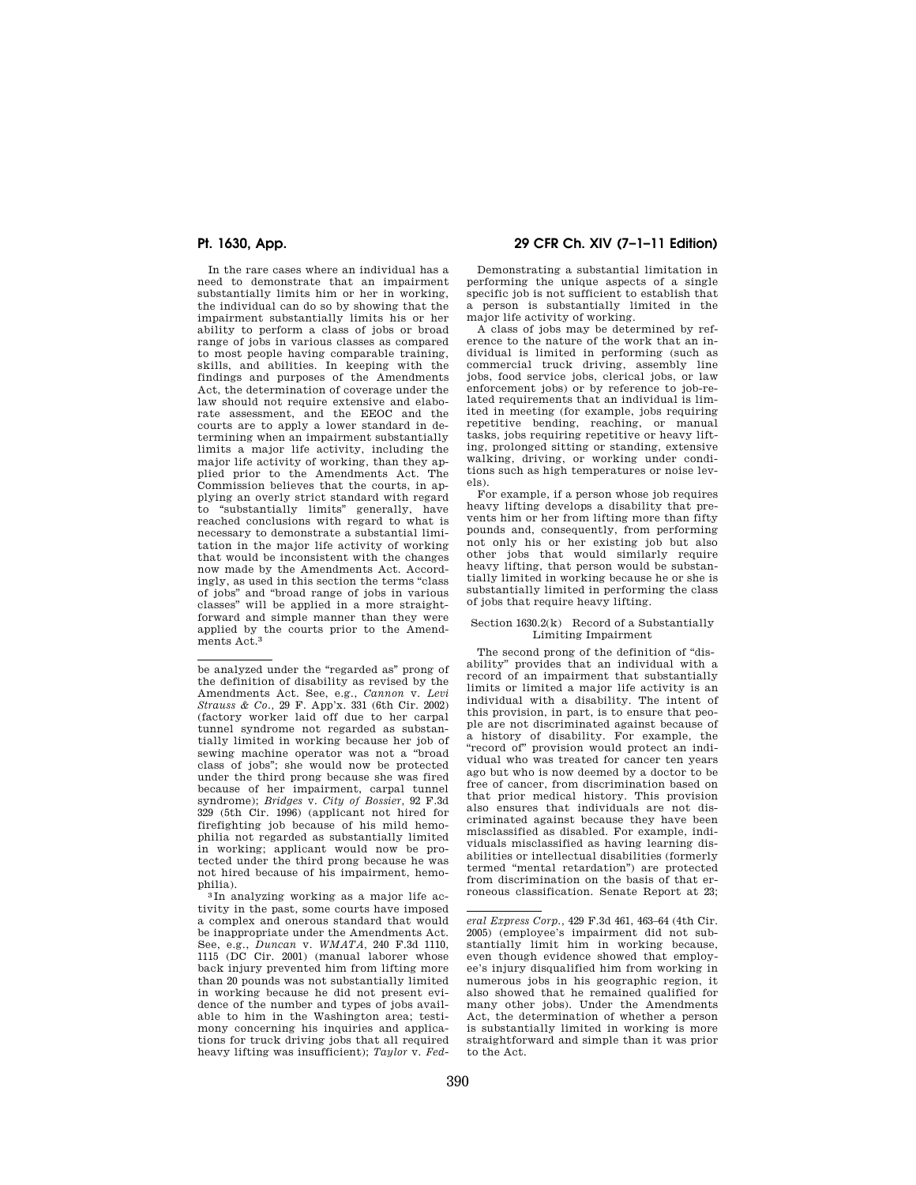In the rare cases where an individual has a need to demonstrate that an impairment substantially limits him or her in working, the individual can do so by showing that the impairment substantially limits his or her ability to perform a class of jobs or broad range of jobs in various classes as compared to most people having comparable training, skills, and abilities. In keeping with the findings and purposes of the Amendments Act, the determination of coverage under the law should not require extensive and elaborate assessment, and the EEOC and the courts are to apply a lower standard in determining when an impairment substantially limits a major life activity, including the major life activity of working, than they applied prior to the Amendments Act. The Commission believes that the courts, in applying an overly strict standard with regard to "substantially limits" generally, have reached conclusions with regard to what is necessary to demonstrate a substantial limitation in the major life activity of working that would be inconsistent with the changes now made by the Amendments Act. Accordingly, as used in this section the terms "class of jobs" and "broad range of jobs in various classes" will be applied in a more straightforward and simple manner than they were applied by the courts prior to the Amendments Act.[3]

Demonstrating a substantial limitation in performing the unique aspects of a single specific job is not sufficient to establish that a person is substantially limited in the major life activity of working.

A class of jobs may be determined by reference to the nature of the work that an individual is limited in performing (such as commercial truck driving, assembly line jobs, food service jobs, clerical jobs, or law enforcement jobs) or by reference to job-related requirements that an individual is limited in meeting (for example, jobs requiring repetitive bending, reaching, or manual tasks, jobs requiring repetitive or heavy lifting, prolonged sitting or standing, extensive walking, driving, or working under conditions such as high temperatures or noise levels).

For example, if a person whose job requires heavy lifting develops a disability that prevents him or her from lifting more than fifty pounds and, consequently, from performing not only his or her existing job but also other jobs that would similarly require heavy lifting, that person would be substantially limited in working because he or she is substantially limited in performing the class of jobs that require heavy lifting.

### Section 1630.2(k) Record of a Substantially Limiting Impairment

The second prong of the definition of "disability" provides that an individual with a record of an impairment that substantially limits or limited a major life activity is an individual with a disability. The intent of this provision, in part, is to ensure that people are not discriminated against because of a history of disability. For example, the "record of" provision would protect an individual who was treated for cancer ten years ago but who is now deemed by a doctor to be free of cancer, from discrimination based on that prior medical history. This provision also ensures that individuals are not discriminated against because they have been misclassified as disabled. For example, individuals misclassified as having learning disabilities or intellectual disabilities (formerly termed "mental retardation") are protected from discrimination on the basis of that erroneous classification. Senate Report at 23;

---

be analyzed under the "regarded as" prong of the definition of disability as revised by the Amendments Act. See, e.g., *Cannon* v. *Levi Strauss & Co.*, 29 F. App'x. 331 (6th Cir. 2002) (factory worker laid off due to her carpal tunnel syndrome not regarded as substantially limited in working because her job of sewing machine operator was not a "broad class of jobs"; she would now be protected under the third prong because she was fired because of her impairment, carpal tunnel syndrome); *Bridges* v. *City of Bossier*, 92 F.3d 329 (5th Cir. 1996) (applicant not hired for firefighting job because of his mild hemophilia not regarded as substantially limited in working; applicant would now be protected under the third prong because he was not hired because of his impairment, hemophilia).

[3] In analyzing working as a major life activity in the past, some courts have imposed a complex and onerous standard that would be inappropriate under the Amendments Act. See, e.g., *Duncan* v. *WMATA*, 240 F.3d 1110, 1115 (DC Cir. 2001) (manual laborer whose back injury prevented him from lifting more than 20 pounds was not substantially limited in working because he did not present evidence of the number and types of jobs available to him in the Washington area; testimony concerning his inquiries and applications for truck driving jobs that all required heavy lifting was insufficient); *Taylor* v. *Federal Express Corp.*, 429 F.3d 461, 463–64 (4th Cir. 2005) (employee's impairment did not substantially limit him in working because, even though evidence showed that employee's injury disqualified him from working in numerous jobs in his geographic region, it also showed that he remained qualified for many other jobs). Under the Amendments Act, the determination of whether a person is substantially limited in working is more straightforward and simple than it was prior to the Act.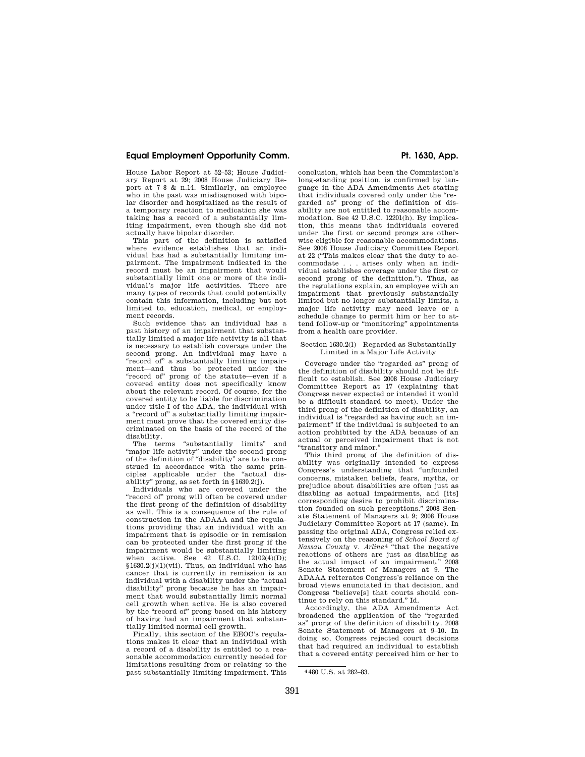House Labor Report at 52–53; House Judiciary Report at 29; 2008 House Judiciary Report at 7–8 & n.14. Similarly, an employee who in the past was misdiagnosed with bipolar disorder and hospitalized as the result of a temporary reaction to medication she was taking has a record of a substantially limiting impairment, even though she did not actually have bipolar disorder.

This part of the definition is satisfied where evidence establishes that an individual has had a substantially limiting impairment. The impairment indicated in the record must be an impairment that would substantially limit one or more of the individual's major life activities. There are many types of records that could potentially contain this information, including but not limited to, education, medical, or employment records.

Such evidence that an individual has a past history of an impairment that substantially limited a major life activity is all that is necessary to establish coverage under the second prong. An individual may have a "record of" a substantially limiting impairment—and thus be protected under the "record of" prong of the statute—even if a covered entity does not specifically know about the relevant record. Of course, for the covered entity to be liable for discrimination under title I of the ADA, the individual with a "record of" a substantially limiting impairment must prove that the covered entity discriminated on the basis of the record of the disability.

The terms "substantially limits" and "major life activity" under the second prong of the definition of "disability" are to be construed in accordance with the same principles applicable under the "actual disability" prong, as set forth in §1630.2(j).

Individuals who are covered under the "record of" prong will often be covered under the first prong of the definition of disability as well. This is a consequence of the rule of construction in the ADAAA and the regulations providing that an individual with an impairment that is episodic or in remission can be protected under the first prong if the impairment would be substantially limiting when active. See 42 U.S.C. 12102(4)(D); §1630.2(j)(1)(vii). Thus, an individual who has cancer that is currently in remission is an individual with a disability under the "actual disability" prong because he has an impairment that would substantially limit normal cell growth when active. He is also covered by the "record of" prong based on his history of having had an impairment that substantially limited normal cell growth.

Finally, this section of the EEOC's regulations makes it clear that an individual with a record of a disability is entitled to a reasonable accommodation currently needed for limitations resulting from or relating to the past substantially limiting impairment. This conclusion, which has been the Commission's long-standing position, is confirmed by language in the ADA Amendments Act stating that individuals covered only under the "regarded as" prong of the definition of disability are not entitled to reasonable accommodation. See 42 U.S.C. 12201(h). By implication, this means that individuals covered under the first or second prongs are otherwise eligible for reasonable accommodations. See 2008 House Judiciary Committee Report at 22 ("This makes clear that the duty to accommodate . . . arises only when an individual establishes coverage under the first or second prong of the definition."). Thus, as the regulations explain, an employee with an impairment that previously substantially limited but no longer substantially limits, a major life activity may need leave or a schedule change to permit him or her to attend follow-up or "monitoring" appointments from a health care provider.

### Section 1630.2(l) Regarded as Substantially Limited in a Major Life Activity

Coverage under the "regarded as" prong of the definition of disability should not be difficult to establish. See 2008 House Judiciary Committee Report at 17 (explaining that Congress never expected or intended it would be a difficult standard to meet). Under the third prong of the definition of disability, an individual is "regarded as having such an impairment" if the individual is subjected to an action prohibited by the ADA because of an actual or perceived impairment that is not "transitory and minor."

This third prong of the definition of disability was originally intended to express Congress's understanding that "unfounded concerns, mistaken beliefs, fears, myths, or prejudice about disabilities are often just as disabling as actual impairments, and [its] corresponding desire to prohibit discrimination founded on such perceptions." 2008 Senate Statement of Managers at 9; 2008 House Judiciary Committee Report at 17 (same). In passing the original ADA, Congress relied extensively on the reasoning of *School Board of Nassau County* v. *Arline*[4] "that the negative reactions of others are just as disabling as the actual impact of an impairment." 2008 Senate Statement of Managers at 9. The ADAAA reiterates Congress's reliance on the broad views enunciated in that decision, and Congress "believe[s] that courts should continue to rely on this standard." Id.

Accordingly, the ADA Amendments Act broadened the application of the "regarded as" prong of the definition of disability. 2008 Senate Statement of Managers at 9–10. In doing so, Congress rejected court decisions that had required an individual to establish that a covered entity perceived him or her to

---

[4] 480 U.S. at 282–83.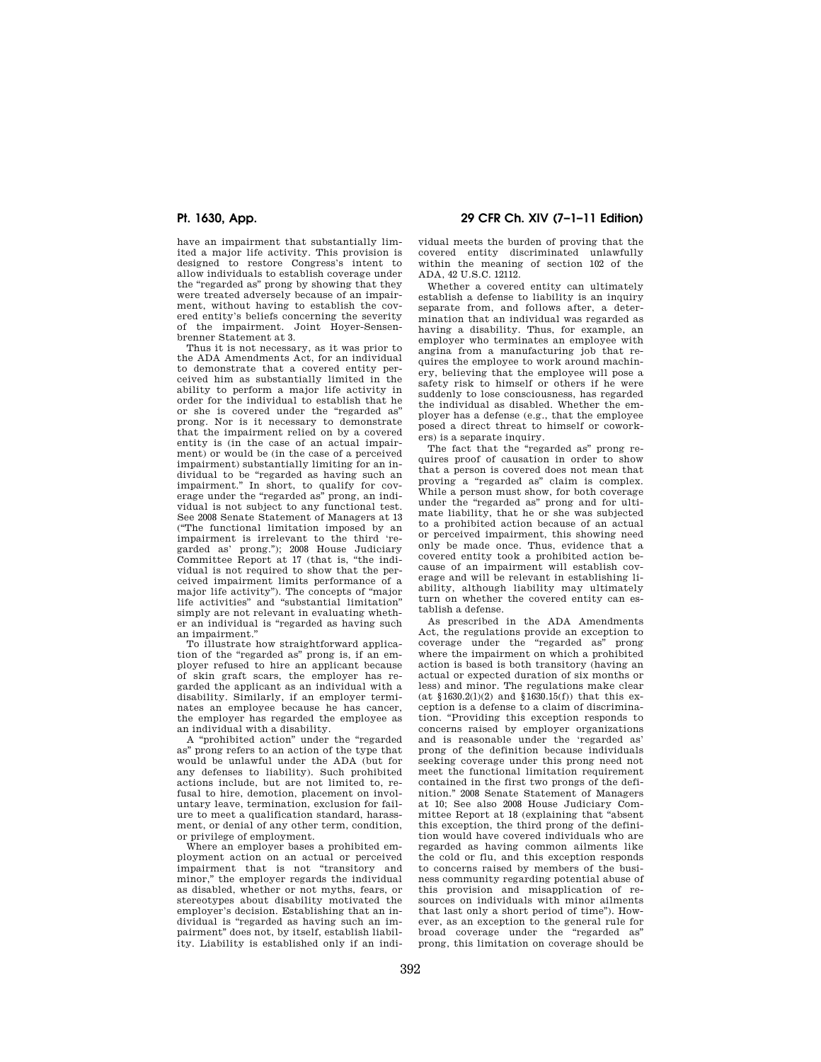have an impairment that substantially limited a major life activity. This provision is designed to restore Congress's intent to allow individuals to establish coverage under the "regarded as" prong by showing that they were treated adversely because of an impairment, without having to establish the covered entity's beliefs concerning the severity of the impairment. Joint Hoyer-Sensenbrenner Statement at 3.

Thus it is not necessary, as it was prior to the ADA Amendments Act, for an individual to demonstrate that a covered entity perceived him as substantially limited in the ability to perform a major life activity in order for the individual to establish that he or she is covered under the "regarded as" prong. Nor is it necessary to demonstrate that the impairment relied on by a covered entity is (in the case of an actual impairment) or would be (in the case of a perceived impairment) substantially limiting for an individual to be "regarded as having such an impairment." In short, to qualify for coverage under the "regarded as" prong, an individual is not subject to any functional test. See 2008 Senate Statement of Managers at 13 ("The functional limitation imposed by an impairment is irrelevant to the third 'regarded as' prong."); 2008 House Judiciary Committee Report at 17 (that is, "the individual is not required to show that the perceived impairment limits performance of a major life activity"). The concepts of "major life activities" and "substantial limitation" simply are not relevant in evaluating whether an individual is "regarded as having such an impairment."

To illustrate how straightforward application of the "regarded as" prong is, if an employer refused to hire an applicant because of skin graft scars, the employer has regarded the applicant as an individual with a disability. Similarly, if an employer terminates an employee because he has cancer, the employer has regarded the employee as an individual with a disability.

A "prohibited action" under the "regarded as" prong refers to an action of the type that would be unlawful under the ADA (but for any defenses to liability). Such prohibited actions include, but are not limited to, refusal to hire, demotion, placement on involuntary leave, termination, exclusion for failure to meet a qualification standard, harassment, or denial of any other term, condition, or privilege of employment.

Where an employer bases a prohibited employment action on an actual or perceived impairment that is not "transitory and minor," the employer regards the individual as disabled, whether or not myths, fears, or stereotypes about disability motivated the employer's decision. Establishing that an individual is "regarded as having such an impairment" does not, by itself, establish liability. Liability is established only if an individual meets the burden of proving that the covered entity discriminated unlawfully within the meaning of section 102 of the ADA, 42 U.S.C. 12112.

Whether a covered entity can ultimately establish a defense to liability is an inquiry separate from, and follows after, a determination that an individual was regarded as having a disability. Thus, for example, an employer who terminates an employee with angina from a manufacturing job that requires the employee to work around machinery, believing that the employee will pose a safety risk to himself or others if he were suddenly to lose consciousness, has regarded the individual as disabled. Whether the employer has a defense (e.g., that the employee posed a direct threat to himself or coworkers) is a separate inquiry.

The fact that the "regarded as" prong requires proof of causation in order to show that a person is covered does not mean that proving a "regarded as" claim is complex. While a person must show, for both coverage under the "regarded as" prong and for ultimate liability, that he or she was subjected to a prohibited action because of an actual or perceived impairment, this showing need only be made once. Thus, evidence that a covered entity took a prohibited action because of an impairment will establish coverage and will be relevant in establishing liability, although liability may ultimately turn on whether the covered entity can establish a defense.

As prescribed in the ADA Amendments Act, the regulations provide an exception to coverage under the "regarded as" prong where the impairment on which a prohibited action is based is both transitory (having an actual or expected duration of six months or less) and minor. The regulations make clear (at §1630.2(l)(2) and §1630.15(f)) that this exception is a defense to a claim of discrimination. "Providing this exception responds to concerns raised by employer organizations and is reasonable under the 'regarded as' prong of the definition because individuals seeking coverage under this prong need not meet the functional limitation requirement contained in the first two prongs of the definition." 2008 Senate Statement of Managers at 10; See also 2008 House Judiciary Committee Report at 18 (explaining that "absent this exception, the third prong of the definition would have covered individuals who are regarded as having common ailments like the cold or flu, and this exception responds to concerns raised by members of the business community regarding potential abuse of this provision and misapplication of resources on individuals with minor ailments that last only a short period of time"). However, as an exception to the general rule for broad coverage under the "regarded as" prong, this limitation on coverage should be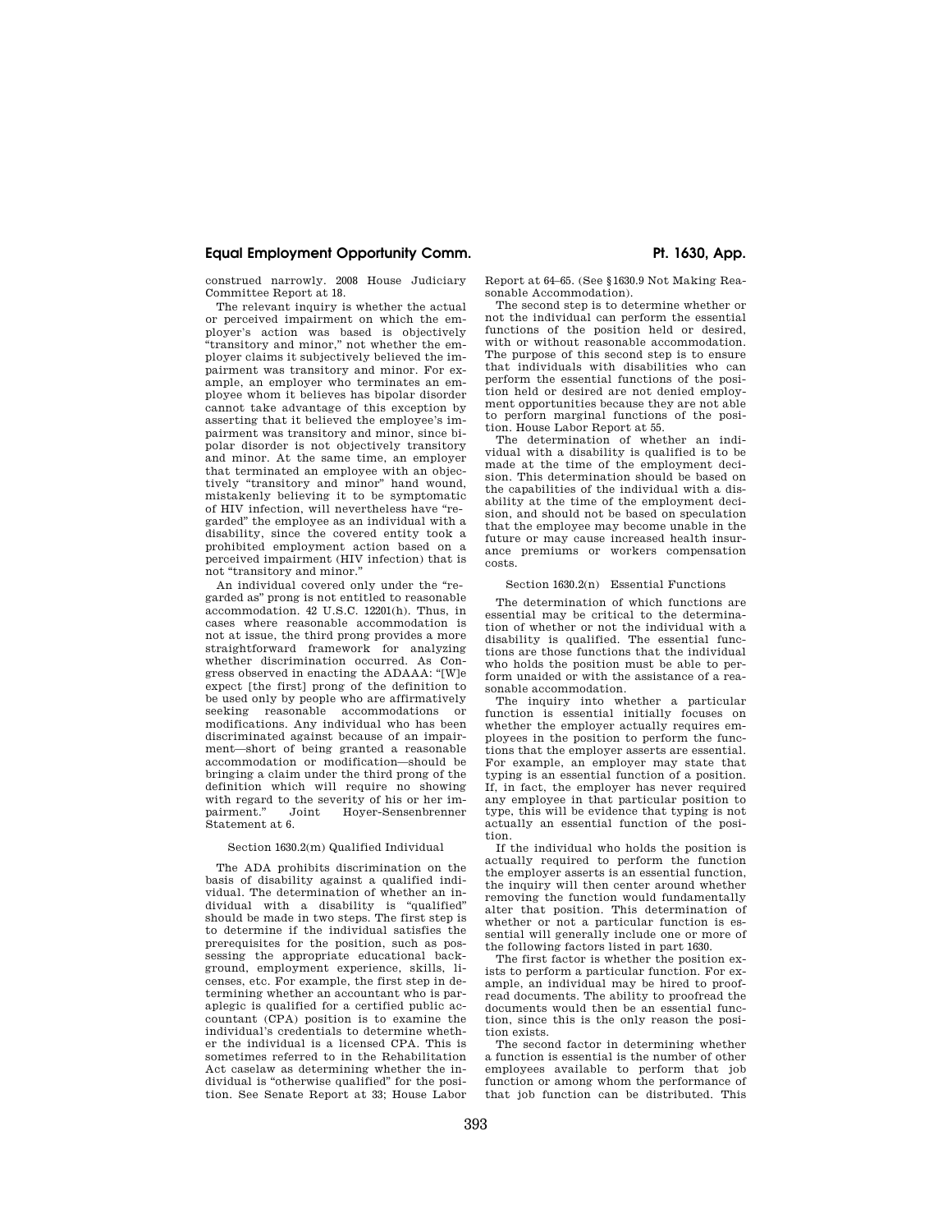construed narrowly. 2008 House Judiciary Committee Report at 18.

The relevant inquiry is whether the actual or perceived impairment on which the employer's action was based is objectively "transitory and minor," not whether the employer claims it subjectively believed the impairment was transitory and minor. For example, an employer who terminates an employee whom it believes has bipolar disorder cannot take advantage of this exception by asserting that it believed the employee's impairment was transitory and minor, since bipolar disorder is not objectively transitory and minor. At the same time, an employer that terminated an employee with an objectively "transitory and minor" hand wound, mistakenly believing it to be symptomatic of HIV infection, will nevertheless have "regarded" the employee as an individual with a disability, since the covered entity took a prohibited employment action based on a perceived impairment (HIV infection) that is not "transitory and minor."

An individual covered only under the "regarded as" prong is not entitled to reasonable accommodation. 42 U.S.C. 12201(h). Thus, in cases where reasonable accommodation is not at issue, the third prong provides a more straightforward framework for analyzing whether discrimination occurred. As Congress observed in enacting the ADAAA: "[W]e expect [the first] prong of the definition to be used only by people who are affirmatively seeking reasonable accommodations or modifications. Any individual who has been discriminated against because of an impairment—short of being granted a reasonable accommodation or modification—should be bringing a claim under the third prong of the definition which will require no showing with regard to the severity of his or her impairment." Joint Hoyer-Sensenbrenner Statement at 6.

### Section 1630.2(m) Qualified Individual

The ADA prohibits discrimination on the basis of disability against a qualified individual. The determination of whether an individual with a disability is "qualified" should be made in two steps. The first step is to determine if the individual satisfies the prerequisites for the position, such as possessing the appropriate educational background, employment experience, skills, licenses, etc. For example, the first step in determining whether an accountant who is paraplegic is qualified for a certified public accountant (CPA) position is to examine the individual's credentials to determine whether the individual is a licensed CPA. This is sometimes referred to in the Rehabilitation Act caselaw as determining whether the individual is "otherwise qualified" for the position. See Senate Report at 33; House Labor Report at 64–65. (See §1630.9 Not Making Reasonable Accommodation).

The second step is to determine whether or not the individual can perform the essential functions of the position held or desired, with or without reasonable accommodation. The purpose of this second step is to ensure that individuals with disabilities who can perform the essential functions of the position held or desired are not denied employment opportunities because they are not able to perform marginal functions of the position. House Labor Report at 55.

The determination of whether an individual with a disability is qualified is to be made at the time of the employment decision. This determination should be based on the capabilities of the individual with a disability at the time of the employment decision, and should not be based on speculation that the employee may become unable in the future or may cause increased health insurance premiums or workers compensation costs.

### Section 1630.2(n) Essential Functions

The determination of which functions are essential may be critical to the determination of whether or not the individual with a disability is qualified. The essential functions are those functions that the individual who holds the position must be able to perform unaided or with the assistance of a reasonable accommodation.

The inquiry into whether a particular function is essential initially focuses on whether the employer actually requires employees in the position to perform the functions that the employer asserts are essential. For example, an employer may state that typing is an essential function of a position. If, in fact, the employer has never required any employee in that particular position to type, this will be evidence that typing is not actually an essential function of the position.

If the individual who holds the position is actually required to perform the function the employer asserts is an essential function, the inquiry will then center around whether removing the function would fundamentally alter that position. This determination of whether or not a particular function is essential will generally include one or more of the following factors listed in part 1630.

The first factor is whether the position exists to perform a particular function. For example, an individual may be hired to proofread documents. The ability to proofread the documents would then be an essential function, since this is the only reason the position exists.

The second factor in determining whether a function is essential is the number of other employees available to perform that job function or among whom the performance of that job function can be distributed. This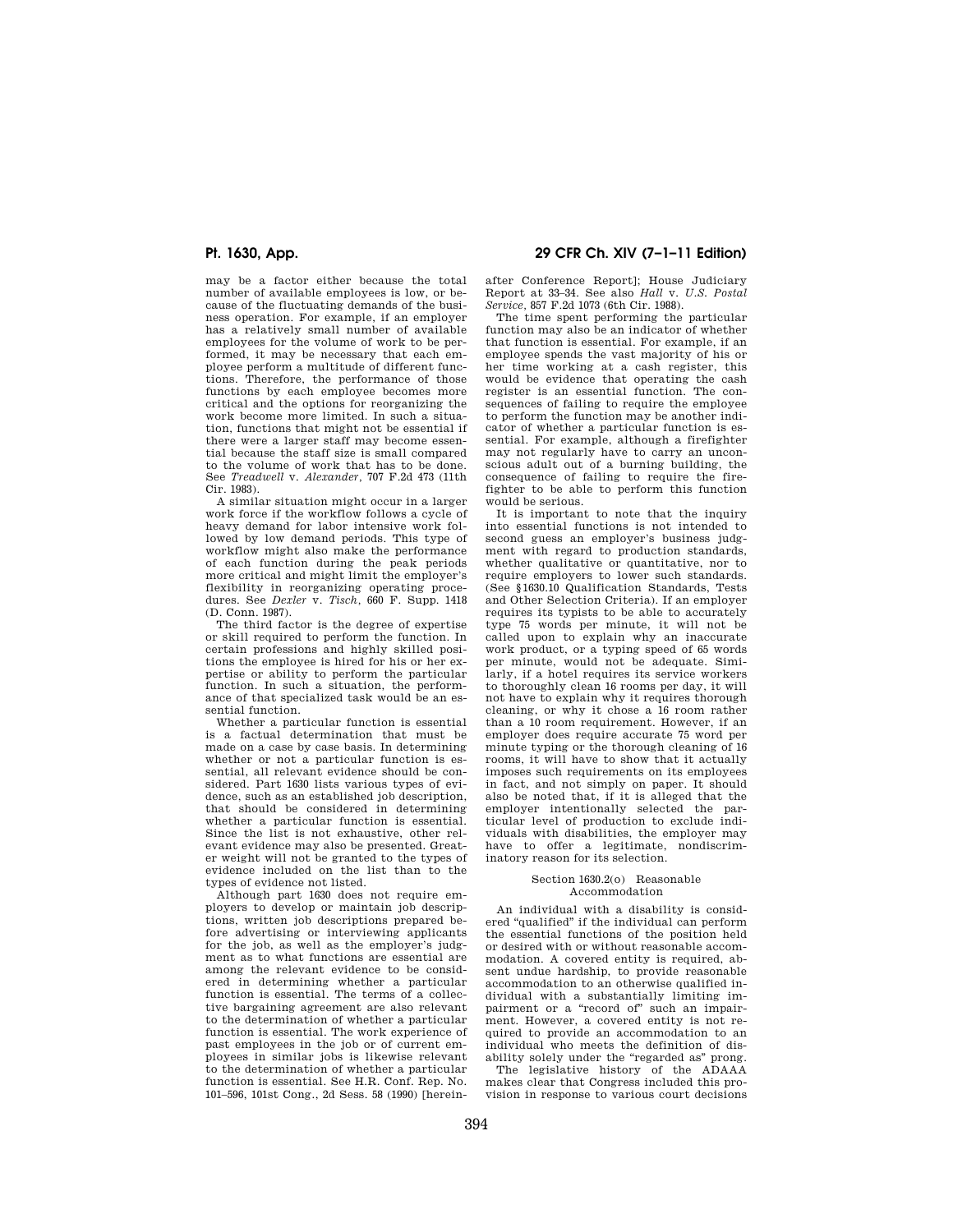may be a factor either because the total number of available employees is low, or because of the fluctuating demands of the business operation. For example, if an employer has a relatively small number of available employees for the volume of work to be performed, it may be necessary that each employee perform a multitude of different functions. Therefore, the performance of those functions by each employee becomes more critical and the options for reorganizing the work become more limited. In such a situation, functions that might not be essential if there were a larger staff may become essential because the staff size is small compared to the volume of work that has to be done. See *Treadwell* v. *Alexander*, 707 F.2d 473 (11th Cir. 1983).

A similar situation might occur in a larger work force if the workflow follows a cycle of heavy demand for labor intensive work followed by low demand periods. This type of workflow might also make the performance of each function during the peak periods more critical and might limit the employer's flexibility in reorganizing operating procedures. See *Dexler* v. *Tisch*, 660 F. Supp. 1418 (D. Conn. 1987).

The third factor is the degree of expertise or skill required to perform the function. In certain professions and highly skilled positions the employee is hired for his or her expertise or ability to perform the particular function. In such a situation, the performance of that specialized task would be an essential function.

Whether a particular function is essential is a factual determination that must be made on a case by case basis. In determining whether or not a particular function is essential, all relevant evidence should be considered. Part 1630 lists various types of evidence, such as an established job description, that should be considered in determining whether a particular function is essential. Since the list is not exhaustive, other relevant evidence may also be presented. Greater weight will not be granted to the types of evidence included on the list than to the types of evidence not listed.

Although part 1630 does not require employers to develop or maintain job descriptions, written job descriptions prepared before advertising or interviewing applicants for the job, as well as the employer's judgment as to what functions are essential are among the relevant evidence to be considered in determining whether a particular function is essential. The terms of a collective bargaining agreement are also relevant to the determination of whether a particular function is essential. The work experience of past employees in the job or of current employees in similar jobs is likewise relevant to the determination of whether a particular function is essential. See H.R. Conf. Rep. No. 101–596, 101st Cong., 2d Sess. 58 (1990) [hereinafter Conference Report]; House Judiciary Report at 33–34. See also *Hall* v. *U.S. Postal Service*, 857 F.2d 1073 (6th Cir. 1988).

The time spent performing the particular function may also be an indicator of whether that function is essential. For example, if an employee spends the vast majority of his or her time working at a cash register, this would be evidence that operating the cash register is an essential function. The consequences of failing to require the employee to perform the function may be another indicator of whether a particular function is essential. For example, although a firefighter may not regularly have to carry an unconscious adult out of a burning building, the consequence of failing to require the firefighter to be able to perform this function would be serious.

It is important to note that the inquiry into essential functions is not intended to second guess an employer's business judgment with regard to production standards, whether qualitative or quantitative, nor to require employers to lower such standards. (See §1630.10 Qualification Standards, Tests and Other Selection Criteria). If an employer requires its typists to be able to accurately type 75 words per minute, it will not be called upon to explain why an inaccurate work product, or a typing speed of 65 words per minute, would not be adequate. Similarly, if a hotel requires its service workers to thoroughly clean 16 rooms per day, it will not have to explain why it requires thorough cleaning, or why it chose a 16 room rather than a 10 room requirement. However, if an employer does require accurate 75 word per minute typing or the thorough cleaning of 16 rooms, it will have to show that it actually imposes such requirements on its employees in fact, and not simply on paper. It should also be noted that, if it is alleged that the employer intentionally selected the particular level of production to exclude individuals with disabilities, the employer may have to offer a legitimate, nondiscriminatory reason for its selection.

### Section 1630.2(o) Reasonable Accommodation

An individual with a disability is considered "qualified" if the individual can perform the essential functions of the position held or desired with or without reasonable accommodation. A covered entity is required, absent undue hardship, to provide reasonable accommodation to an otherwise qualified individual with a substantially limiting impairment or a "record of" such an impairment. However, a covered entity is not required to provide an accommodation to an individual who meets the definition of disability solely under the "regarded as" prong.

The legislative history of the ADAAA makes clear that Congress included this provision in response to various court decisions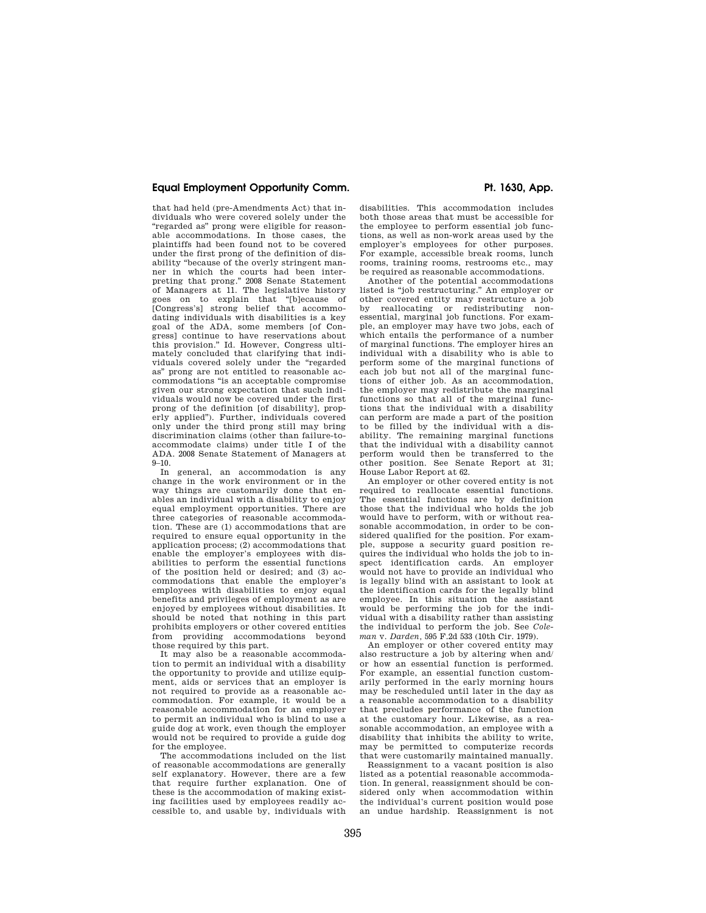that had held (pre-Amendments Act) that individuals who were covered solely under the "regarded as" prong were eligible for reasonable accommodations. In those cases, the plaintiffs had been found not to be covered under the first prong of the definition of disability "because of the overly stringent manner in which the courts had been interpreting that prong." 2008 Senate Statement of Managers at 11. The legislative history goes on to explain that "[b]ecause of [Congress's] strong belief that accommodating individuals with disabilities is a key goal of the ADA, some members [of Congress] continue to have reservations about this provision." Id. However, Congress ultimately concluded that clarifying that individuals covered solely under the "regarded as" prong are not entitled to reasonable accommodations "is an acceptable compromise given our strong expectation that such individuals would now be covered under the first prong of the definition [of disability], properly applied"). Further, individuals covered only under the third prong still may bring discrimination claims (other than failure-to-accommodate claims) under title I of the ADA. 2008 Senate Statement of Managers at 9–10.

In general, an accommodation is any change in the work environment or in the way things are customarily done that enables an individual with a disability to enjoy equal employment opportunities. There are three categories of reasonable accommodation. These are (1) accommodations that are required to ensure equal opportunity in the application process; (2) accommodations that enable the employer's employees with disabilities to perform the essential functions of the position held or desired; and (3) accommodations that enable the employer's employees with disabilities to enjoy equal benefits and privileges of employment as are enjoyed by employees without disabilities. It should be noted that nothing in this part prohibits employers or other covered entities from providing accommodations beyond those required by this part.

It may also be a reasonable accommodation to permit an individual with a disability the opportunity to provide and utilize equipment, aids or services that an employer is not required to provide as a reasonable accommodation. For example, it would be a reasonable accommodation for an employer to permit an individual who is blind to use a guide dog at work, even though the employer would not be required to provide a guide dog for the employee.

The accommodations included on the list of reasonable accommodations are generally self explanatory. However, there are a few that require further explanation. One of these is the accommodation of making existing facilities used by employees readily accessible to, and usable by, individuals with disabilities. This accommodation includes both those areas that must be accessible for the employee to perform essential job functions, as well as non-work areas used by the employer's employees for other purposes. For example, accessible break rooms, lunch rooms, training rooms, restrooms etc., may be required as reasonable accommodations.

Another of the potential accommodations listed is "job restructuring." An employer or other covered entity may restructure a job by reallocating or redistributing nonessential, marginal job functions. For example, an employer may have two jobs, each of which entails the performance of a number of marginal functions. The employer hires an individual with a disability who is able to perform some of the marginal functions of each job but not all of the marginal functions of either job. As an accommodation, the employer may redistribute the marginal functions so that all of the marginal functions that the individual with a disability can perform are made a part of the position to be filled by the individual with a disability. The remaining marginal functions that the individual with a disability cannot perform would then be transferred to the other position. See Senate Report at 31; House Labor Report at 62.

An employer or other covered entity is not required to reallocate essential functions. The essential functions are by definition those that the individual who holds the job would have to perform, with or without reasonable accommodation, in order to be considered qualified for the position. For example, suppose a security guard position requires the individual who holds the job to inspect identification cards. An employer would not have to provide an individual who is legally blind with an assistant to look at the identification cards for the legally blind employee. In this situation the assistant would be performing the job for the individual with a disability rather than assisting the individual to perform the job. See *Coleman* v. *Darden*, 595 F.2d 533 (10th Cir. 1979).

An employer or other covered entity may also restructure a job by altering when and/or how an essential function is performed. For example, an essential function customarily performed in the early morning hours may be rescheduled until later in the day as a reasonable accommodation to a disability that precludes performance of the function at the customary hour. Likewise, as a reasonable accommodation, an employee with a disability that inhibits the ability to write, may be permitted to computerize records that were customarily maintained manually.

Reassignment to a vacant position is also listed as a potential reasonable accommodation. In general, reassignment should be considered only when accommodation within the individual's current position would pose an undue hardship. Reassignment is not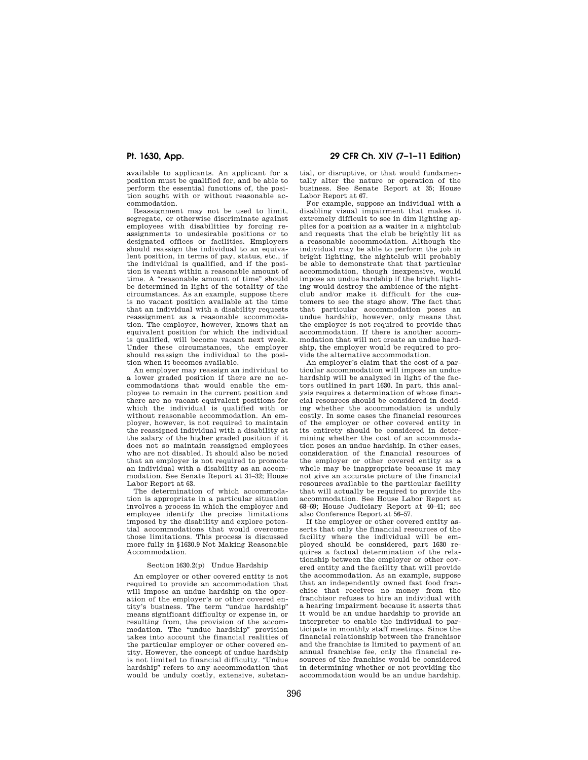available to applicants. An applicant for a position must be qualified for, and be able to perform the essential functions of, the position sought with or without reasonable accommodation.

Reassignment may not be used to limit, segregate, or otherwise discriminate against employees with disabilities by forcing reassignments to undesirable positions or to designated offices or facilities. Employers should reassign the individual to an equivalent position, in terms of pay, status, etc., if the individual is qualified, and if the position is vacant within a reasonable amount of time. A "reasonable amount of time" should be determined in light of the totality of the circumstances. As an example, suppose there is no vacant position available at the time that an individual with a disability requests reassignment as a reasonable accommodation. The employer, however, knows that an equivalent position for which the individual is qualified, will become vacant next week. Under these circumstances, the employer should reassign the individual to the position when it becomes available.

An employer may reassign an individual to a lower graded position if there are no accommodations that would enable the employee to remain in the current position and there are no vacant equivalent positions for which the individual is qualified with or without reasonable accommodation. An employer, however, is not required to maintain the reassigned individual with a disability at the salary of the higher graded position if it does not so maintain reassigned employees who are not disabled. It should also be noted that an employer is not required to promote an individual with a disability as an accommodation. See Senate Report at 31–32; House Labor Report at 63.

The determination of which accommodation is appropriate in a particular situation involves a process in which the employer and employee identify the precise limitations imposed by the disability and explore potential accommodations that would overcome those limitations. This process is discussed more fully in §1630.9 Not Making Reasonable Accommodation.

### Section 1630.2(p) Undue Hardship

An employer or other covered entity is not required to provide an accommodation that will impose an undue hardship on the operation of the employer's or other covered entity's business. The term "undue hardship" means significant difficulty or expense in, or resulting from, the provision of the accommodation. The "undue hardship" provision takes into account the financial realities of the particular employer or other covered entity. However, the concept of undue hardship is not limited to financial difficulty. "Undue hardship" refers to any accommodation that would be unduly costly, extensive, substantial, or disruptive, or that would fundamentally alter the nature or operation of the business. See Senate Report at 35; House Labor Report at 67.

For example, suppose an individual with a disabling visual impairment that makes it extremely difficult to see in dim lighting applies for a position as a waiter in a nightclub and requests that the club be brightly lit as a reasonable accommodation. Although the individual may be able to perform the job in bright lighting, the nightclub will probably be able to demonstrate that that particular accommodation, though inexpensive, would impose an undue hardship if the bright lighting would destroy the ambience of the nightclub and/or make it difficult for the customers to see the stage show. The fact that that particular accommodation poses an undue hardship, however, only means that the employer is not required to provide that accommodation. If there is another accommodation that will not create an undue hardship, the employer would be required to provide the alternative accommodation.

An employer's claim that the cost of a particular accommodation will impose an undue hardship will be analyzed in light of the factors outlined in part 1630. In part, this analysis requires a determination of whose financial resources should be considered in deciding whether the accommodation is unduly costly. In some cases the financial resources of the employer or other covered entity in its entirety should be considered in determining whether the cost of an accommodation poses an undue hardship. In other cases, consideration of the financial resources of the employer or other covered entity as a whole may be inappropriate because it may not give an accurate picture of the financial resources available to the particular facility that will actually be required to provide the accommodation. See House Labor Report at 68–69; House Judiciary Report at 40–41; see also Conference Report at 56–57.

If the employer or other covered entity asserts that only the financial resources of the facility where the individual will be employed should be considered, part 1630 requires a factual determination of the relationship between the employer or other covered entity and the facility that will provide the accommodation. As an example, suppose that an independently owned fast food franchise that receives no money from the franchisor refuses to hire an individual with a hearing impairment because it asserts that it would be an undue hardship to provide an interpreter to enable the individual to participate in monthly staff meetings. Since the financial relationship between the franchisor and the franchise is limited to payment of an annual franchise fee, only the financial resources of the franchise would be considered in determining whether or not providing the accommodation would be an undue hardship.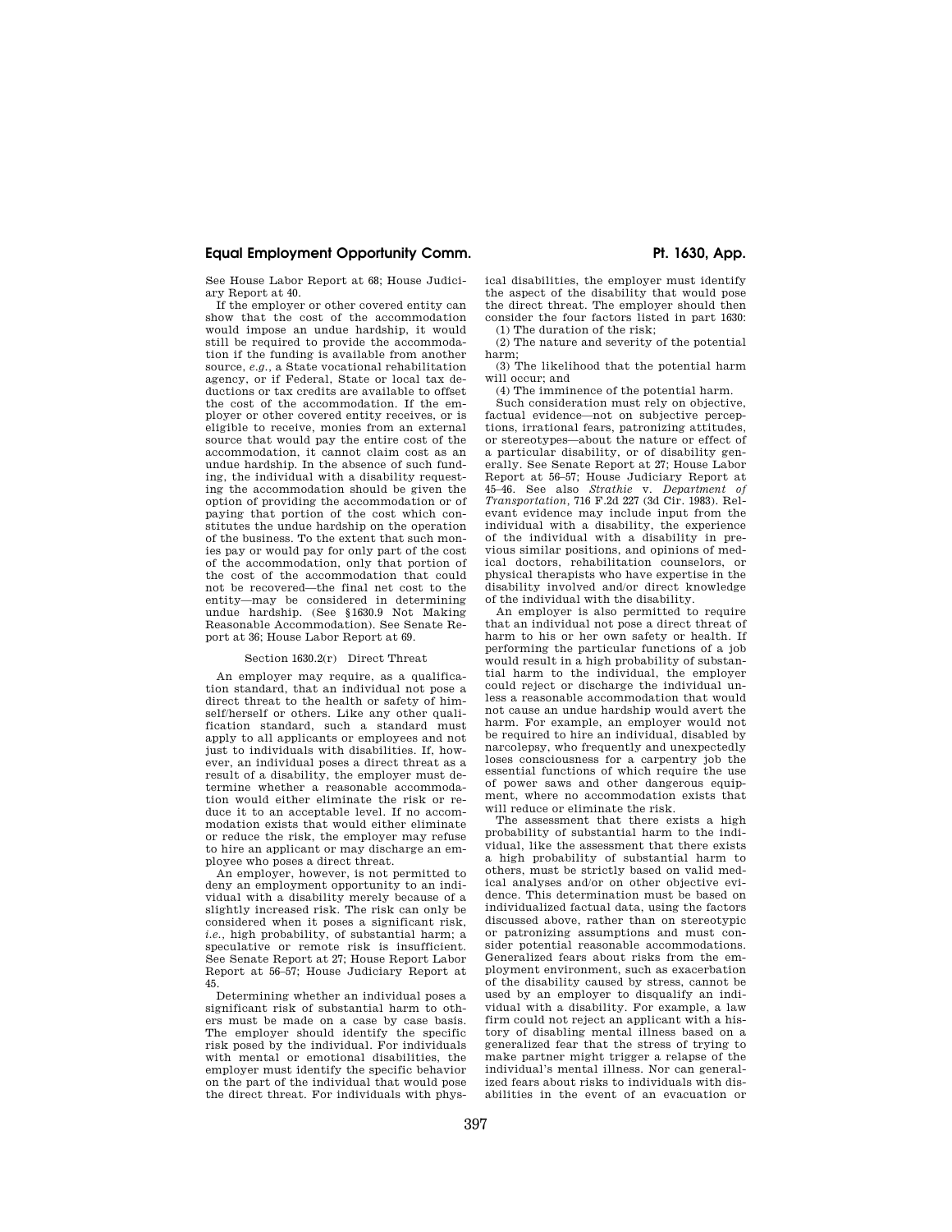See House Labor Report at 68; House Judiciary Report at 40.

If the employer or other covered entity can show that the cost of the accommodation would impose an undue hardship, it would still be required to provide the accommodation if the funding is available from another source, *e.g.*, a State vocational rehabilitation agency, or if Federal, State or local tax deductions or tax credits are available to offset the cost of the accommodation. If the employer or other covered entity receives, or is eligible to receive, monies from an external source that would pay the entire cost of the accommodation, it cannot claim cost as an undue hardship. In the absence of such funding, the individual with a disability requesting the accommodation should be given the option of providing the accommodation or of paying that portion of the cost which constitutes the undue hardship on the operation of the business. To the extent that such monies pay or would pay for only part of the cost of the accommodation, only that portion of the cost of the accommodation that could not be recovered—the final net cost to the entity—may be considered in determining undue hardship. (See §1630.9 Not Making Reasonable Accommodation). See Senate Report at 36; House Labor Report at 69.

### Section 1630.2(r) Direct Threat

An employer may require, as a qualification standard, that an individual not pose a direct threat to the health or safety of himself/herself or others. Like any other qualification standard, such a standard must apply to all applicants or employees and not just to individuals with disabilities. If, however, an individual poses a direct threat as a result of a disability, the employer must determine whether a reasonable accommodation would either eliminate the risk or reduce it to an acceptable level. If no accommodation exists that would either eliminate or reduce the risk, the employer may refuse to hire an applicant or may discharge an employee who poses a direct threat.

An employer, however, is not permitted to deny an employment opportunity to an individual with a disability merely because of a slightly increased risk. The risk can only be considered when it poses a significant risk, *i.e.*, high probability, of substantial harm; a speculative or remote risk is insufficient. See Senate Report at 27; House Report Labor Report at 56–57; House Judiciary Report at 45.

Determining whether an individual poses a significant risk of substantial harm to others must be made on a case by case basis. The employer should identify the specific risk posed by the individual. For individuals with mental or emotional disabilities, the employer must identify the specific behavior on the part of the individual that would pose the direct threat. For individuals with physical disabilities, the employer must identify the aspect of the disability that would pose the direct threat. The employer should then consider the four factors listed in part 1630:

(1) The duration of the risk;

(2) The nature and severity of the potential harm;

(3) The likelihood that the potential harm will occur; and

(4) The imminence of the potential harm.

Such consideration must rely on objective, factual evidence—not on subjective perceptions, irrational fears, patronizing attitudes, or stereotypes—about the nature or effect of a particular disability, or of disability generally. See Senate Report at 27; House Labor Report at 56–57; House Judiciary Report at 45–46. See also *Strathie* v. *Department of Transportation*, 716 F.2d 227 (3d Cir. 1983). Relevant evidence may include input from the individual with a disability, the experience of the individual with a disability in previous similar positions, and opinions of medical doctors, rehabilitation counselors, or physical therapists who have expertise in the disability involved and/or direct knowledge of the individual with the disability.

An employer is also permitted to require that an individual not pose a direct threat of harm to his or her own safety or health. If performing the particular functions of a job would result in a high probability of substantial harm to the individual, the employer could reject or discharge the individual unless a reasonable accommodation that would not cause an undue hardship would avert the harm. For example, an employer would not be required to hire an individual, disabled by narcolepsy, who frequently and unexpectedly loses consciousness for a carpentry job the essential functions of which require the use of power saws and other dangerous equipment, where no accommodation exists that will reduce or eliminate the risk.

The assessment that there exists a high probability of substantial harm to the individual, like the assessment that there exists a high probability of substantial harm to others, must be strictly based on valid medical analyses and/or on other objective evidence. This determination must be based on individualized factual data, using the factors discussed above, rather than on stereotypic or patronizing assumptions and must consider potential reasonable accommodations. Generalized fears about risks from the employment environment, such as exacerbation of the disability caused by stress, cannot be used by an employer to disqualify an individual with a disability. For example, a law firm could not reject an applicant with a history of disabling mental illness based on a generalized fear that the stress of trying to make partner might trigger a relapse of the individual's mental illness. Nor can generalized fears about risks to individuals with disabilities in the event of an evacuation or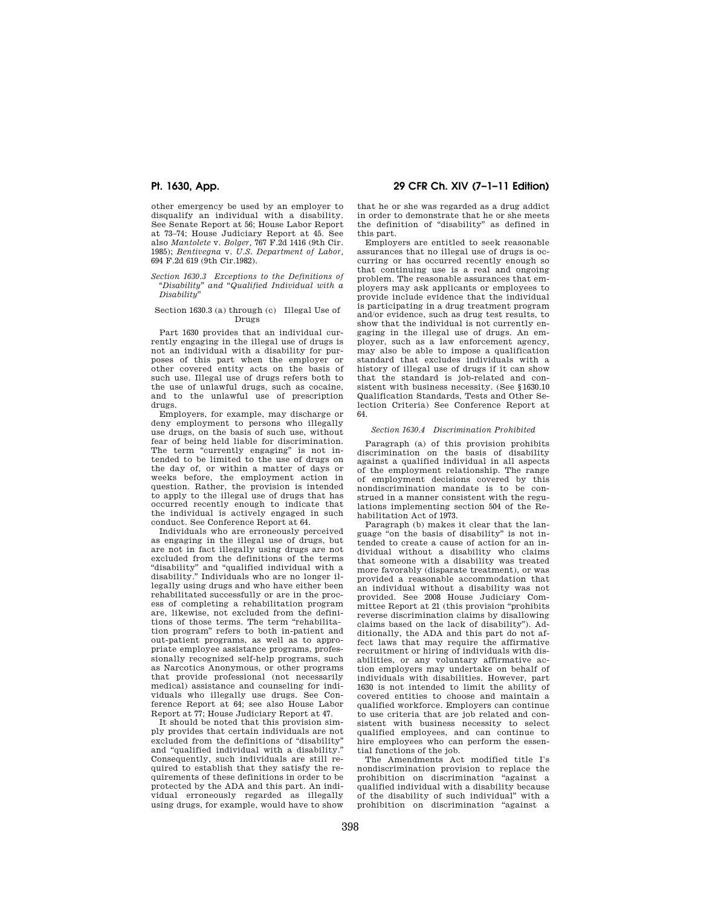other emergency be used by an employer to disqualify an individual with a disability. See Senate Report at 56; House Labor Report at 73–74; House Judiciary Report at 45. See also *Mantolete* v. *Bolger*, 767 F.2d 1416 (9th Cir. 1985); *Bentivegna* v. *U.S. Department of Labor*, 694 F.2d 619 (9th Cir.1982).

*Section 1630.3 Exceptions to the Definitions of "Disability" and "Qualified Individual with a Disability"*

Section 1630.3 (a) through (c) Illegal Use of Drugs

Part 1630 provides that an individual currently engaging in the illegal use of drugs is not an individual with a disability for purposes of this part when the employer or other covered entity acts on the basis of such use. Illegal use of drugs refers both to the use of unlawful drugs, such as cocaine, and to the unlawful use of prescription drugs.

Employers, for example, may discharge or deny employment to persons who illegally use drugs, on the basis of such use, without fear of being held liable for discrimination. The term "currently engaging" is not intended to be limited to the use of drugs on the day of, or within a matter of days or weeks before, the employment action in question. Rather, the provision is intended to apply to the illegal use of drugs that has occurred recently enough to indicate that the individual is actively engaged in such conduct. See Conference Report at 64.

Individuals who are erroneously perceived as engaging in the illegal use of drugs, but are not in fact illegally using drugs are not excluded from the definitions of the terms "disability" and "qualified individual with a disability." Individuals who are no longer illegally using drugs and who have either been rehabilitated successfully or are in the process of completing a rehabilitation program are, likewise, not excluded from the definitions of those terms. The term "rehabilitation program" refers to both in-patient and out-patient programs, as well as to appropriate employee assistance programs, professionally recognized self-help programs, such as Narcotics Anonymous, or other programs that provide professional (not necessarily medical) assistance and counseling for individuals who illegally use drugs. See Conference Report at 64; see also House Labor Report at 77; House Judiciary Report at 47.

It should be noted that this provision simply provides that certain individuals are not excluded from the definitions of "disability" and "qualified individual with a disability." Consequently, such individuals are still required to establish that they satisfy the requirements of these definitions in order to be protected by the ADA and this part. An individual erroneously regarded as illegally using drugs, for example, would have to show that he or she was regarded as a drug addict in order to demonstrate that he or she meets the definition of "disability" as defined in this part.

Employers are entitled to seek reasonable assurances that no illegal use of drugs is occurring or has occurred recently enough so that continuing use is a real and ongoing problem. The reasonable assurances that employers may ask applicants or employees to provide include evidence that the individual is participating in a drug treatment program and/or evidence, such as drug test results, to show that the individual is not currently engaging in the illegal use of drugs. An employer, such as a law enforcement agency, may also be able to impose a qualification standard that excludes individuals with a history of illegal use of drugs if it can show that the standard is job-related and consistent with business necessity. (See §1630.10 Qualification Standards, Tests and Other Selection Criteria) See Conference Report at 64.

*Section 1630.4 Discrimination Prohibited*

Paragraph (a) of this provision prohibits discrimination on the basis of disability against a qualified individual in all aspects of the employment relationship. The range of employment decisions covered by this nondiscrimination mandate is to be construed in a manner consistent with the regulations implementing section 504 of the Rehabilitation Act of 1973.

Paragraph (b) makes it clear that the language "on the basis of disability" is not intended to create a cause of action for an individual without a disability who claims that someone with a disability was treated more favorably (disparate treatment), or was provided a reasonable accommodation that an individual without a disability was not provided. See 2008 House Judiciary Committee Report at 21 (this provision "prohibits reverse discrimination claims by disallowing claims based on the lack of disability"). Additionally, the ADA and this part do not affect laws that may require the affirmative recruitment or hiring of individuals with disabilities, or any voluntary affirmative action employers may undertake on behalf of individuals with disabilities. However, part 1630 is not intended to limit the ability of covered entities to choose and maintain a qualified workforce. Employers can continue to use criteria that are job related and consistent with business necessity to select qualified employees, and can continue to hire employees who can perform the essential functions of the job.

The Amendments Act modified title I's nondiscrimination provision to replace the prohibition on discrimination "against a qualified individual with a disability because of the disability of such individual" with a prohibition on discrimination "against a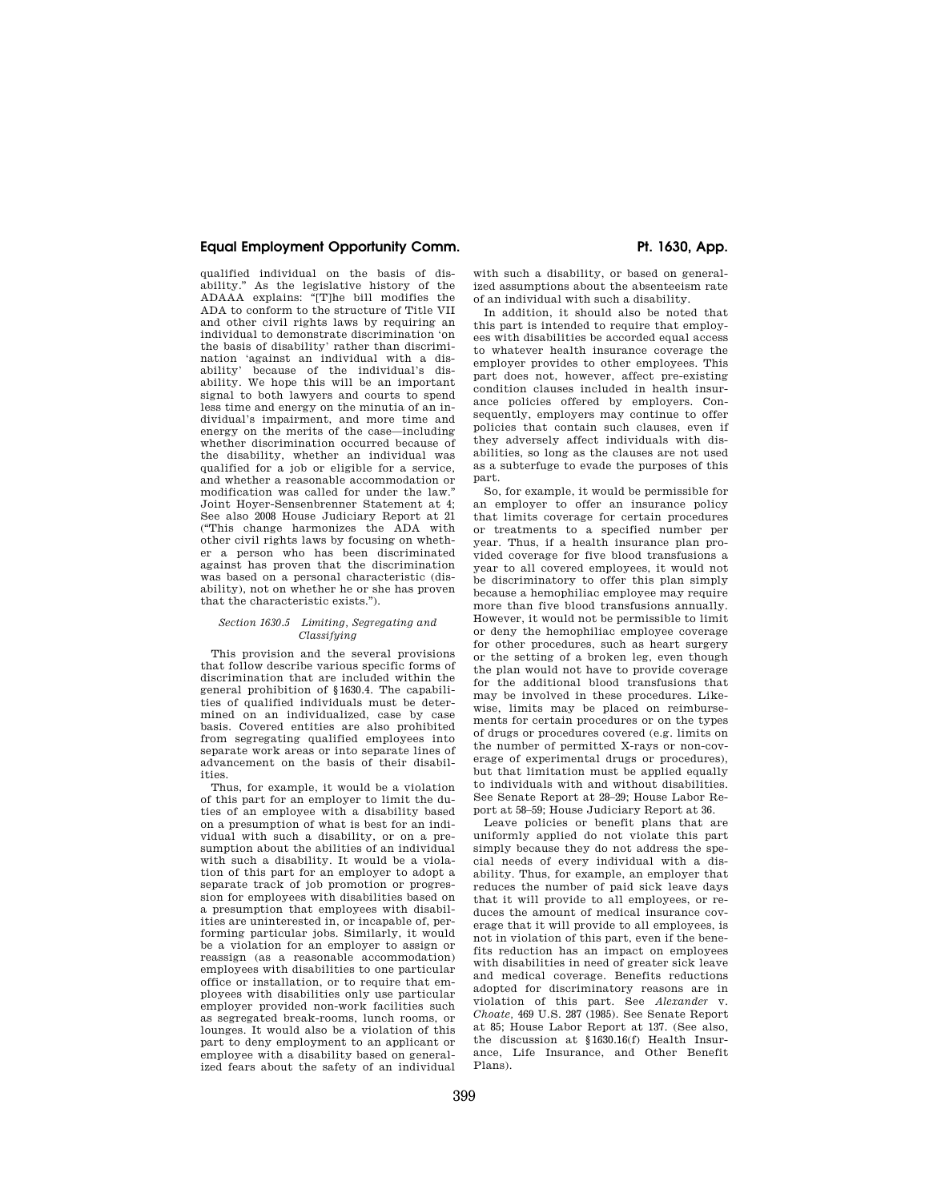qualified individual on the basis of disability." As the legislative history of the ADAAA explains: "[T]he bill modifies the ADA to conform to the structure of Title VII and other civil rights laws by requiring an individual to demonstrate discrimination 'on the basis of disability' rather than discrimination 'against an individual with a disability' because of the individual's disability. We hope this will be an important signal to both lawyers and courts to spend less time and energy on the minutia of an individual's impairment, and more time and energy on the merits of the case—including whether discrimination occurred because of the disability, whether an individual was qualified for a job or eligible for a service, and whether a reasonable accommodation or modification was called for under the law." Joint Hoyer-Sensenbrenner Statement at 4; See also 2008 House Judiciary Report at 21 ("This change harmonizes the ADA with other civil rights laws by focusing on whether a person who has been discriminated against has proven that the discrimination was based on a personal characteristic (disability), not on whether he or she has proven that the characteristic exists.").

*Section 1630.5 Limiting, Segregating and Classifying*

This provision and the several provisions that follow describe various specific forms of discrimination that are included within the general prohibition of §1630.4. The capabilities of qualified individuals must be determined on an individualized, case by case basis. Covered entities are also prohibited from segregating qualified employees into separate work areas or into separate lines of advancement on the basis of their disabilities.

Thus, for example, it would be a violation of this part for an employer to limit the duties of an employee with a disability based on a presumption of what is best for an individual with such a disability, or on a presumption about the abilities of an individual with such a disability. It would be a violation of this part for an employer to adopt a separate track of job promotion or progression for employees with disabilities based on a presumption that employees with disabilities are uninterested in, or incapable of, performing particular jobs. Similarly, it would be a violation for an employer to assign or reassign (as a reasonable accommodation) employees with disabilities to one particular office or installation, or to require that employees with disabilities only use particular employer provided non-work facilities such as segregated break-rooms, lunch rooms, or lounges. It would also be a violation of this part to deny employment to an applicant or employee with a disability based on generalized fears about the safety of an individual with such a disability, or based on generalized assumptions about the absenteeism rate of an individual with such a disability.

In addition, it should also be noted that this part is intended to require that employees with disabilities be accorded equal access to whatever health insurance coverage the employer provides to other employees. This part does not, however, affect pre-existing condition clauses included in health insurance policies offered by employers. Consequently, employers may continue to offer policies that contain such clauses, even if they adversely affect individuals with disabilities, so long as the clauses are not used as a subterfuge to evade the purposes of this part.

So, for example, it would be permissible for an employer to offer an insurance policy that limits coverage for certain procedures or treatments to a specified number per year. Thus, if a health insurance plan provided coverage for five blood transfusions a year to all covered employees, it would not be discriminatory to offer this plan simply because a hemophiliac employee may require more than five blood transfusions annually. However, it would not be permissible to limit or deny the hemophiliac employee coverage for other procedures, such as heart surgery or the setting of a broken leg, even though the plan would not have to provide coverage for the additional blood transfusions that may be involved in these procedures. Likewise, limits may be placed on reimbursements for certain procedures or on the types of drugs or procedures covered (e.g. limits on the number of permitted X-rays or non-coverage of experimental drugs or procedures), but that limitation must be applied equally to individuals with and without disabilities. See Senate Report at 28–29; House Labor Report at 58–59; House Judiciary Report at 36.

Leave policies or benefit plans that are uniformly applied do not violate this part simply because they do not address the special needs of every individual with a disability. Thus, for example, an employer that reduces the number of paid sick leave days that it will provide to all employees, or reduces the amount of medical insurance coverage that it will provide to all employees, is not in violation of this part, even if the benefits reduction has an impact on employees with disabilities in need of greater sick leave and medical coverage. Benefits reductions adopted for discriminatory reasons are in violation of this part. See *Alexander* v. *Choate*, 469 U.S. 287 (1985). See Senate Report at 85; House Labor Report at 137. (See also, the discussion at §1630.16(f) Health Insurance, Life Insurance, and Other Benefit Plans).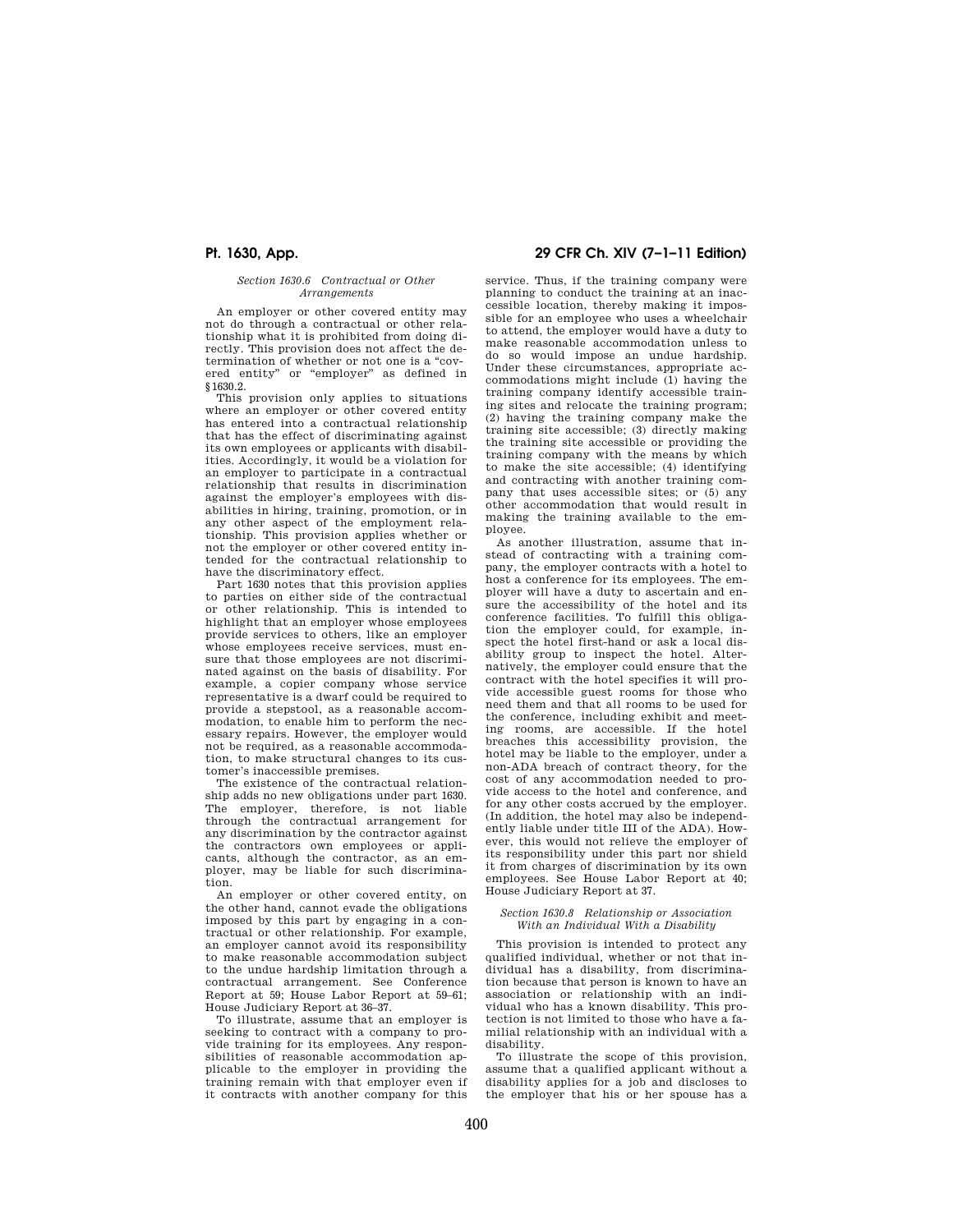*Section 1630.6 Contractual or Other Arrangements*

An employer or other covered entity may not do through a contractual or other relationship what it is prohibited from doing directly. This provision does not affect the determination of whether or not one is a "covered entity" or "employer" as defined in §1630.2.

This provision only applies to situations where an employer or other covered entity has entered into a contractual relationship that has the effect of discriminating against its own employees or applicants with disabilities. Accordingly, it would be a violation for an employer to participate in a contractual relationship that results in discrimination against the employer's employees with disabilities in hiring, training, promotion, or in any other aspect of the employment relationship. This provision applies whether or not the employer or other covered entity intended for the contractual relationship to have the discriminatory effect.

Part 1630 notes that this provision applies to parties on either side of the contractual or other relationship. This is intended to highlight that an employer whose employees provide services to others, like an employer whose employees receive services, must ensure that those employees are not discriminated against on the basis of disability. For example, a copier company whose service representative is a dwarf could be required to provide a stepstool, as a reasonable accommodation, to enable him to perform the necessary repairs. However, the employer would not be required, as a reasonable accommodation, to make structural changes to its customer's inaccessible premises.

The existence of the contractual relationship adds no new obligations under part 1630. The employer, therefore, is not liable through the contractual arrangement for any discrimination by the contractor against the contractors own employees or applicants, although the contractor, as an employer, may be liable for such discrimination.

An employer or other covered entity, on the other hand, cannot evade the obligations imposed by this part by engaging in a contractual or other relationship. For example, an employer cannot avoid its responsibility to make reasonable accommodation subject to the undue hardship limitation through a contractual arrangement. See Conference Report at 59; House Labor Report at 59–61; House Judiciary Report at 36–37.

To illustrate, assume that an employer is seeking to contract with a company to provide training for its employees. Any responsibilities of reasonable accommodation applicable to the employer in providing the training remain with that employer even if it contracts with another company for this service. Thus, if the training company were planning to conduct the training at an inaccessible location, thereby making it impossible for an employee who uses a wheelchair to attend, the employer would have a duty to make reasonable accommodation unless to do so would impose an undue hardship. Under these circumstances, appropriate accommodations might include (1) having the training company identify accessible training sites and relocate the training program; (2) having the training company make the training site accessible; (3) directly making the training site accessible or providing the training company with the means by which to make the site accessible; (4) identifying and contracting with another training company that uses accessible sites; or (5) any other accommodation that would result in making the training available to the employee.

As another illustration, assume that instead of contracting with a training company, the employer contracts with a hotel to host a conference for its employees. The employer will have a duty to ascertain and ensure the accessibility of the hotel and its conference facilities. To fulfill this obligation the employer could, for example, inspect the hotel first-hand or ask a local disability group to inspect the hotel. Alternatively, the employer could ensure that the contract with the hotel specifies it will provide accessible guest rooms for those who need them and that all rooms to be used for the conference, including exhibit and meeting rooms, are accessible. If the hotel breaches this accessibility provision, the hotel may be liable to the employer, under a non-ADA breach of contract theory, for the cost of any accommodation needed to provide access to the hotel and conference, and for any other costs accrued by the employer. (In addition, the hotel may also be independently liable under title III of the ADA). However, this would not relieve the employer of its responsibility under this part nor shield it from charges of discrimination by its own employees. See House Labor Report at 40; House Judiciary Report at 37.

*Section 1630.8 Relationship or Association With an Individual With a Disability*

This provision is intended to protect any qualified individual, whether or not that individual has a disability, from discrimination because that person is known to have an association or relationship with an individual who has a known disability. This protection is not limited to those who have a familial relationship with an individual with a disability.

To illustrate the scope of this provision, assume that a qualified applicant without a disability applies for a job and discloses to the employer that his or her spouse has a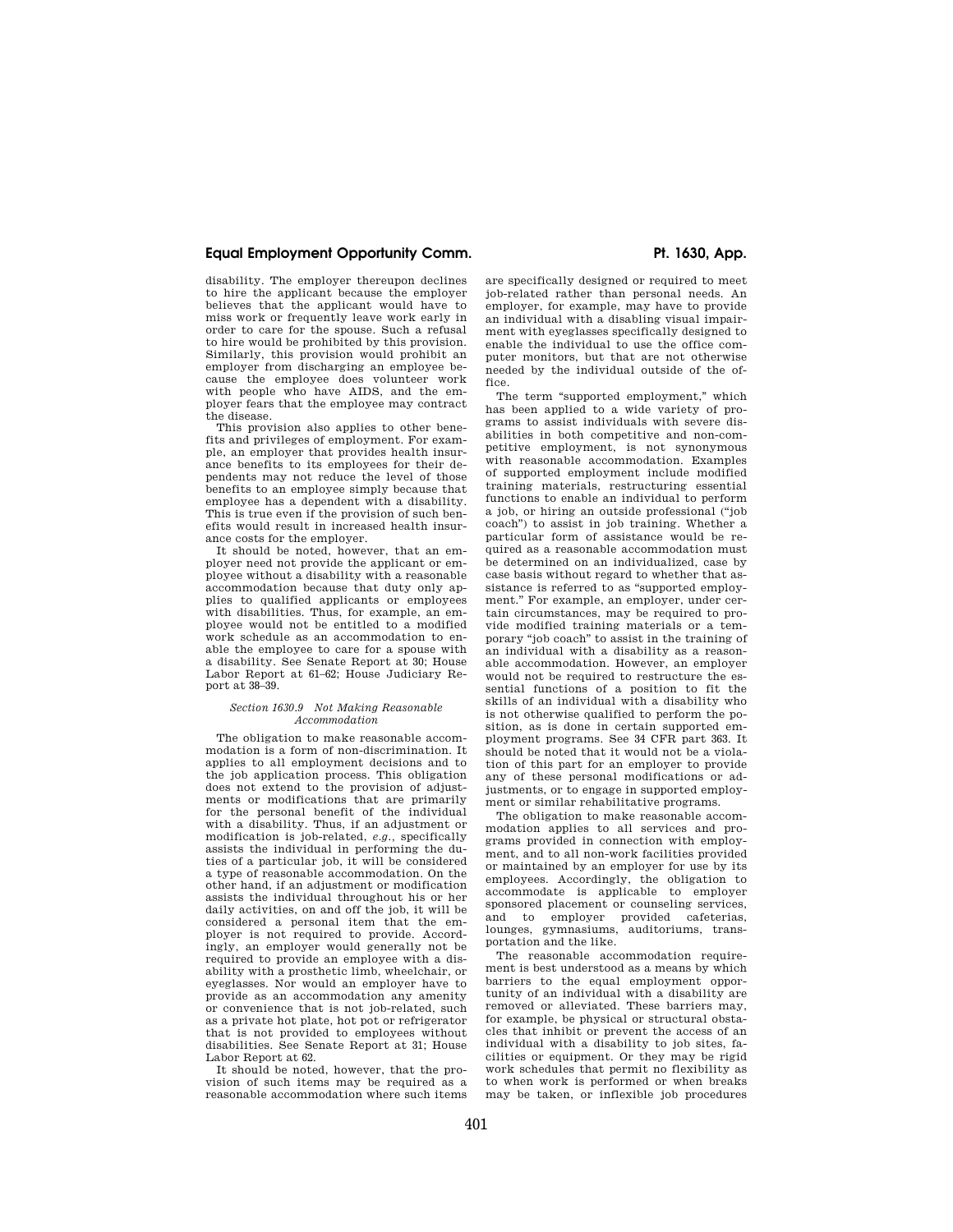disability. The employer thereupon declines to hire the applicant because the employer believes that the applicant would have to miss work or frequently leave work early in order to care for the spouse. Such a refusal to hire would be prohibited by this provision. Similarly, this provision would prohibit an employer from discharging an employee because the employee does volunteer work with people who have AIDS, and the employer fears that the employee may contract the disease.

This provision also applies to other benefits and privileges of employment. For example, an employer that provides health insurance benefits to its employees for their dependents may not reduce the level of those benefits to an employee simply because that employee has a dependent with a disability. This is true even if the provision of such benefits would result in increased health insurance costs for the employer.

It should be noted, however, that an employer need not provide the applicant or employee without a disability with a reasonable accommodation because that duty only applies to qualified applicants or employees with disabilities. Thus, for example, an employee would not be entitled to a modified work schedule as an accommodation to enable the employee to care for a spouse with a disability. See Senate Report at 30; House Labor Report at 61–62; House Judiciary Report at 38–39.

### *Section 1630.9 Not Making Reasonable Accommodation*

The obligation to make reasonable accommodation is a form of non-discrimination. It applies to all employment decisions and to the job application process. This obligation does not extend to the provision of adjustments or modifications that are primarily for the personal benefit of the individual with a disability. Thus, if an adjustment or modification is job-related, *e.g.*, specifically assists the individual in performing the duties of a particular job, it will be considered a type of reasonable accommodation. On the other hand, if an adjustment or modification assists the individual throughout his or her daily activities, on and off the job, it will be considered a personal item that the employer is not required to provide. Accordingly, an employer would generally not be required to provide an employee with a disability with a prosthetic limb, wheelchair, or eyeglasses. Nor would an employer have to provide as an accommodation any amenity or convenience that is not job-related, such as a private hot plate, hot pot or refrigerator that is not provided to employees without disabilities. See Senate Report at 31; House Labor Report at 62.

It should be noted, however, that the provision of such items may be required as a reasonable accommodation where such items are specifically designed or required to meet job-related rather than personal needs. An employer, for example, may have to provide an individual with a disabling visual impairment with eyeglasses specifically designed to enable the individual to use the office computer monitors, but that are not otherwise needed by the individual outside of the office.

The term "supported employment," which has been applied to a wide variety of programs to assist individuals with severe disabilities in both competitive and non-competitive employment, is not synonymous with reasonable accommodation. Examples of supported employment include modified training materials, restructuring essential functions to enable an individual to perform a job, or hiring an outside professional ("job coach") to assist in job training. Whether a particular form of assistance would be required as a reasonable accommodation must be determined on an individualized, case by case basis without regard to whether that assistance is referred to as "supported employment." For example, an employer, under certain circumstances, may be required to provide modified training materials or a temporary "job coach" to assist in the training of an individual with a disability as a reasonable accommodation. However, an employer would not be required to restructure the essential functions of a position to fit the skills of an individual with a disability who is not otherwise qualified to perform the position, as is done in certain supported employment programs. See 34 CFR part 363. It should be noted that it would not be a violation of this part for an employer to provide any of these personal modifications or adjustments, or to engage in supported employment or similar rehabilitative programs.

The obligation to make reasonable accommodation applies to all services and programs provided in connection with employment, and to all non-work facilities provided or maintained by an employer for use by its employees. Accordingly, the obligation to accommodate is applicable to employer sponsored placement or counseling services, and to employer provided cafeterias, lounges, gymnasiums, auditoriums, transportation and the like.

The reasonable accommodation requirement is best understood as a means by which barriers to the equal employment opportunity of an individual with a disability are removed or alleviated. These barriers may, for example, be physical or structural obstacles that inhibit or prevent the access of an individual with a disability to job sites, facilities or equipment. Or they may be rigid work schedules that permit no flexibility as to when work is performed or when breaks may be taken, or inflexible job procedures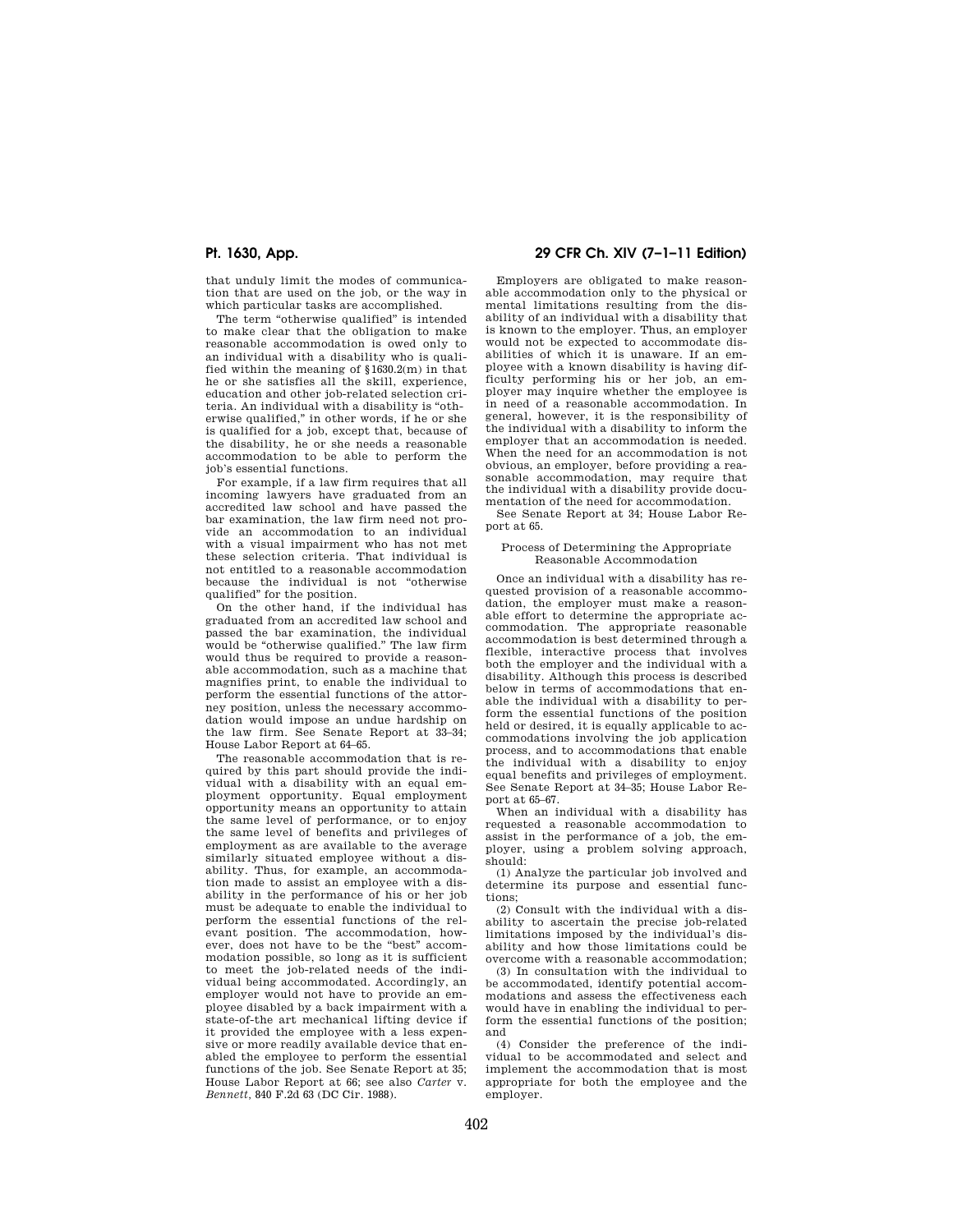that unduly limit the modes of communication that are used on the job, or the way in which particular tasks are accomplished.

The term "otherwise qualified" is intended to make clear that the obligation to make reasonable accommodation is owed only to an individual with a disability who is qualified within the meaning of §1630.2(m) in that he or she satisfies all the skill, experience, education and other job-related selection criteria. An individual with a disability is "otherwise qualified," in other words, if he or she is qualified for a job, except that, because of the disability, he or she needs a reasonable accommodation to be able to perform the job's essential functions.

For example, if a law firm requires that all incoming lawyers have graduated from an accredited law school and have passed the bar examination, the law firm need not provide an accommodation to an individual with a visual impairment who has not met these selection criteria. That individual is not entitled to a reasonable accommodation because the individual is not "otherwise qualified" for the position.

On the other hand, if the individual has graduated from an accredited law school and passed the bar examination, the individual would be "otherwise qualified." The law firm would thus be required to provide a reasonable accommodation, such as a machine that magnifies print, to enable the individual to perform the essential functions of the attorney position, unless the necessary accommodation would impose an undue hardship on the law firm. See Senate Report at 33–34; House Labor Report at 64–65.

The reasonable accommodation that is required by this part should provide the individual with a disability with an equal employment opportunity. Equal employment opportunity means an opportunity to attain the same level of performance, or to enjoy the same level of benefits and privileges of employment as are available to the average similarly situated employee without a disability. Thus, for example, an accommodation made to assist an employee with a disability in the performance of his or her job must be adequate to enable the individual to perform the essential functions of the relevant position. The accommodation, however, does not have to be the "best" accommodation possible, so long as it is sufficient to meet the job-related needs of the individual being accommodated. Accordingly, an employer would not have to provide an employee disabled by a back impairment with a state-of-the art mechanical lifting device if it provided the employee with a less expensive or more readily available device that enabled the employee to perform the essential functions of the job. See Senate Report at 35; House Labor Report at 66; see also *Carter* v. *Bennett*, 840 F.2d 63 (DC Cir. 1988).

Employers are obligated to make reasonable accommodation only to the physical or mental limitations resulting from the disability of an individual with a disability that is known to the employer. Thus, an employer would not be expected to accommodate disabilities of which it is unaware. If an employee with a known disability is having difficulty performing his or her job, an employer may inquire whether the employee is in need of a reasonable accommodation. In general, however, it is the responsibility of the individual with a disability to inform the employer that an accommodation is needed. When the need for an accommodation is not obvious, an employer, before providing a reasonable accommodation, may require that the individual with a disability provide documentation of the need for accommodation.

See Senate Report at 34; House Labor Report at 65.

### Process of Determining the Appropriate Reasonable Accommodation

Once an individual with a disability has requested provision of a reasonable accommodation, the employer must make a reasonable effort to determine the appropriate accommodation. The appropriate reasonable accommodation is best determined through a flexible, interactive process that involves both the employer and the individual with a disability. Although this process is described below in terms of accommodations that enable the individual with a disability to perform the essential functions of the position held or desired, it is equally applicable to accommodations involving the job application process, and to accommodations that enable the individual with a disability to enjoy equal benefits and privileges of employment. See Senate Report at 34–35; House Labor Report at 65–67.

When an individual with a disability has requested a reasonable accommodation to assist in the performance of a job, the employer, using a problem solving approach, should:

(1) Analyze the particular job involved and determine its purpose and essential functions;

(2) Consult with the individual with a disability to ascertain the precise job-related limitations imposed by the individual's disability and how those limitations could be overcome with a reasonable accommodation;

(3) In consultation with the individual to be accommodated, identify potential accommodations and assess the effectiveness each would have in enabling the individual to perform the essential functions of the position; and

(4) Consider the preference of the individual to be accommodated and select and implement the accommodation that is most appropriate for both the employee and the employer.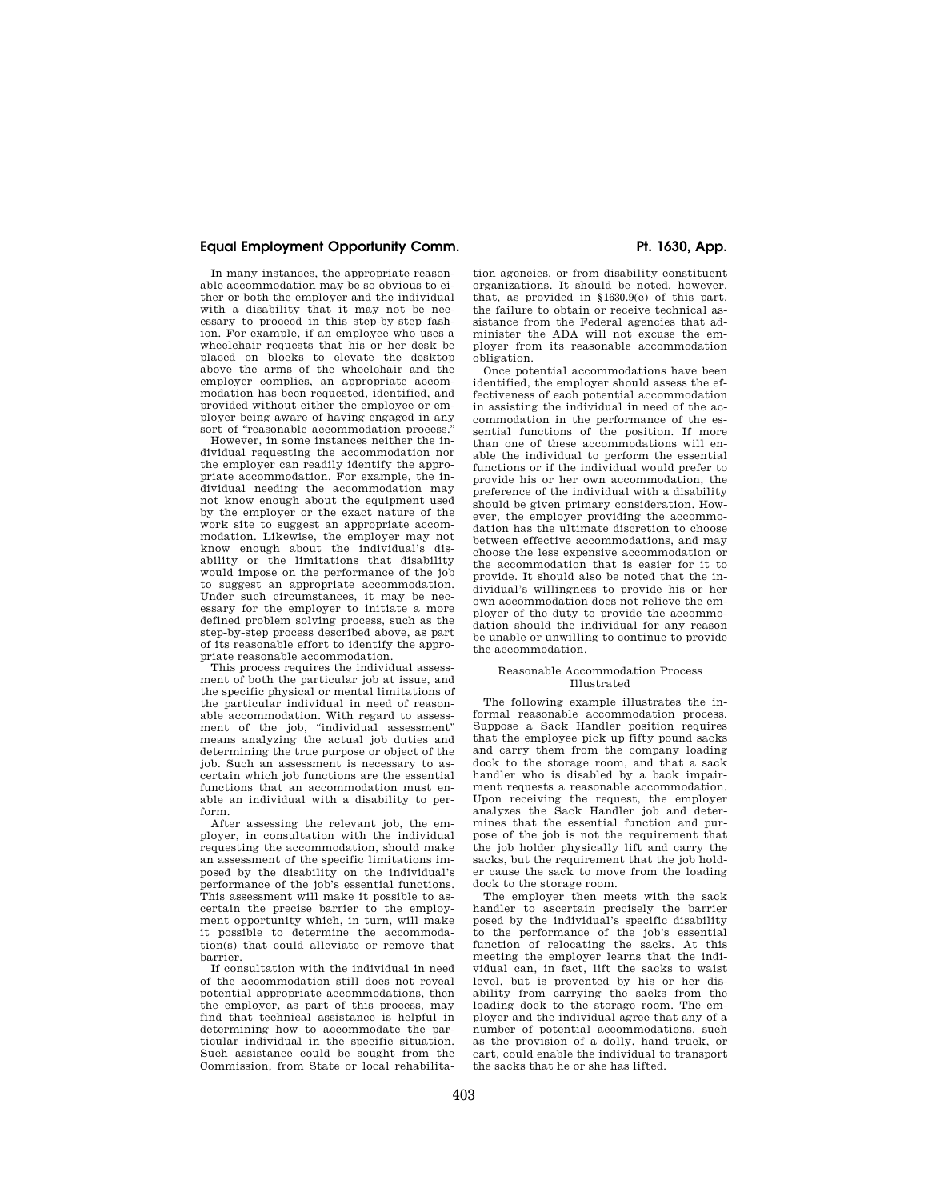In many instances, the appropriate reasonable accommodation may be so obvious to either or both the employer and the individual with a disability that it may not be necessary to proceed in this step-by-step fashion. For example, if an employee who uses a wheelchair requests that his or her desk be placed on blocks to elevate the desktop above the arms of the wheelchair and the employer complies, an appropriate accommodation has been requested, identified, and provided without either the employee or employer being aware of having engaged in any sort of "reasonable accommodation process."

However, in some instances neither the individual requesting the accommodation nor the employer can readily identify the appropriate accommodation. For example, the individual needing the accommodation may not know enough about the equipment used by the employer or the exact nature of the work site to suggest an appropriate accommodation. Likewise, the employer may not know enough about the individual's disability or the limitations that disability would impose on the performance of the job to suggest an appropriate accommodation. Under such circumstances, it may be necessary for the employer to initiate a more defined problem solving process, such as the step-by-step process described above, as part of its reasonable effort to identify the appropriate reasonable accommodation.

This process requires the individual assessment of both the particular job at issue, and the specific physical or mental limitations of the particular individual in need of reasonable accommodation. With regard to assessment of the job, "individual assessment" means analyzing the actual job duties and determining the true purpose or object of the job. Such an assessment is necessary to ascertain which job functions are the essential functions that an accommodation must enable an individual with a disability to perform.

After assessing the relevant job, the employer, in consultation with the individual requesting the accommodation, should make an assessment of the specific limitations imposed by the disability on the individual's performance of the job's essential functions. This assessment will make it possible to ascertain the precise barrier to the employment opportunity which, in turn, will make it possible to determine the accommodation(s) that could alleviate or remove that barrier.

If consultation with the individual in need of the accommodation still does not reveal potential appropriate accommodations, then the employer, as part of this process, may find that technical assistance is helpful in determining how to accommodate the particular individual in the specific situation. Such assistance could be sought from the Commission, from State or local rehabilitation agencies, or from disability constituent organizations. It should be noted, however, that, as provided in §1630.9(c) of this part, the failure to obtain or receive technical assistance from the Federal agencies that administer the ADA will not excuse the employer from its reasonable accommodation obligation.

Once potential accommodations have been identified, the employer should assess the effectiveness of each potential accommodation in assisting the individual in need of the accommodation in the performance of the essential functions of the position. If more than one of these accommodations will enable the individual to perform the essential functions or if the individual would prefer to provide his or her own accommodation, the preference of the individual with a disability should be given primary consideration. However, the employer providing the accommodation has the ultimate discretion to choose between effective accommodations, and may choose the less expensive accommodation or the accommodation that is easier for it to provide. It should also be noted that the individual's willingness to provide his or her own accommodation does not relieve the employer of the duty to provide the accommodation should the individual for any reason be unable or unwilling to continue to provide the accommodation.

### Reasonable Accommodation Process Illustrated

The following example illustrates the informal reasonable accommodation process. Suppose a Sack Handler position requires that the employee pick up fifty pound sacks and carry them from the company loading dock to the storage room, and that a sack handler who is disabled by a back impairment requests a reasonable accommodation. Upon receiving the request, the employer analyzes the Sack Handler job and determines that the essential function and purpose of the job is not the requirement that the job holder physically lift and carry the sacks, but the requirement that the job holder cause the sack to move from the loading dock to the storage room.

The employer then meets with the sack handler to ascertain precisely the barrier posed by the individual's specific disability to the performance of the job's essential function of relocating the sacks. At this meeting the employer learns that the individual can, in fact, lift the sacks to waist level, but is prevented by his or her disability from carrying the sacks from the loading dock to the storage room. The employer and the individual agree that any of a number of potential accommodations, such as the provision of a dolly, hand truck, or cart, could enable the individual to transport the sacks that he or she has lifted.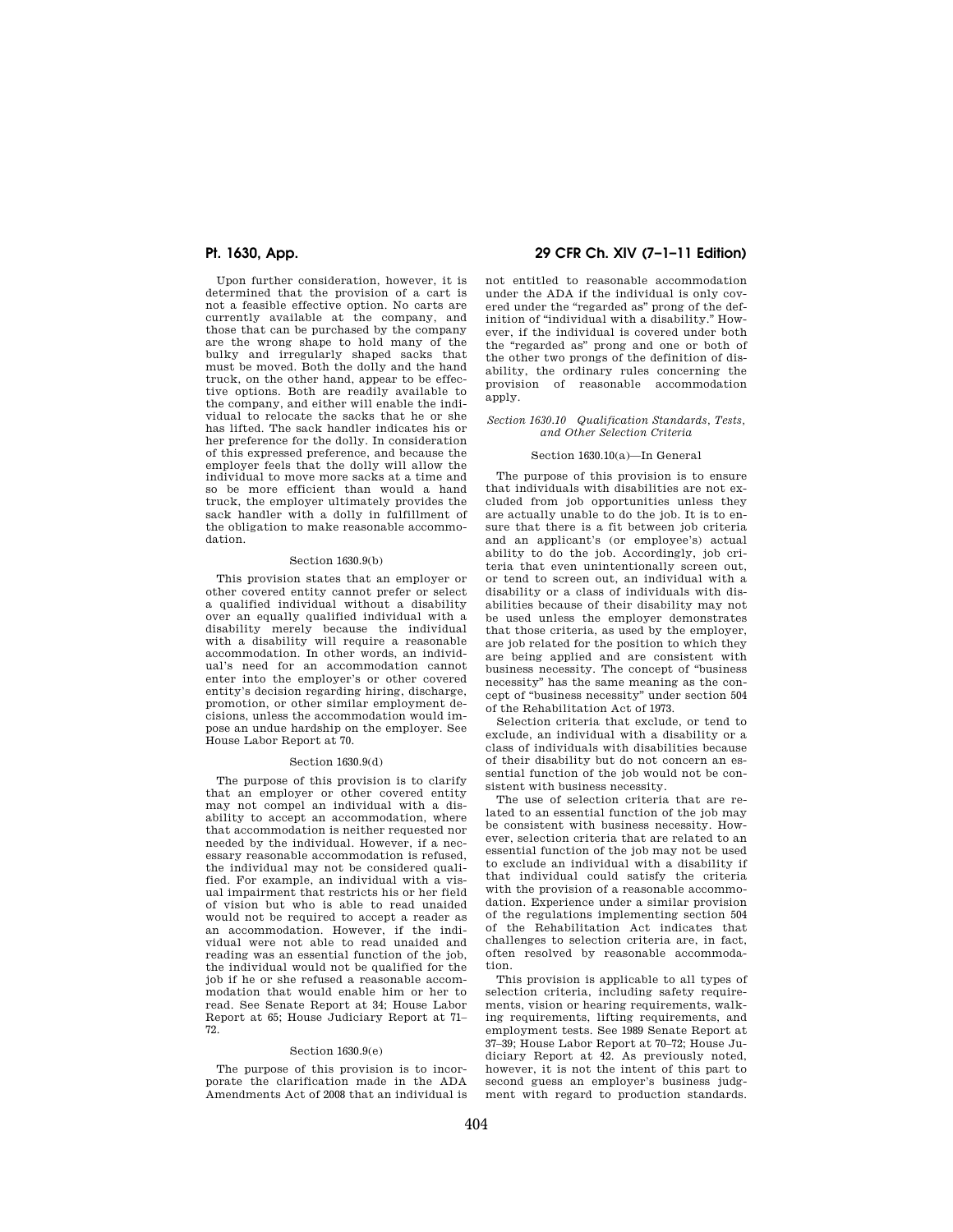Upon further consideration, however, it is determined that the provision of a cart is not a feasible effective option. No carts are currently available at the company, and those that can be purchased by the company are the wrong shape to hold many of the bulky and irregularly shaped sacks that must be moved. Both the dolly and the hand truck, on the other hand, appear to be effective options. Both are readily available to the company, and either will enable the individual to relocate the sacks that he or she has lifted. The sack handler indicates his or her preference for the dolly. In consideration of this expressed preference, and because the employer feels that the dolly will allow the individual to move more sacks at a time and so be more efficient than would a hand truck, the employer ultimately provides the sack handler with a dolly in fulfillment of the obligation to make reasonable accommodation.

Section 1630.9(b)

This provision states that an employer or other covered entity cannot prefer or select a qualified individual without a disability over an equally qualified individual with a disability merely because the individual with a disability will require a reasonable accommodation. In other words, an individual's need for an accommodation cannot enter into the employer's or other covered entity's decision regarding hiring, discharge, promotion, or other similar employment decisions, unless the accommodation would impose an undue hardship on the employer. See House Labor Report at 70.

Section 1630.9(d)

The purpose of this provision is to clarify that an employer or other covered entity may not compel an individual with a disability to accept an accommodation, where that accommodation is neither requested nor needed by the individual. However, if a necessary reasonable accommodation is refused, the individual may not be considered qualified. For example, an individual with a visual impairment that restricts his or her field of vision but who is able to read unaided would not be required to accept a reader as an accommodation. However, if the individual were not able to read unaided and reading was an essential function of the job, the individual would not be qualified for the job if he or she refused a reasonable accommodation that would enable him or her to read. See Senate Report at 34; House Labor Report at 65; House Judiciary Report at 71–72.

Section 1630.9(e)

The purpose of this provision is to incorporate the clarification made in the ADA Amendments Act of 2008 that an individual is not entitled to reasonable accommodation under the ADA if the individual is only covered under the "regarded as" prong of the definition of "individual with a disability." However, if the individual is covered under both the "regarded as" prong and one or both of the other two prongs of the definition of disability, the ordinary rules concerning the provision of reasonable accommodation apply.

*Section 1630.10 Qualification Standards, Tests, and Other Selection Criteria*

Section 1630.10(a)—In General

The purpose of this provision is to ensure that individuals with disabilities are not excluded from job opportunities unless they are actually unable to do the job. It is to ensure that there is a fit between job criteria and an applicant's (or employee's) actual ability to do the job. Accordingly, job criteria that even unintentionally screen out, or tend to screen out, an individual with a disability or a class of individuals with disabilities because of their disability may not be used unless the employer demonstrates that those criteria, as used by the employer, are job related for the position to which they are being applied and are consistent with business necessity. The concept of "business necessity" has the same meaning as the concept of "business necessity" under section 504 of the Rehabilitation Act of 1973.

Selection criteria that exclude, or tend to exclude, an individual with a disability or a class of individuals with disabilities because of their disability but do not concern an essential function of the job would not be consistent with business necessity.

The use of selection criteria that are related to an essential function of the job may be consistent with business necessity. However, selection criteria that are related to an essential function of the job may not be used to exclude an individual with a disability if that individual could satisfy the criteria with the provision of a reasonable accommodation. Experience under a similar provision of the regulations implementing section 504 of the Rehabilitation Act indicates that challenges to selection criteria are, in fact, often resolved by reasonable accommodation.

This provision is applicable to all types of selection criteria, including safety requirements, vision or hearing requirements, walking requirements, lifting requirements, and employment tests. See 1989 Senate Report at 37–39; House Labor Report at 70–72; House Judiciary Report at 42. As previously noted, however, it is not the intent of this part to second guess an employer's business judgment with regard to production standards.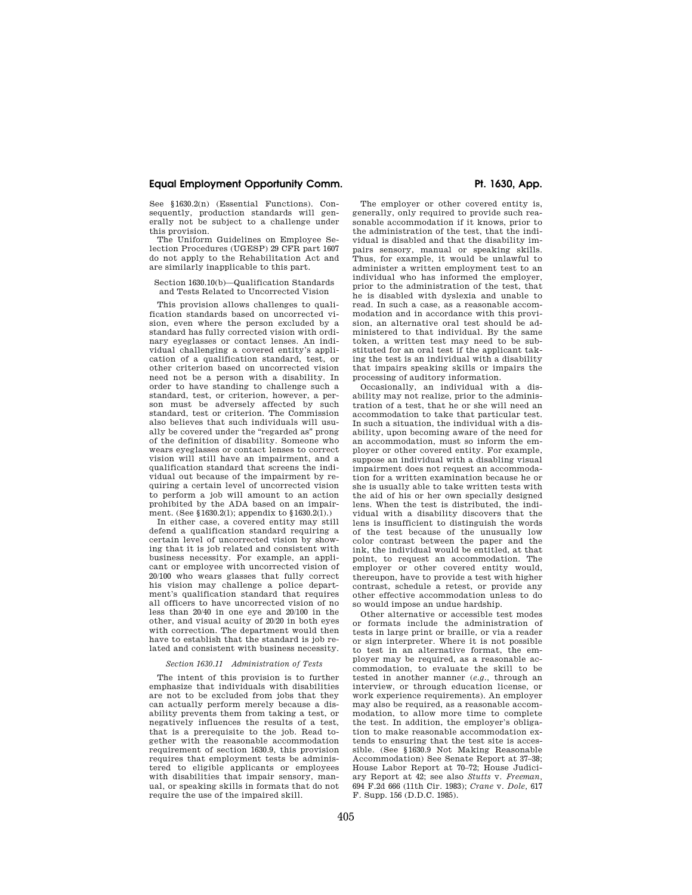See §1630.2(n) (Essential Functions). Consequently, production standards will generally not be subject to a challenge under this provision.

The Uniform Guidelines on Employee Selection Procedures (UGESP) 29 CFR part 1607 do not apply to the Rehabilitation Act and are similarly inapplicable to this part.

### Section 1630.10(b)—Qualification Standards and Tests Related to Uncorrected Vision

This provision allows challenges to qualification standards based on uncorrected vision, even where the person excluded by a standard has fully corrected vision with ordinary eyeglasses or contact lenses. An individual challenging a covered entity's application of a qualification standard, test, or other criterion based on uncorrected vision need not be a person with a disability. In order to have standing to challenge such a standard, test, or criterion, however, a person must be adversely affected by such standard, test or criterion. The Commission also believes that such individuals will usually be covered under the "regarded as" prong of the definition of disability. Someone who wears eyeglasses or contact lenses to correct vision will still have an impairment, and a qualification standard that screens the individual out because of the impairment by requiring a certain level of uncorrected vision to perform a job will amount to an action prohibited by the ADA based on an impairment. (See §1630.2(l); appendix to §1630.2(l).)

In either case, a covered entity may still defend a qualification standard requiring a certain level of uncorrected vision by showing that it is job related and consistent with business necessity. For example, an applicant or employee with uncorrected vision of 20/100 who wears glasses that fully correct his vision may challenge a police department's qualification standard that requires all officers to have uncorrected vision of no less than 20/40 in one eye and 20/100 in the other, and visual acuity of 20/20 in both eyes with correction. The department would then have to establish that the standard is job related and consistent with business necessity.

### *Section 1630.11 Administration of Tests*

The intent of this provision is to further emphasize that individuals with disabilities are not to be excluded from jobs that they can actually perform merely because a disability prevents them from taking a test, or negatively influences the results of a test, that is a prerequisite to the job. Read together with the reasonable accommodation requirement of section 1630.9, this provision requires that employment tests be administered to eligible applicants or employees with disabilities that impair sensory, manual, or speaking skills in formats that do not require the use of the impaired skill.

The employer or other covered entity is, generally, only required to provide such reasonable accommodation if it knows, prior to the administration of the test, that the individual is disabled and that the disability impairs sensory, manual or speaking skills. Thus, for example, it would be unlawful to administer a written employment test to an individual who has informed the employer, prior to the administration of the test, that he is disabled with dyslexia and unable to read. In such a case, as a reasonable accommodation and in accordance with this provision, an alternative oral test should be administered to that individual. By the same token, a written test may need to be substituted for an oral test if the applicant taking the test is an individual with a disability that impairs speaking skills or impairs the processing of auditory information.

Occasionally, an individual with a disability may not realize, prior to the administration of a test, that he or she will need an accommodation to take that particular test. In such a situation, the individual with a disability, upon becoming aware of the need for an accommodation, must so inform the employer or other covered entity. For example, suppose an individual with a disabling visual impairment does not request an accommodation for a written examination because he or she is usually able to take written tests with the aid of his or her own specially designed lens. When the test is distributed, the individual with a disability discovers that the lens is insufficient to distinguish the words of the test because of the unusually low color contrast between the paper and the ink, the individual would be entitled, at that point, to request an accommodation. The employer or other covered entity would, thereupon, have to provide a test with higher contrast, schedule a retest, or provide any other effective accommodation unless to do so would impose an undue hardship.

Other alternative or accessible test modes or formats include the administration of tests in large print or braille, or via a reader or sign interpreter. Where it is not possible to test in an alternative format, the employer may be required, as a reasonable accommodation, to evaluate the skill to be tested in another manner (*e.g.*, through an interview, or through education license, or work experience requirements). An employer may also be required, as a reasonable accommodation, to allow more time to complete the test. In addition, the employer's obligation to make reasonable accommodation extends to ensuring that the test site is accessible. (See §1630.9 Not Making Reasonable Accommodation) See Senate Report at 37–38; House Labor Report at 70–72; House Judiciary Report at 42; see also *Stutts* v. *Freeman*, 694 F.2d 666 (11th Cir. 1983); *Crane* v. *Dole*, 617 F. Supp. 156 (D.D.C. 1985).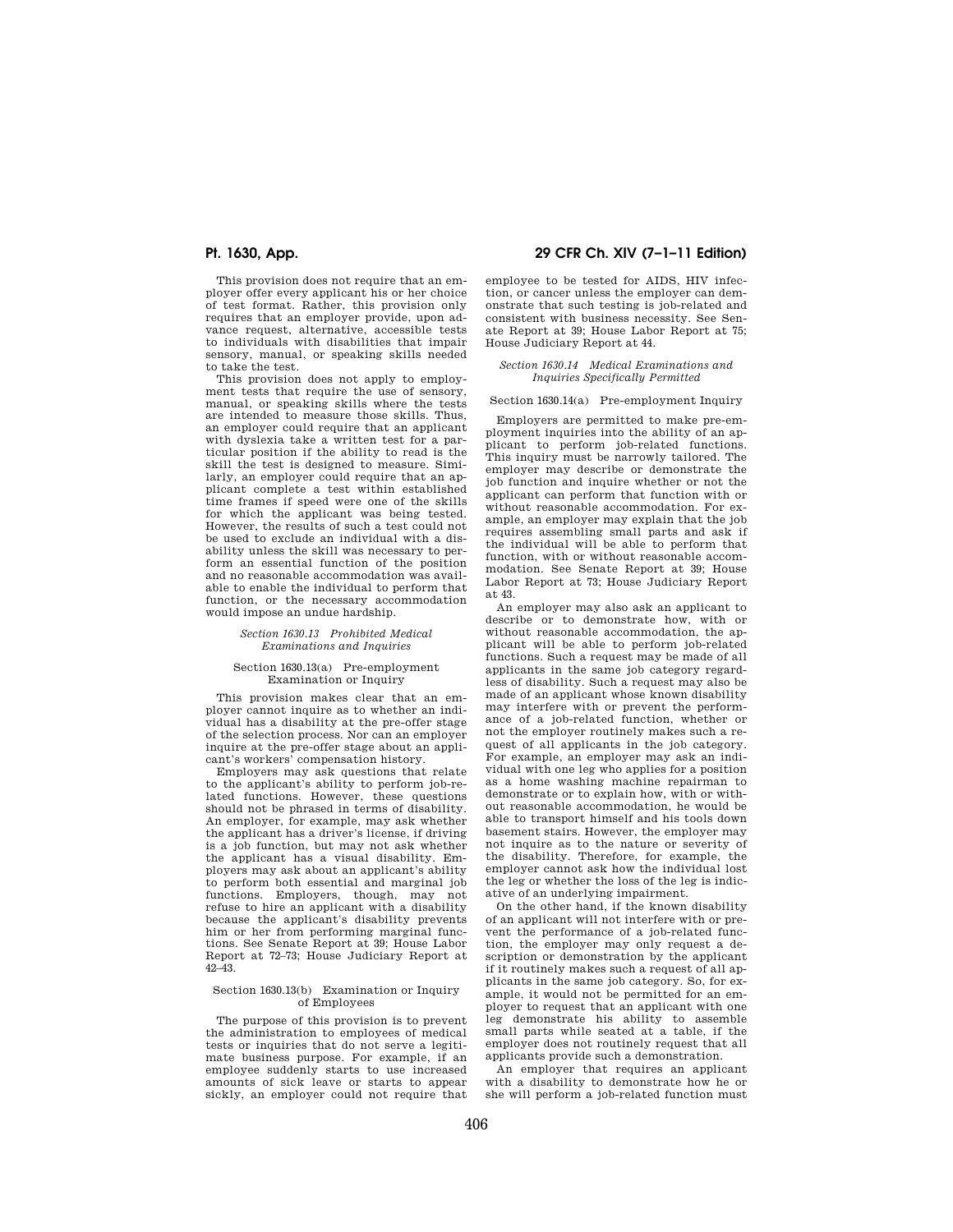This provision does not require that an employer offer every applicant his or her choice of test format. Rather, this provision only requires that an employer provide, upon advance request, alternative, accessible tests to individuals with disabilities that impair sensory, manual, or speaking skills needed to take the test.

This provision does not apply to employment tests that require the use of sensory, manual, or speaking skills where the tests are intended to measure those skills. Thus, an employer could require that an applicant with dyslexia take a written test for a particular position if the ability to read is the skill the test is designed to measure. Similarly, an employer could require that an applicant complete a test within established time frames if speed were one of the skills for which the applicant was being tested. However, the results of such a test could not be used to exclude an individual with a disability unless the skill was necessary to perform an essential function of the position and no reasonable accommodation was available to enable the individual to perform that function, or the necessary accommodation would impose an undue hardship.

*Section 1630.13 Prohibited Medical Examinations and Inquiries*

Section 1630.13(a) Pre-employment Examination or Inquiry

This provision makes clear that an employer cannot inquire as to whether an individual has a disability at the pre-offer stage of the selection process. Nor can an employer inquire at the pre-offer stage about an applicant's workers' compensation history.

Employers may ask questions that relate to the applicant's ability to perform job-related functions. However, these questions should not be phrased in terms of disability. An employer, for example, may ask whether the applicant has a driver's license, if driving is a job function, but may not ask whether the applicant has a visual disability. Employers may ask about an applicant's ability to perform both essential and marginal job functions. Employers, though, may not refuse to hire an applicant with a disability because the applicant's disability prevents him or her from performing marginal functions. See Senate Report at 39; House Labor Report at 72–73; House Judiciary Report at 42–43.

Section 1630.13(b) Examination or Inquiry of Employees

The purpose of this provision is to prevent the administration to employees of medical tests or inquiries that do not serve a legitimate business purpose. For example, if an employee suddenly starts to use increased amounts of sick leave or starts to appear sickly, an employer could not require that employee to be tested for AIDS, HIV infection, or cancer unless the employer can demonstrate that such testing is job-related and consistent with business necessity. See Senate Report at 39; House Labor Report at 75; House Judiciary Report at 44.

*Section 1630.14 Medical Examinations and Inquiries Specifically Permitted*

Section 1630.14(a) Pre-employment Inquiry

Employers are permitted to make pre-employment inquiries into the ability of an applicant to perform job-related functions. This inquiry must be narrowly tailored. The employer may describe or demonstrate the job function and inquire whether or not the applicant can perform that function with or without reasonable accommodation. For example, an employer may explain that the job requires assembling small parts and ask if the individual will be able to perform that function, with or without reasonable accommodation. See Senate Report at 39; House Labor Report at 73; House Judiciary Report at 43.

An employer may also ask an applicant to describe or to demonstrate how, with or without reasonable accommodation, the applicant will be able to perform job-related functions. Such a request may be made of all applicants in the same job category regardless of disability. Such a request may also be made of an applicant whose known disability may interfere with or prevent the performance of a job-related function, whether or not the employer routinely makes such a request of all applicants in the job category. For example, an employer may ask an individual with one leg who applies for a position as a home washing machine repairman to demonstrate or to explain how, with or without reasonable accommodation, he would be able to transport himself and his tools down basement stairs. However, the employer may not inquire as to the nature or severity of the disability. Therefore, for example, the employer cannot ask how the individual lost the leg or whether the loss of the leg is indicative of an underlying impairment.

On the other hand, if the known disability of an applicant will not interfere with or prevent the performance of a job-related function, the employer may only request a description or demonstration by the applicant if it routinely makes such a request of all applicants in the same job category. So, for example, it would not be permitted for an employer to request that an applicant with one leg demonstrate his ability to assemble small parts while seated at a table, if the employer does not routinely request that all applicants provide such a demonstration.

An employer that requires an applicant with a disability to demonstrate how he or she will perform a job-related function must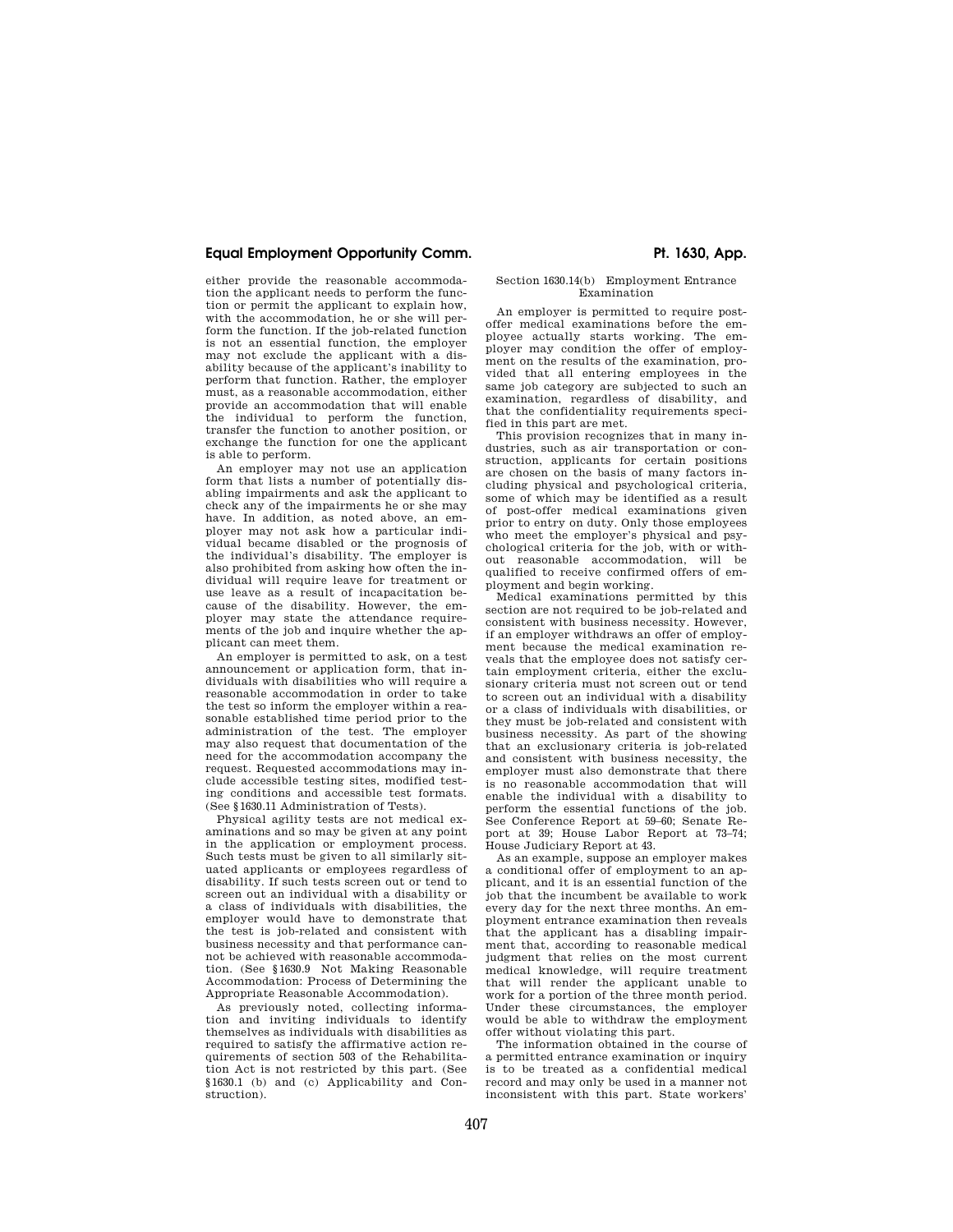either provide the reasonable accommodation the applicant needs to perform the function or permit the applicant to explain how, with the accommodation, he or she will perform the function. If the job-related function is not an essential function, the employer may not exclude the applicant with a disability because of the applicant's inability to perform that function. Rather, the employer must, as a reasonable accommodation, either provide an accommodation that will enable the individual to perform the function, transfer the function to another position, or exchange the function for one the applicant is able to perform.

An employer may not use an application form that lists a number of potentially disabling impairments and ask the applicant to check any of the impairments he or she may have. In addition, as noted above, an employer may not ask how a particular individual became disabled or the prognosis of the individual's disability. The employer is also prohibited from asking how often the individual will require leave for treatment or use leave as a result of incapacitation because of the disability. However, the employer may state the attendance requirements of the job and inquire whether the applicant can meet them.

An employer is permitted to ask, on a test announcement or application form, that individuals with disabilities who will require a reasonable accommodation in order to take the test so inform the employer within a reasonable established time period prior to the administration of the test. The employer may also request that documentation of the need for the accommodation accompany the request. Requested accommodations may include accessible testing sites, modified testing conditions and accessible test formats. (See §1630.11 Administration of Tests).

Physical agility tests are not medical examinations and so may be given at any point in the application or employment process. Such tests must be given to all similarly situated applicants or employees regardless of disability. If such tests screen out or tend to screen out an individual with a disability or a class of individuals with disabilities, the employer would have to demonstrate that the test is job-related and consistent with business necessity and that performance cannot be achieved with reasonable accommodation. (See §1630.9 Not Making Reasonable Accommodation: Process of Determining the Appropriate Reasonable Accommodation).

As previously noted, collecting information and inviting individuals to identify themselves as individuals with disabilities as required to satisfy the affirmative action requirements of section 503 of the Rehabilitation Act is not restricted by this part. (See §1630.1 (b) and (c) Applicability and Construction).

### Section 1630.14(b) Employment Entrance Examination

An employer is permitted to require post-offer medical examinations before the employee actually starts working. The employer may condition the offer of employment on the results of the examination, provided that all entering employees in the same job category are subjected to such an examination, regardless of disability, and that the confidentiality requirements specified in this part are met.

This provision recognizes that in many industries, such as air transportation or construction, applicants for certain positions are chosen on the basis of many factors including physical and psychological criteria, some of which may be identified as a result of post-offer medical examinations given prior to entry on duty. Only those employees who meet the employer's physical and psychological criteria for the job, with or without reasonable accommodation, will be qualified to receive confirmed offers of employment and begin working.

Medical examinations permitted by this section are not required to be job-related and consistent with business necessity. However, if an employer withdraws an offer of employment because the medical examination reveals that the employee does not satisfy certain employment criteria, either the exclusionary criteria must not screen out or tend to screen out an individual with a disability or a class of individuals with disabilities, or they must be job-related and consistent with business necessity. As part of the showing that an exclusionary criteria is job-related and consistent with business necessity, the employer must also demonstrate that there is no reasonable accommodation that will enable the individual with a disability to perform the essential functions of the job. See Conference Report at 59–60; Senate Report at 39; House Labor Report at 73–74; House Judiciary Report at 43.

As an example, suppose an employer makes a conditional offer of employment to an applicant, and it is an essential function of the job that the incumbent be available to work every day for the next three months. An employment entrance examination then reveals that the applicant has a disabling impairment that, according to reasonable medical judgment that relies on the most current medical knowledge, will require treatment that will render the applicant unable to work for a portion of the three month period. Under these circumstances, the employer would be able to withdraw the employment offer without violating this part.

The information obtained in the course of a permitted entrance examination or inquiry is to be treated as a confidential medical record and may only be used in a manner not inconsistent with this part. State workers'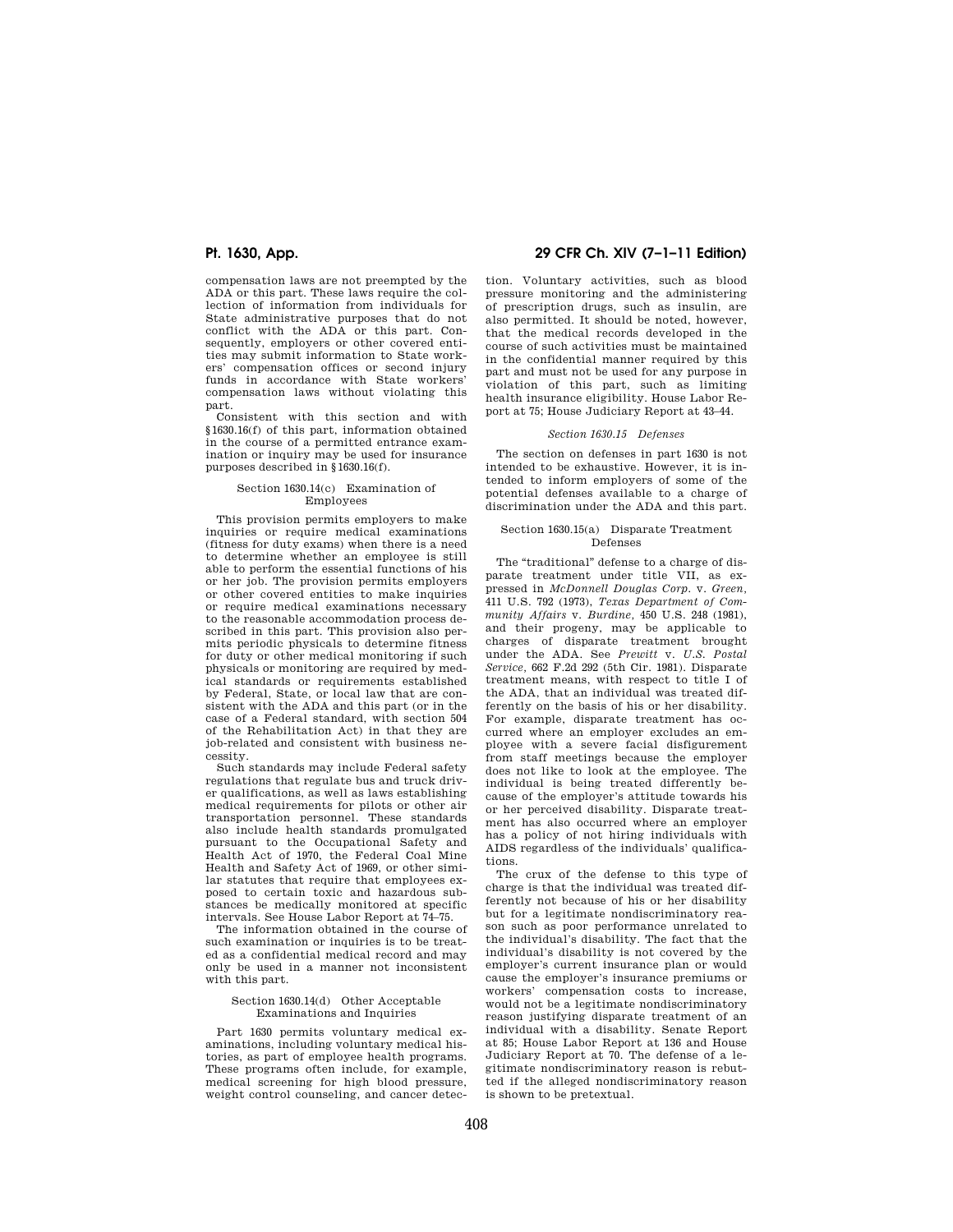compensation laws are not preempted by the ADA or this part. These laws require the collection of information from individuals for State administrative purposes that do not conflict with the ADA or this part. Consequently, employers or other covered entities may submit information to State workers' compensation offices or second injury funds in accordance with State workers' compensation laws without violating this part.

Consistent with this section and with §1630.16(f) of this part, information obtained in the course of a permitted entrance examination or inquiry may be used for insurance purposes described in §1630.16(f).

### Section 1630.14(c) Examination of Employees

This provision permits employers to make inquiries or require medical examinations (fitness for duty exams) when there is a need to determine whether an employee is still able to perform the essential functions of his or her job. The provision permits employers or other covered entities to make inquiries or require medical examinations necessary to the reasonable accommodation process described in this part. This provision also permits periodic physicals to determine fitness for duty or other medical monitoring if such physicals or monitoring are required by medical standards or requirements established by Federal, State, or local law that are consistent with the ADA and this part (or in the case of a Federal standard, with section 504 of the Rehabilitation Act) in that they are job-related and consistent with business necessity.

Such standards may include Federal safety regulations that regulate bus and truck driver qualifications, as well as laws establishing medical requirements for pilots or other air transportation personnel. These standards also include health standards promulgated pursuant to the Occupational Safety and Health Act of 1970, the Federal Coal Mine Health and Safety Act of 1969, or other similar statutes that require that employees exposed to certain toxic and hazardous substances be medically monitored at specific intervals. See House Labor Report at 74–75.

The information obtained in the course of such examination or inquiries is to be treated as a confidential medical record and may only be used in a manner not inconsistent with this part.

### Section 1630.14(d) Other Acceptable Examinations and Inquiries

Part 1630 permits voluntary medical examinations, including voluntary medical histories, as part of employee health programs. These programs often include, for example, medical screening for high blood pressure, weight control counseling, and cancer detection. Voluntary activities, such as blood pressure monitoring and the administering of prescription drugs, such as insulin, are also permitted. It should be noted, however, that the medical records developed in the course of such activities must be maintained in the confidential manner required by this part and must not be used for any purpose in violation of this part, such as limiting health insurance eligibility. House Labor Report at 75; House Judiciary Report at 43–44.

### *Section 1630.15 Defenses*

The section on defenses in part 1630 is not intended to be exhaustive. However, it is intended to inform employers of some of the potential defenses available to a charge of discrimination under the ADA and this part.

### Section 1630.15(a) Disparate Treatment Defenses

The "traditional" defense to a charge of disparate treatment under title VII, as expressed in *McDonnell Douglas Corp.* v. *Green*, 411 U.S. 792 (1973), *Texas Department of Community Affairs* v. *Burdine*, 450 U.S. 248 (1981), and their progeny, may be applicable to charges of disparate treatment brought under the ADA. See *Prewitt* v. *U.S. Postal Service*, 662 F.2d 292 (5th Cir. 1981). Disparate treatment means, with respect to title I of the ADA, that an individual was treated differently on the basis of his or her disability. For example, disparate treatment has occurred where an employer excludes an employee with a severe facial disfigurement from staff meetings because the employer does not like to look at the employee. The individual is being treated differently because of the employer's attitude towards his or her perceived disability. Disparate treatment has also occurred where an employer has a policy of not hiring individuals with AIDS regardless of the individuals' qualifications.

The crux of the defense to this type of charge is that the individual was treated differently not because of his or her disability but for a legitimate nondiscriminatory reason such as poor performance unrelated to the individual's disability. The fact that the individual's disability is not covered by the employer's current insurance plan or would cause the employer's insurance premiums or workers' compensation costs to increase, would not be a legitimate nondiscriminatory reason justifying disparate treatment of an individual with a disability. Senate Report at 85; House Labor Report at 136 and House Judiciary Report at 70. The defense of a legitimate nondiscriminatory reason is rebutted if the alleged nondiscriminatory reason is shown to be pretextual.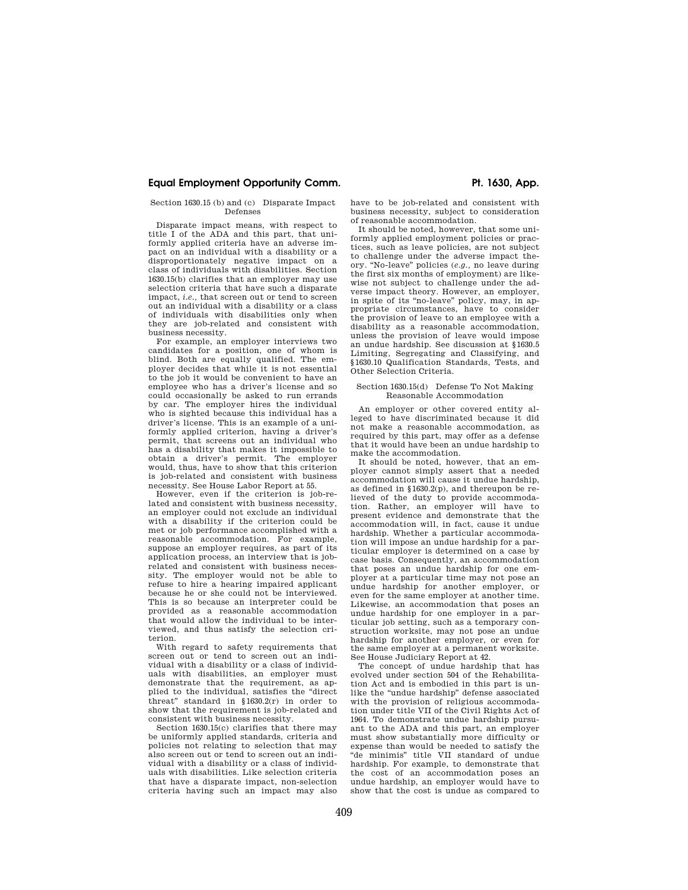### Section 1630.15 (b) and (c) Disparate Impact Defenses

Disparate impact means, with respect to title I of the ADA and this part, that uniformly applied criteria have an adverse impact on an individual with a disability or a disproportionately negative impact on a class of individuals with disabilities. Section 1630.15(b) clarifies that an employer may use selection criteria that have such a disparate impact, *i.e.*, that screen out or tend to screen out an individual with a disability or a class of individuals with disabilities only when they are job-related and consistent with business necessity.

For example, an employer interviews two candidates for a position, one of whom is blind. Both are equally qualified. The employer decides that while it is not essential to the job it would be convenient to have an employee who has a driver's license and so could occasionally be asked to run errands by car. The employer hires the individual who is sighted because this individual has a driver's license. This is an example of a uniformly applied criterion, having a driver's permit, that screens out an individual who has a disability that makes it impossible to obtain a driver's permit. The employer would, thus, have to show that this criterion is job-related and consistent with business necessity. See House Labor Report at 55.

However, even if the criterion is job-related and consistent with business necessity, an employer could not exclude an individual with a disability if the criterion could be met or job performance accomplished with a reasonable accommodation. For example, suppose an employer requires, as part of its application process, an interview that is job-related and consistent with business necessity. The employer would not be able to refuse to hire a hearing impaired applicant because he or she could not be interviewed. This is so because an interpreter could be provided as a reasonable accommodation that would allow the individual to be interviewed, and thus satisfy the selection criterion.

With regard to safety requirements that screen out or tend to screen out an individual with a disability or a class of individuals with disabilities, an employer must demonstrate that the requirement, as applied to the individual, satisfies the "direct threat" standard in §1630.2(r) in order to show that the requirement is job-related and consistent with business necessity.

Section 1630.15(c) clarifies that there may be uniformly applied standards, criteria and policies not relating to selection that may also screen out or tend to screen out an individual with a disability or a class of individuals with disabilities. Like selection criteria that have a disparate impact, non-selection criteria having such an impact may also have to be job-related and consistent with business necessity, subject to consideration of reasonable accommodation.

It should be noted, however, that some uniformly applied employment policies or practices, such as leave policies, are not subject to challenge under the adverse impact theory. "No-leave" policies (*e.g.*, no leave during the first six months of employment) are likewise not subject to challenge under the adverse impact theory. However, an employer, in spite of its "no-leave" policy, may, in appropriate circumstances, have to consider the provision of leave to an employee with a disability as a reasonable accommodation, unless the provision of leave would impose an undue hardship. See discussion at §1630.5 Limiting, Segregating and Classifying, and §1630.10 Qualification Standards, Tests, and Other Selection Criteria.

### Section 1630.15(d) Defense To Not Making Reasonable Accommodation

An employer or other covered entity alleged to have discriminated because it did not make a reasonable accommodation, as required by this part, may offer as a defense that it would have been an undue hardship to make the accommodation.

It should be noted, however, that an employer cannot simply assert that a needed accommodation will cause it undue hardship, as defined in §1630.2(p), and thereupon be relieved of the duty to provide accommodation. Rather, an employer will have to present evidence and demonstrate that the accommodation will, in fact, cause it undue hardship. Whether a particular accommodation will impose an undue hardship for a particular employer is determined on a case by case basis. Consequently, an accommodation that poses an undue hardship for one employer at a particular time may not pose an undue hardship for another employer, or even for the same employer at another time. Likewise, an accommodation that poses an undue hardship for one employer in a particular job setting, such as a temporary construction worksite, may not pose an undue hardship for another employer, or even for the same employer at a permanent worksite. See House Judiciary Report at 42.

The concept of undue hardship that has evolved under section 504 of the Rehabilitation Act and is embodied in this part is unlike the "undue hardship" defense associated with the provision of religious accommodation under title VII of the Civil Rights Act of 1964. To demonstrate undue hardship pursuant to the ADA and this part, an employer must show substantially more difficulty or expense than would be needed to satisfy the "de minimis" title VII standard of undue hardship. For example, to demonstrate that the cost of an accommodation poses an undue hardship, an employer would have to show that the cost is undue as compared to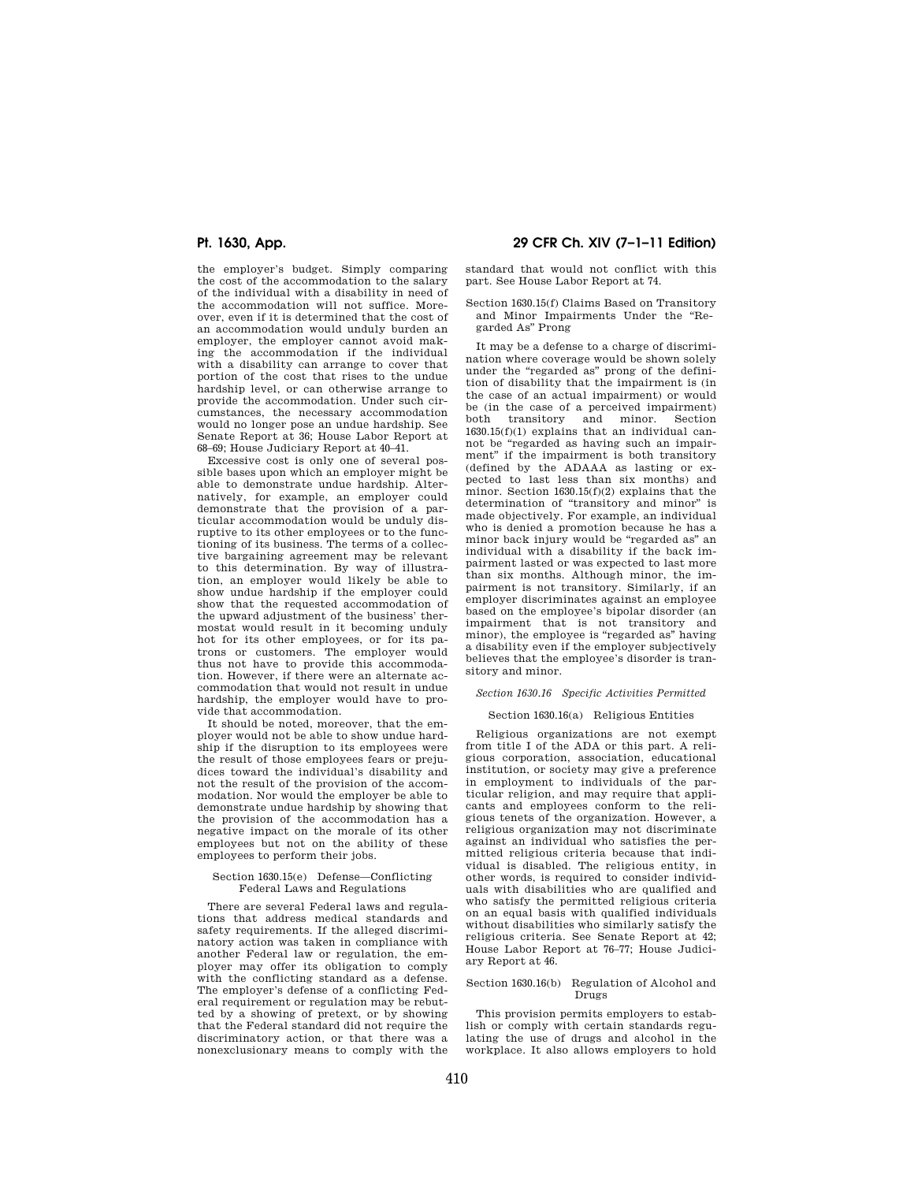the employer's budget. Simply comparing the cost of the accommodation to the salary of the individual with a disability in need of the accommodation will not suffice. Moreover, even if it is determined that the cost of an accommodation would unduly burden an employer, the employer cannot avoid making the accommodation if the individual with a disability can arrange to cover that portion of the cost that rises to the undue hardship level, or can otherwise arrange to provide the accommodation. Under such circumstances, the necessary accommodation would no longer pose an undue hardship. See Senate Report at 36; House Labor Report at 68–69; House Judiciary Report at 40–41.

Excessive cost is only one of several possible bases upon which an employer might be able to demonstrate undue hardship. Alternatively, for example, an employer could demonstrate that the provision of a particular accommodation would be unduly disruptive to its other employees or to the functioning of its business. The terms of a collective bargaining agreement may be relevant to this determination. By way of illustration, an employer would likely be able to show undue hardship if the employer could show that the requested accommodation of the upward adjustment of the business' thermostat would result in it becoming unduly hot for its other employees, or for its patrons or customers. The employer would thus not have to provide this accommodation. However, if there were an alternate accommodation that would not result in undue hardship, the employer would have to provide that accommodation.

It should be noted, moreover, that the employer would not be able to show undue hardship if the disruption to its employees were the result of those employees fears or prejudices toward the individual's disability and not the result of the provision of the accommodation. Nor would the employer be able to demonstrate undue hardship by showing that the provision of the accommodation has a negative impact on the morale of its other employees but not on the ability of these employees to perform their jobs.

### Section 1630.15(e) Defense—Conflicting Federal Laws and Regulations

There are several Federal laws and regulations that address medical standards and safety requirements. If the alleged discriminatory action was taken in compliance with another Federal law or regulation, the employer may offer its obligation to comply with the conflicting standard as a defense. The employer's defense of a conflicting Federal requirement or regulation may be rebutted by a showing of pretext, or by showing that the Federal standard did not require the discriminatory action, or that there was a nonexclusionary means to comply with the standard that would not conflict with this part. See House Labor Report at 74.

### Section 1630.15(f) Claims Based on Transitory and Minor Impairments Under the "Regarded As" Prong

It may be a defense to a charge of discrimination where coverage would be shown solely under the "regarded as" prong of the definition of disability that the impairment is (in the case of an actual impairment) or would be (in the case of a perceived impairment) both transitory and minor. Section 1630.15(f)(1) explains that an individual cannot be "regarded as having such an impairment" if the impairment is both transitory (defined by the ADAAA as lasting or expected to last less than six months) and minor. Section 1630.15(f)(2) explains that the determination of "transitory and minor" is made objectively. For example, an individual who is denied a promotion because he has a minor back injury would be "regarded as" an individual with a disability if the back impairment lasted or was expected to last more than six months. Although minor, the impairment is not transitory. Similarly, if an employer discriminates against an employee based on the employee's bipolar disorder (an impairment that is not transitory and minor), the employee is "regarded as" having a disability even if the employer subjectively believes that the employee's disorder is transitory and minor.

## *Section 1630.16 Specific Activities Permitted*

### Section 1630.16(a) Religious Entities

Religious organizations are not exempt from title I of the ADA or this part. A religious corporation, association, educational institution, or society may give a preference in employment to individuals of the particular religion, and may require that applicants and employees conform to the religious tenets of the organization. However, a religious organization may not discriminate against an individual who satisfies the permitted religious criteria because that individual is disabled. The religious entity, in other words, is required to consider individuals with disabilities who are qualified and who satisfy the permitted religious criteria on an equal basis with qualified individuals without disabilities who similarly satisfy the religious criteria. See Senate Report at 42; House Labor Report at 76–77; House Judiciary Report at 46.

### Section 1630.16(b) Regulation of Alcohol and Drugs

This provision permits employers to establish or comply with certain standards regulating the use of drugs and alcohol in the workplace. It also allows employers to hold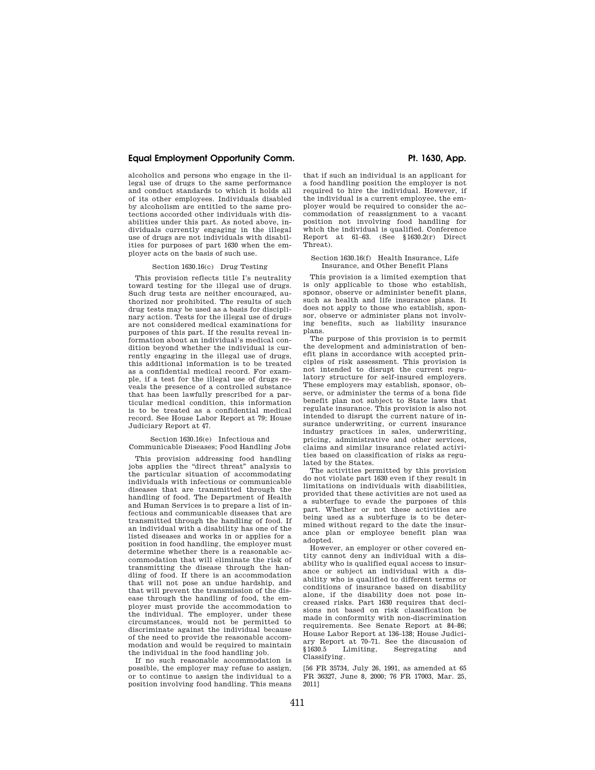alcoholics and persons who engage in the illegal use of drugs to the same performance and conduct standards to which it holds all of its other employees. Individuals disabled by alcoholism are entitled to the same protections accorded other individuals with disabilities under this part. As noted above, individuals currently engaging in the illegal use of drugs are not individuals with disabilities for purposes of part 1630 when the employer acts on the basis of such use.

### Section 1630.16(c) Drug Testing

This provision reflects title I's neutrality toward testing for the illegal use of drugs. Such drug tests are neither encouraged, authorized nor prohibited. The results of such drug tests may be used as a basis for disciplinary action. Tests for the illegal use of drugs are not considered medical examinations for purposes of this part. If the results reveal information about an individual's medical condition beyond whether the individual is currently engaging in the illegal use of drugs, this additional information is to be treated as a confidential medical record. For example, if a test for the illegal use of drugs reveals the presence of a controlled substance that has been lawfully prescribed for a particular medical condition, this information is to be treated as a confidential medical record. See House Labor Report at 79; House Judiciary Report at 47.

### Section 1630.16(e) Infectious and Communicable Diseases; Food Handling Jobs

This provision addressing food handling jobs applies the "direct threat" analysis to the particular situation of accommodating individuals with infectious or communicable diseases that are transmitted through the handling of food. The Department of Health and Human Services is to prepare a list of infectious and communicable diseases that are transmitted through the handling of food. If an individual with a disability has one of the listed diseases and works in or applies for a position in food handling, the employer must determine whether there is a reasonable accommodation that will eliminate the risk of transmitting the disease through the handling of food. If there is an accommodation that will not pose an undue hardship, and that will prevent the transmission of the disease through the handling of food, the employer must provide the accommodation to the individual. The employer, under these circumstances, would not be permitted to discriminate against the individual because of the need to provide the reasonable accommodation and would be required to maintain the individual in the food handling job.

If no such reasonable accommodation is possible, the employer may refuse to assign, or to continue to assign the individual to a position involving food handling. This means that if such an individual is an applicant for a food handling position the employer is not required to hire the individual. However, if the individual is a current employee, the employer would be required to consider the accommodation of reassignment to a vacant position not involving food handling for which the individual is qualified. Conference Report at 61–63. (See §1630.2(r) Direct Threat).

### Section 1630.16(f) Health Insurance, Life Insurance, and Other Benefit Plans

This provision is a limited exemption that is only applicable to those who establish, sponsor, observe or administer benefit plans, such as health and life insurance plans. It does not apply to those who establish, sponsor, observe or administer plans not involving benefits, such as liability insurance plans.

The purpose of this provision is to permit the development and administration of benefit plans in accordance with accepted principles of risk assessment. This provision is not intended to disrupt the current regulatory structure for self-insured employers. These employers may establish, sponsor, observe, or administer the terms of a bona fide benefit plan not subject to State laws that regulate insurance. This provision is also not intended to disrupt the current nature of insurance underwriting, or current insurance industry practices in sales, underwriting, pricing, administrative and other services, claims and similar insurance related activities based on classification of risks as regulated by the States.

The activities permitted by this provision do not violate part 1630 even if they result in limitations on individuals with disabilities, provided that these activities are not used as a subterfuge to evade the purposes of this part. Whether or not these activities are being used as a subterfuge is to be determined without regard to the date the insurance plan or employee benefit plan was adopted.

However, an employer or other covered entity cannot deny an individual with a disability who is qualified equal access to insurance or subject an individual with a disability who is qualified to different terms or conditions of insurance based on disability alone, if the disability does not pose increased risks. Part 1630 requires that decisions not based on risk classification be made in conformity with non-discrimination requirements. See Senate Report at 84–86; House Labor Report at 136–138; House Judiciary Report at 70–71. See the discussion of §1630.5 Limiting, Segregating and Classifying.

[56 FR 35734, July 26, 1991, as amended at 65 FR 36327, June 8, 2000; 76 FR 17003, Mar. 25, 2011]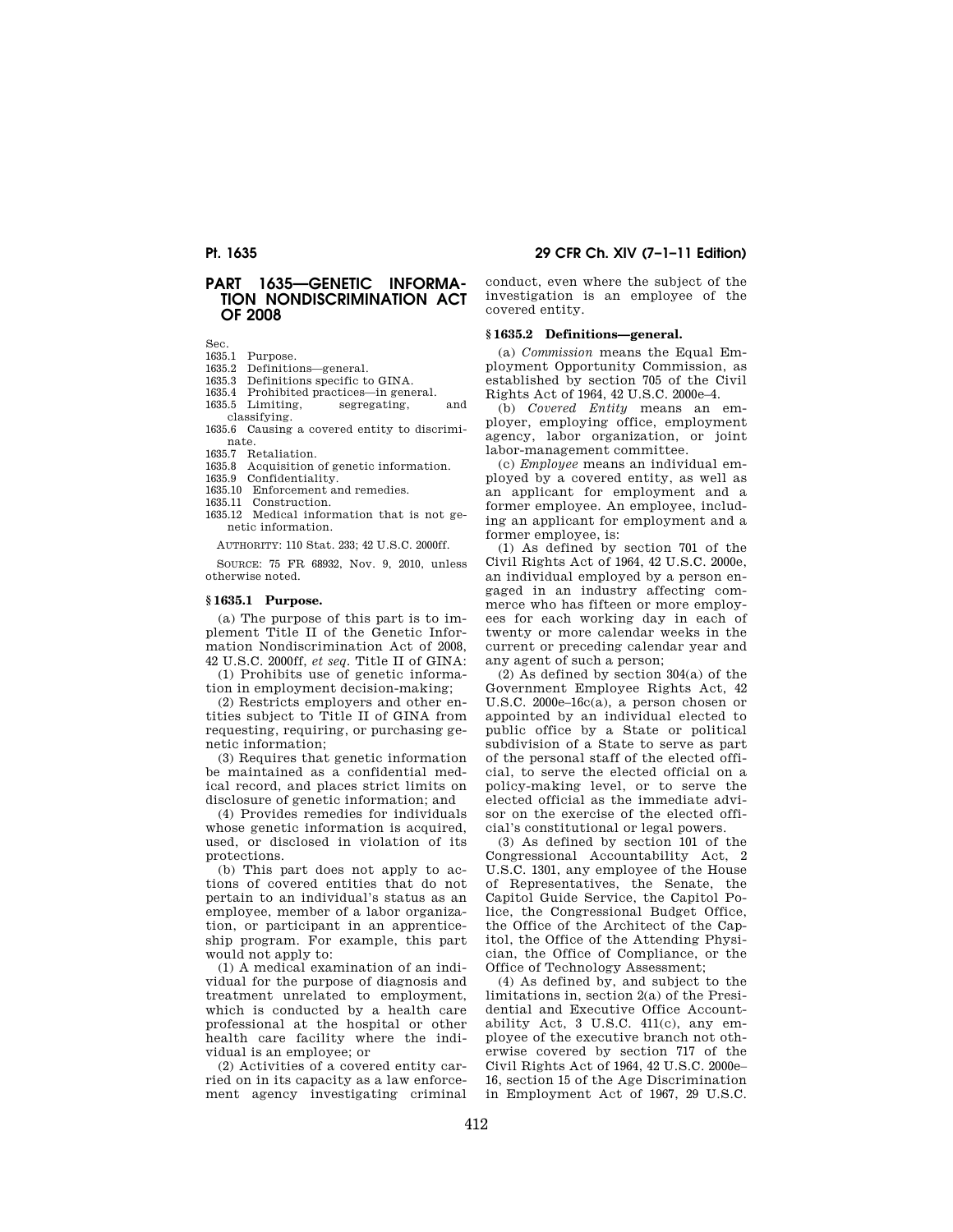# PART 1635—GENETIC INFORMATION NONDISCRIMINATION ACT OF 2008

Sec.
1635.1 Purpose.
1635.2 Definitions—general.
1635.3 Definitions specific to GINA.
1635.4 Prohibited practices—in general.
1635.5 Limiting, segregating, and classifying.
1635.6 Causing a covered entity to discriminate.
1635.7 Retaliation.
1635.8 Acquisition of genetic information.
1635.9 Confidentiality.
1635.10 Enforcement and remedies.
1635.11 Construction.
1635.12 Medical information that is not genetic information.

AUTHORITY: 110 Stat. 233; 42 U.S.C. 2000ff.

SOURCE: 75 FR 68932, Nov. 9, 2010, unless otherwise noted.

## § 1635.1 Purpose.

(a) The purpose of this part is to implement Title II of the Genetic Information Nondiscrimination Act of 2008, 42 U.S.C. 2000ff, *et seq*. Title II of GINA:

(1) Prohibits use of genetic information in employment decision-making;

(2) Restricts employers and other entities subject to Title II of GINA from requesting, requiring, or purchasing genetic information;

(3) Requires that genetic information be maintained as a confidential medical record, and places strict limits on disclosure of genetic information; and

(4) Provides remedies for individuals whose genetic information is acquired, used, or disclosed in violation of its protections.

(b) This part does not apply to actions of covered entities that do not pertain to an individual's status as an employee, member of a labor organization, or participant in an apprenticeship program. For example, this part would not apply to:

(1) A medical examination of an individual for the purpose of diagnosis and treatment unrelated to employment, which is conducted by a health care professional at the hospital or other health care facility where the individual is an employee; or

(2) Activities of a covered entity carried on in its capacity as a law enforcement agency investigating criminal conduct, even where the subject of the investigation is an employee of the covered entity.

## § 1635.2 Definitions—general.

(a) *Commission* means the Equal Employment Opportunity Commission, as established by section 705 of the Civil Rights Act of 1964, 42 U.S.C. 2000e–4.

(b) *Covered Entity* means an employer, employing office, employment agency, labor organization, or joint labor-management committee.

(c) *Employee* means an individual employed by a covered entity, as well as an applicant for employment and a former employee. An employee, including an applicant for employment and a former employee, is:

(1) As defined by section 701 of the Civil Rights Act of 1964, 42 U.S.C. 2000e, an individual employed by a person engaged in an industry affecting commerce who has fifteen or more employees for each working day in each of twenty or more calendar weeks in the current or preceding calendar year and any agent of such a person;

(2) As defined by section 304(a) of the Government Employee Rights Act, 42 U.S.C. 2000e–16c(a), a person chosen or appointed by an individual elected to public office by a State or political subdivision of a State to serve as part of the personal staff of the elected official, to serve the elected official on a policy-making level, or to serve the elected official as the immediate advisor on the exercise of the elected official's constitutional or legal powers.

(3) As defined by section 101 of the Congressional Accountability Act, 2 U.S.C. 1301, any employee of the House of Representatives, the Senate, the Capitol Guide Service, the Capitol Police, the Congressional Budget Office, the Office of the Architect of the Capitol, the Office of the Attending Physician, the Office of Compliance, or the Office of Technology Assessment;

(4) As defined by, and subject to the limitations in, section 2(a) of the Presidential and Executive Office Accountability Act, 3 U.S.C. 411(c), any employee of the executive branch not otherwise covered by section 717 of the Civil Rights Act of 1964, 42 U.S.C. 2000e–16, section 15 of the Age Discrimination in Employment Act of 1967, 29 U.S.C.